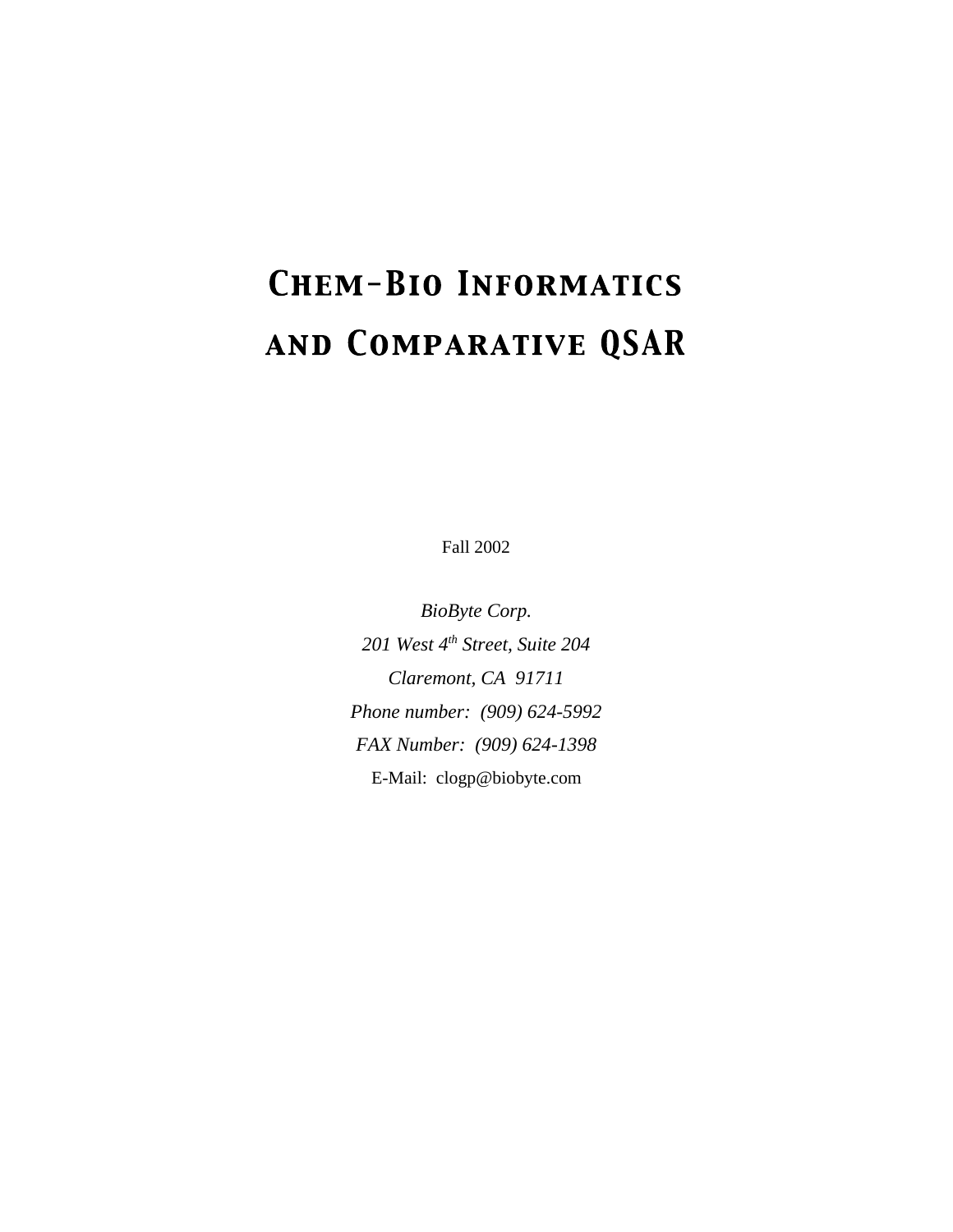# Chem-Bio Informatics and Comparative QSAR

Fall 2002

*BioByte Corp.*

*201 West 4th Street, Suite 204*

*Claremont, CA 91711*

*Phone number: (909) 624-5992*

*FAX Number: (909) 624-1398*

E-Mail: clogp@biobyte.com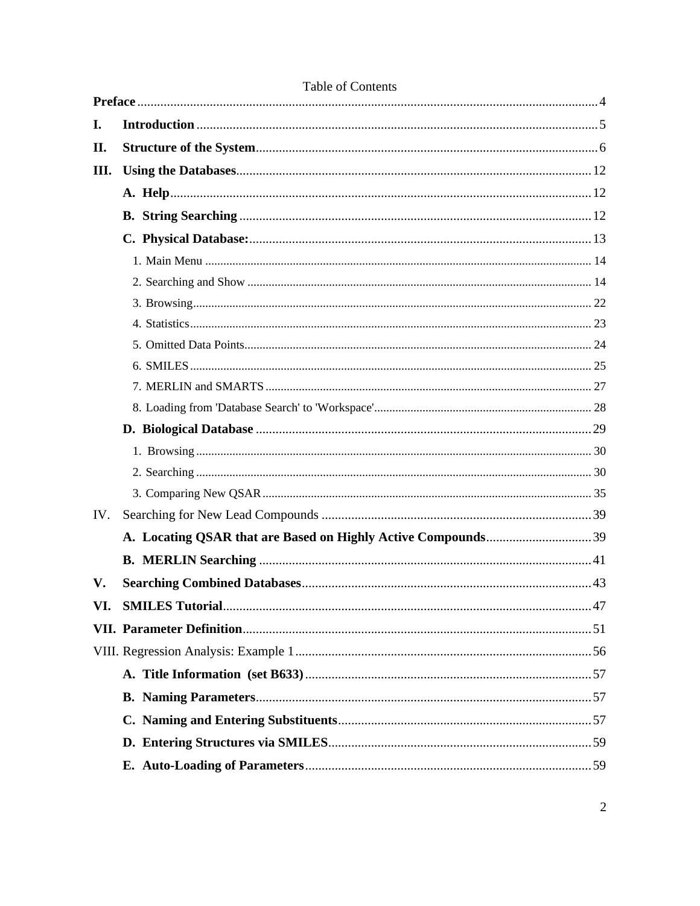Table of Contents

**Preface** .......... 4

**I. Introduction** .......... 5

**II. Structure of the System** .......... 6

**III. Using the Databases** .......... 12

- **A. Help** .......... 12
- **B. String Searching** .......... 12
- **C. Physical Database:** .......... 13
  - 1. Main Menu .......... 14
  - 2. Searching and Show .......... 14
  - 3. Browsing .......... 22
  - 4. Statistics .......... 23
  - 5. Omitted Data Points .......... 24
  - 6. SMILES .......... 25
  - 7. MERLIN and SMARTS .......... 27
  - 8. Loading from 'Database Search' to 'Workspace' .......... 28
- **D. Biological Database** .......... 29
  - 1. Browsing .......... 30
  - 2. Searching .......... 30
  - 3. Comparing New QSAR .......... 35

IV. Searching for New Lead Compounds .......... 39

- **A. Locating QSAR that are Based on Highly Active Compounds** .......... 39
- **B. MERLIN Searching** .......... 41

**V. Searching Combined Databases** .......... 43

**VI. SMILES Tutorial** .......... 47

**VII. Parameter Definition** .......... 51

VIII. Regression Analysis: Example 1 .......... 56

- **A. Title Information (set B633)** .......... 57
- **B. Naming Parameters** .......... 57
- **C. Naming and Entering Substituents** .......... 57
- **D. Entering Structures via SMILES** .......... 59
- **E. Auto-Loading of Parameters** .......... 59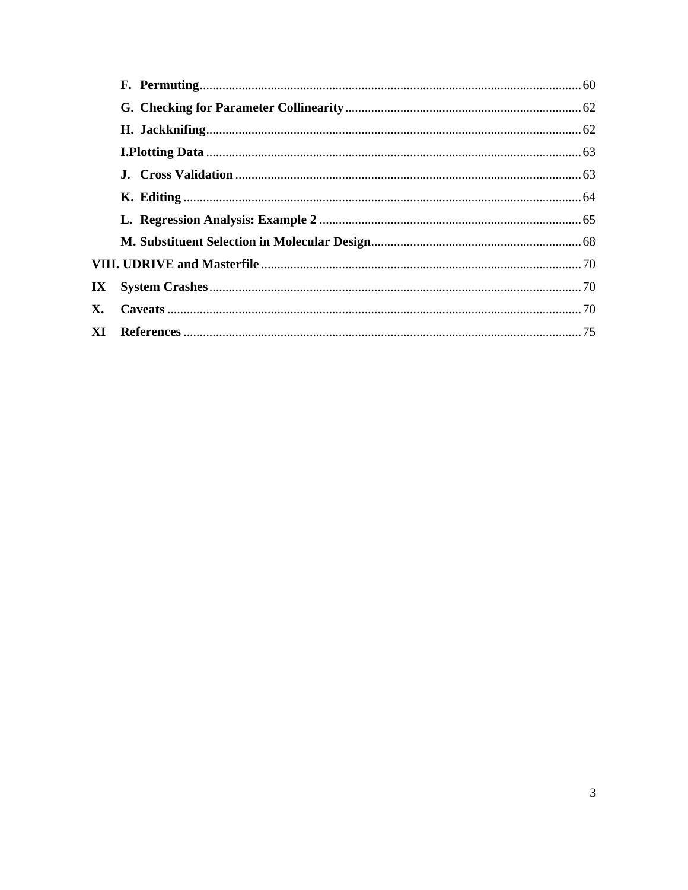- **F. Permuting** .......... 60
- **G. Checking for Parameter Collinearity** .......... 62
- **H. Jackknifing** .......... 62
- **I. Plotting Data** .......... 63
- **J. Cross Validation** .......... 63
- **K. Editing** .......... 64
- **L. Regression Analysis: Example 2** .......... 65
- **M. Substituent Selection in Molecular Design** .......... 68

**VIII. UDRIVE and Masterfile** .......... 70

**IX System Crashes** .......... 70

**X. Caveats** .......... 70

**XI References** .......... 75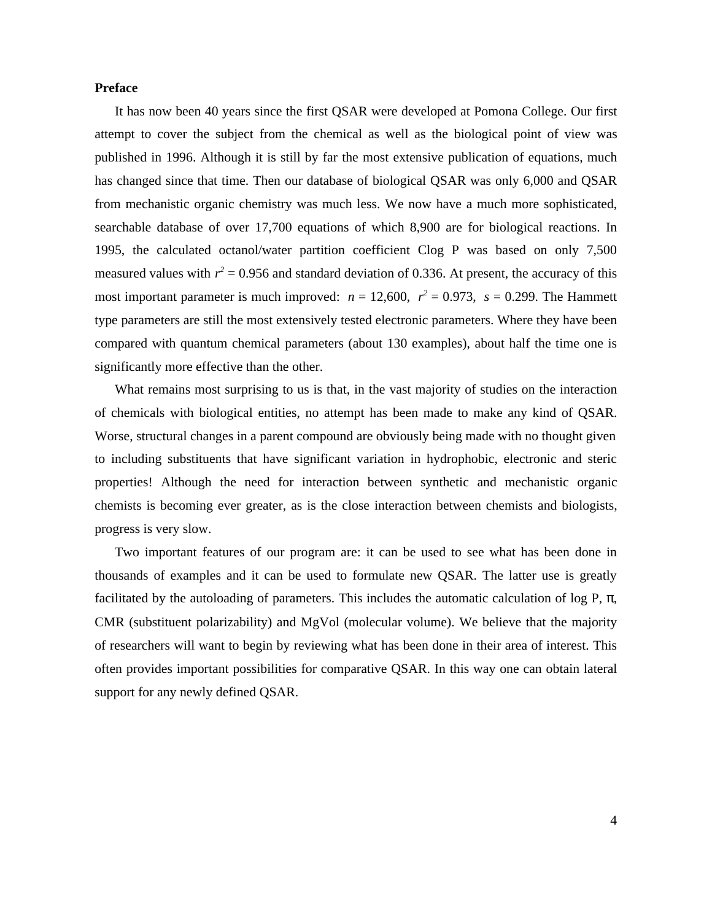**Preface**

It has now been 40 years since the first QSAR were developed at Pomona College. Our first attempt to cover the subject from the chemical as well as the biological point of view was published in 1996. Although it is still by far the most extensive publication of equations, much has changed since that time. Then our database of biological QSAR was only 6,000 and QSAR from mechanistic organic chemistry was much less. We now have a much more sophisticated, searchable database of over 17,700 equations of which 8,900 are for biological reactions. In 1995, the calculated octanol/water partition coefficient Clog P was based on only 7,500 measured values with $r^2 = 0.956$ and standard deviation of 0.336. At present, the accuracy of this most important parameter is much improved: $n = 12{,}600$, $r^2 = 0.973$, $s = 0.299$. The Hammett type parameters are still the most extensively tested electronic parameters. Where they have been compared with quantum chemical parameters (about 130 examples), about half the time one is significantly more effective than the other.

What remains most surprising to us is that, in the vast majority of studies on the interaction of chemicals with biological entities, no attempt has been made to make any kind of QSAR. Worse, structural changes in a parent compound are obviously being made with no thought given to including substituents that have significant variation in hydrophobic, electronic and steric properties! Although the need for interaction between synthetic and mechanistic organic chemists is becoming ever greater, as is the close interaction between chemists and biologists, progress is very slow.

Two important features of our program are: it can be used to see what has been done in thousands of examples and it can be used to formulate new QSAR. The latter use is greatly facilitated by the autoloading of parameters. This includes the automatic calculation of log P, $\pi$, CMR (substituent polarizability) and MgVol (molecular volume). We believe that the majority of researchers will want to begin by reviewing what has been done in their area of interest. This often provides important possibilities for comparative QSAR. In this way one can obtain lateral support for any newly defined QSAR.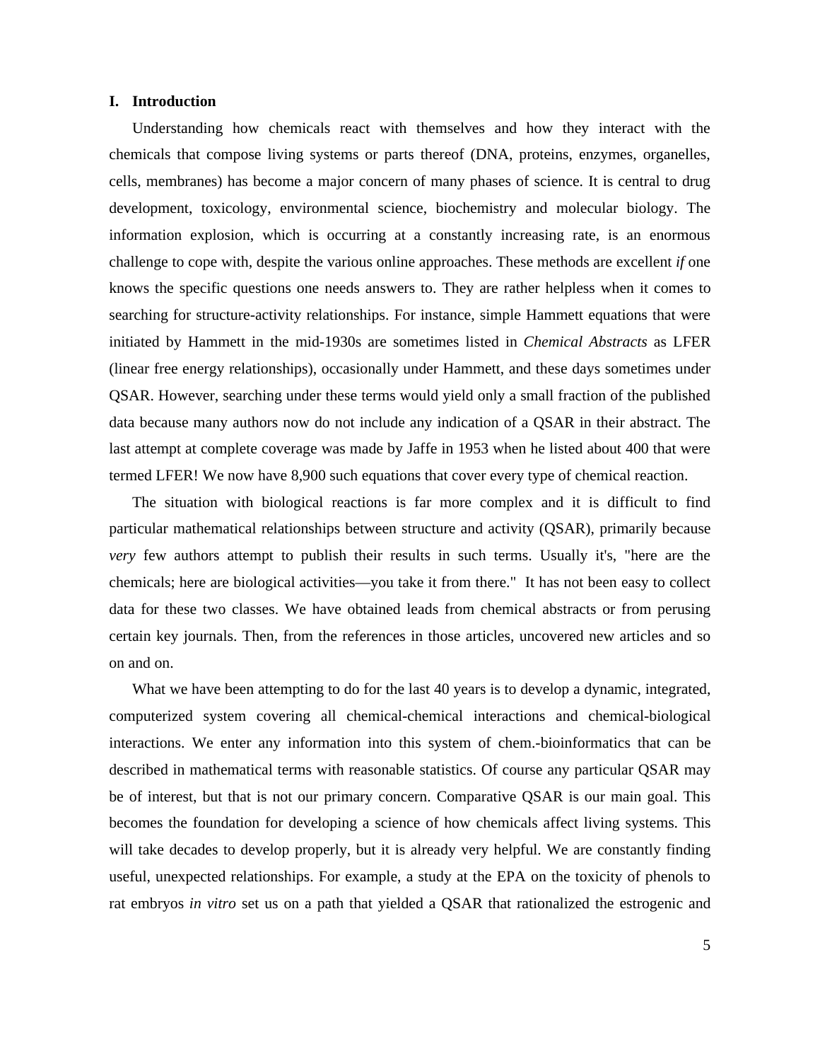## I. Introduction

Understanding how chemicals react with themselves and how they interact with the chemicals that compose living systems or parts thereof (DNA, proteins, enzymes, organelles, cells, membranes) has become a major concern of many phases of science. It is central to drug development, toxicology, environmental science, biochemistry and molecular biology. The information explosion, which is occurring at a constantly increasing rate, is an enormous challenge to cope with, despite the various online approaches. These methods are excellent *if* one knows the specific questions one needs answers to. They are rather helpless when it comes to searching for structure-activity relationships. For instance, simple Hammett equations that were initiated by Hammett in the mid-1930s are sometimes listed in *Chemical Abstracts* as LFER (linear free energy relationships), occasionally under Hammett, and these days sometimes under QSAR. However, searching under these terms would yield only a small fraction of the published data because many authors now do not include any indication of a QSAR in their abstract. The last attempt at complete coverage was made by Jaffe in 1953 when he listed about 400 that were termed LFER! We now have 8,900 such equations that cover every type of chemical reaction.

The situation with biological reactions is far more complex and it is difficult to find particular mathematical relationships between structure and activity (QSAR), primarily because *very* few authors attempt to publish their results in such terms. Usually it's, "here are the chemicals; here are biological activities—you take it from there." It has not been easy to collect data for these two classes. We have obtained leads from chemical abstracts or from perusing certain key journals. Then, from the references in those articles, uncovered new articles and so on and on.

What we have been attempting to do for the last 40 years is to develop a dynamic, integrated, computerized system covering all chemical-chemical interactions and chemical-biological interactions. We enter any information into this system of chem.-bioinformatics that can be described in mathematical terms with reasonable statistics. Of course any particular QSAR may be of interest, but that is not our primary concern. Comparative QSAR is our main goal. This becomes the foundation for developing a science of how chemicals affect living systems. This will take decades to develop properly, but it is already very helpful. We are constantly finding useful, unexpected relationships. For example, a study at the EPA on the toxicity of phenols to rat embryos *in vitro* set us on a path that yielded a QSAR that rationalized the estrogenic and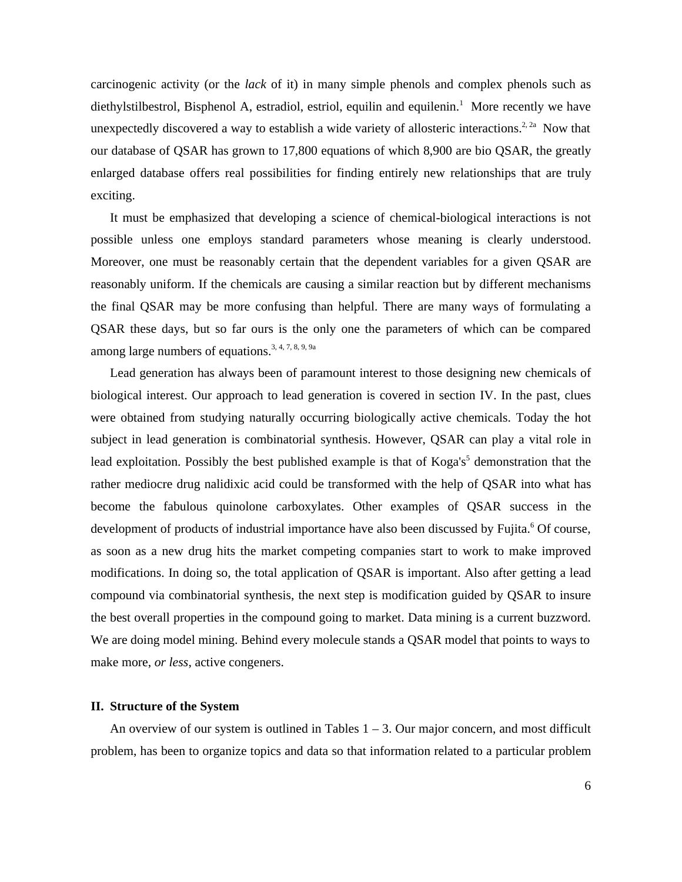carcinogenic activity (or the *lack* of it) in many simple phenols and complex phenols such as diethylstilbestrol, Bisphenol A, estradiol, estriol, equilin and equilenin.[1] More recently we have unexpectedly discovered a way to establish a wide variety of allosteric interactions.[2, 2a] Now that our database of QSAR has grown to 17,800 equations of which 8,900 are bio QSAR, the greatly enlarged database offers real possibilities for finding entirely new relationships that are truly exciting.

It must be emphasized that developing a science of chemical-biological interactions is not possible unless one employs standard parameters whose meaning is clearly understood. Moreover, one must be reasonably certain that the dependent variables for a given QSAR are reasonably uniform. If the chemicals are causing a similar reaction but by different mechanisms the final QSAR may be more confusing than helpful. There are many ways of formulating a QSAR these days, but so far ours is the only one the parameters of which can be compared among large numbers of equations.[3, 4, 7, 8, 9, 9a]

Lead generation has always been of paramount interest to those designing new chemicals of biological interest. Our approach to lead generation is covered in section IV. In the past, clues were obtained from studying naturally occurring biologically active chemicals. Today the hot subject in lead generation is combinatorial synthesis. However, QSAR can play a vital role in lead exploitation. Possibly the best published example is that of Koga's[5] demonstration that the rather mediocre drug nalidixic acid could be transformed with the help of QSAR into what has become the fabulous quinolone carboxylates. Other examples of QSAR success in the development of products of industrial importance have also been discussed by Fujita.[6] Of course, as soon as a new drug hits the market competing companies start to work to make improved modifications. In doing so, the total application of QSAR is important. Also after getting a lead compound via combinatorial synthesis, the next step is modification guided by QSAR to insure the best overall properties in the compound going to market. Data mining is a current buzzword. We are doing model mining. Behind every molecule stands a QSAR model that points to ways to make more, *or less*, active congeners.

## II. Structure of the System

An overview of our system is outlined in Tables 1 – 3. Our major concern, and most difficult problem, has been to organize topics and data so that information related to a particular problem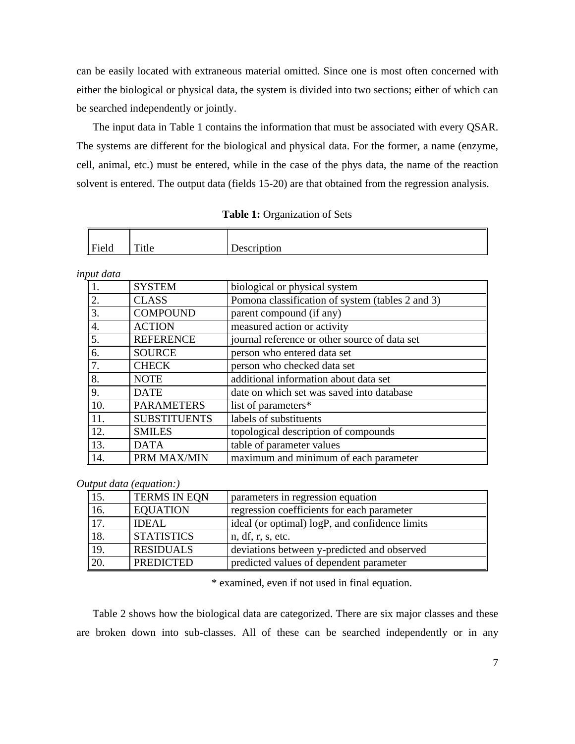can be easily located with extraneous material omitted. Since one is most often concerned with either the biological or physical data, the system is divided into two sections; either of which can be searched independently or jointly.

The input data in Table 1 contains the information that must be associated with every QSAR. The systems are different for the biological and physical data. For the former, a name (enzyme, cell, animal, etc.) must be entered, while in the case of the phys data, the name of the reaction solvent is entered. The output data (fields 15-20) are that obtained from the regression analysis.

**Table 1:** Organization of Sets

| Field | Title | Description |
|---|---|---|
| *input data* | | |
| 1. | SYSTEM | biological or physical system |
| 2. | CLASS | Pomona classification of system (tables 2 and 3) |
| 3. | COMPOUND | parent compound (if any) |
| 4. | ACTION | measured action or activity |
| 5. | REFERENCE | journal reference or other source of data set |
| 6. | SOURCE | person who entered data set |
| 7. | CHECK | person who checked data set |
| 8. | NOTE | additional information about data set |
| 9. | DATE | date on which set was saved into database |
| 10. | PARAMETERS | list of parameters* |
| 11. | SUBSTITUENTS | labels of substituents |
| 12. | SMILES | topological description of compounds |
| 13. | DATA | table of parameter values |
| 14. | PRM MAX/MIN | maximum and minimum of each parameter |
| *Output data (equation:)* | | |
| 15. | TERMS IN EQN | parameters in regression equation |
| 16. | EQUATION | regression coefficients for each parameter |
| 17. | IDEAL | ideal (or optimal) logP, and confidence limits |
| 18. | STATISTICS | n, df, r, s, etc. |
| 19. | RESIDUALS | deviations between y-predicted and observed |
| 20. | PREDICTED | predicted values of dependent parameter |

\* examined, even if not used in final equation.

Table 2 shows how the biological data are categorized. There are six major classes and these are broken down into sub-classes. All of these can be searched independently or in any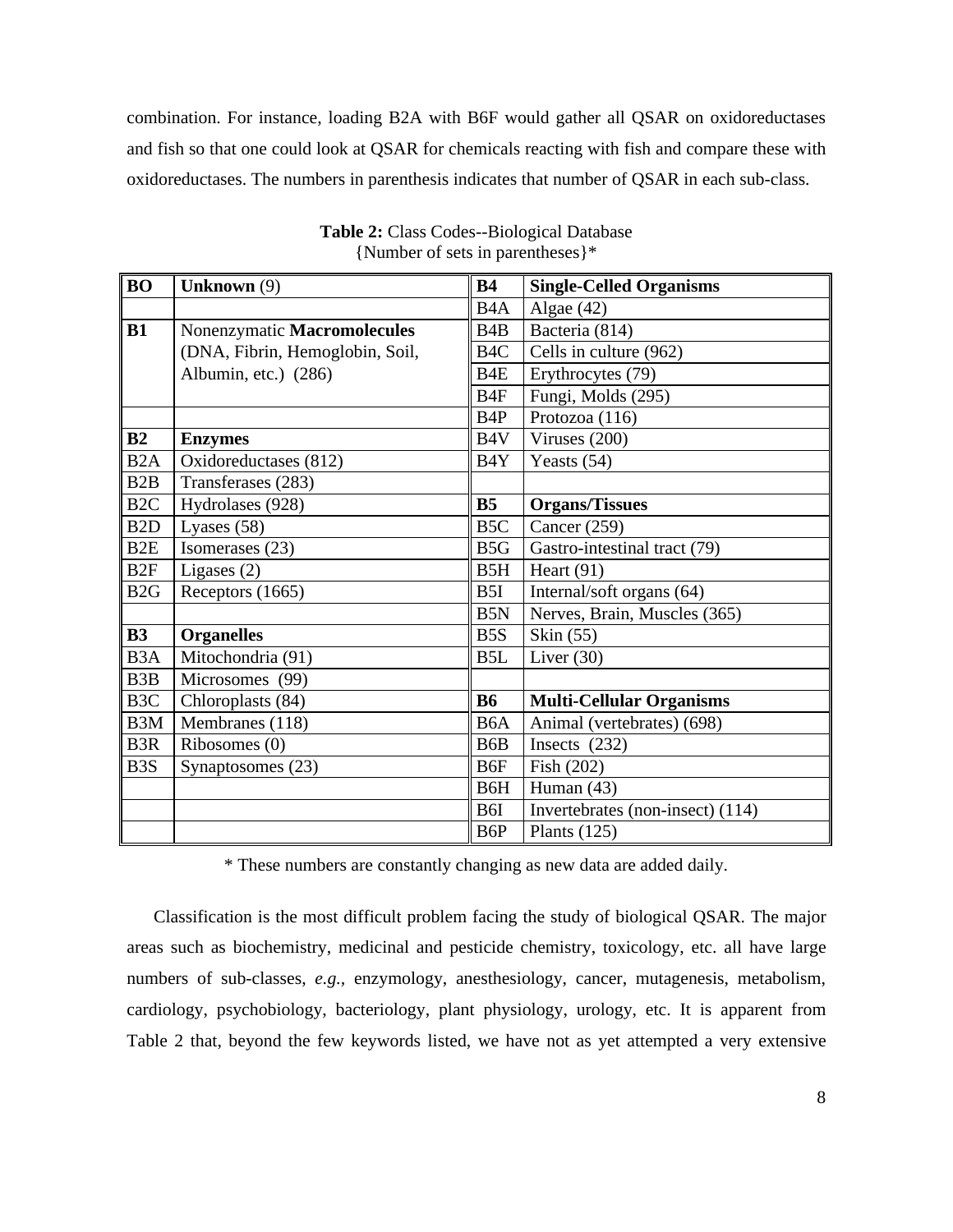combination. For instance, loading B2A with B6F would gather all QSAR on oxidoreductases and fish so that one could look at QSAR for chemicals reacting with fish and compare these with oxidoreductases. The numbers in parenthesis indicates that number of QSAR in each sub-class.

**Table 2:** Class Codes--Biological Database
{Number of sets in parentheses}*

| **BO** | **Unknown** (9) | **B4** | **Single-Celled Organisms** |
|---|---|---|---|
| | | B4A | Algae (42) |
| **B1** | Nonenzymatic **Macromolecules** (DNA, Fibrin, Hemoglobin, Soil, Albumin, etc.) (286) | B4B | Bacteria (814) |
| | | B4C | Cells in culture (962) |
| | | B4E | Erythrocytes (79) |
| | | B4F | Fungi, Molds (295) |
| | | B4P | Protozoa (116) |
| **B2** | **Enzymes** | B4V | Viruses (200) |
| B2A | Oxidoreductases (812) | B4Y | Yeasts (54) |
| B2B | Transferases (283) | | |
| B2C | Hydrolases (928) | **B5** | **Organs/Tissues** |
| B2D | Lyases (58) | B5C | Cancer (259) |
| B2E | Isomerases (23) | B5G | Gastro-intestinal tract (79) |
| B2F | Ligases (2) | B5H | Heart (91) |
| B2G | Receptors (1665) | B5I | Internal/soft organs (64) |
| | | B5N | Nerves, Brain, Muscles (365) |
| **B3** | **Organelles** | B5S | Skin (55) |
| B3A | Mitochondria (91) | B5L | Liver (30) |
| B3B | Microsomes (99) | | |
| B3C | Chloroplasts (84) | **B6** | **Multi-Cellular Organisms** |
| B3M | Membranes (118) | B6A | Animal (vertebrates) (698) |
| B3R | Ribosomes (0) | B6B | Insects (232) |
| B3S | Synaptosomes (23) | B6F | Fish (202) |
| | | B6H | Human (43) |
| | | B6I | Invertebrates (non-insect) (114) |
| | | B6P | Plants (125) |

* These numbers are constantly changing as new data are added daily.

Classification is the most difficult problem facing the study of biological QSAR. The major areas such as biochemistry, medicinal and pesticide chemistry, toxicology, etc. all have large numbers of sub-classes, *e.g.*, enzymology, anesthesiology, cancer, mutagenesis, metabolism, cardiology, psychobiology, bacteriology, plant physiology, urology, etc. It is apparent from Table 2 that, beyond the few keywords listed, we have not as yet attempted a very extensive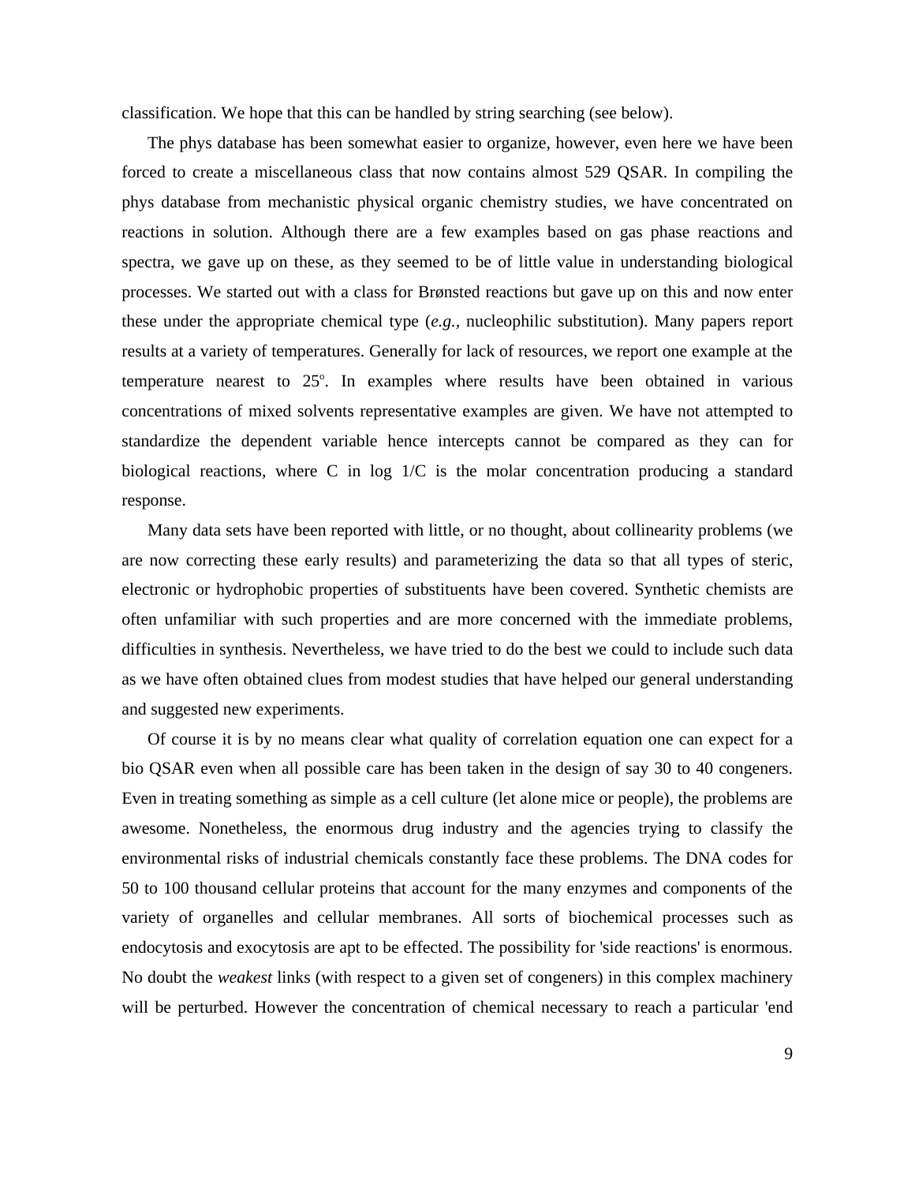classification. We hope that this can be handled by string searching (see below).

The phys database has been somewhat easier to organize, however, even here we have been forced to create a miscellaneous class that now contains almost 529 QSAR. In compiling the phys database from mechanistic physical organic chemistry studies, we have concentrated on reactions in solution. Although there are a few examples based on gas phase reactions and spectra, we gave up on these, as they seemed to be of little value in understanding biological processes. We started out with a class for Brønsted reactions but gave up on this and now enter these under the appropriate chemical type (*e.g.*, nucleophilic substitution). Many papers report results at a variety of temperatures. Generally for lack of resources, we report one example at the temperature nearest to $25^{o}$. In examples where results have been obtained in various concentrations of mixed solvents representative examples are given. We have not attempted to standardize the dependent variable hence intercepts cannot be compared as they can for biological reactions, where C in log 1/C is the molar concentration producing a standard response.

Many data sets have been reported with little, or no thought, about collinearity problems (we are now correcting these early results) and parameterizing the data so that all types of steric, electronic or hydrophobic properties of substituents have been covered. Synthetic chemists are often unfamiliar with such properties and are more concerned with the immediate problems, difficulties in synthesis. Nevertheless, we have tried to do the best we could to include such data as we have often obtained clues from modest studies that have helped our general understanding and suggested new experiments.

Of course it is by no means clear what quality of correlation equation one can expect for a bio QSAR even when all possible care has been taken in the design of say 30 to 40 congeners. Even in treating something as simple as a cell culture (let alone mice or people), the problems are awesome. Nonetheless, the enormous drug industry and the agencies trying to classify the environmental risks of industrial chemicals constantly face these problems. The DNA codes for 50 to 100 thousand cellular proteins that account for the many enzymes and components of the variety of organelles and cellular membranes. All sorts of biochemical processes such as endocytosis and exocytosis are apt to be effected. The possibility for 'side reactions' is enormous. No doubt the *weakest* links (with respect to a given set of congeners) in this complex machinery will be perturbed. However the concentration of chemical necessary to reach a particular 'end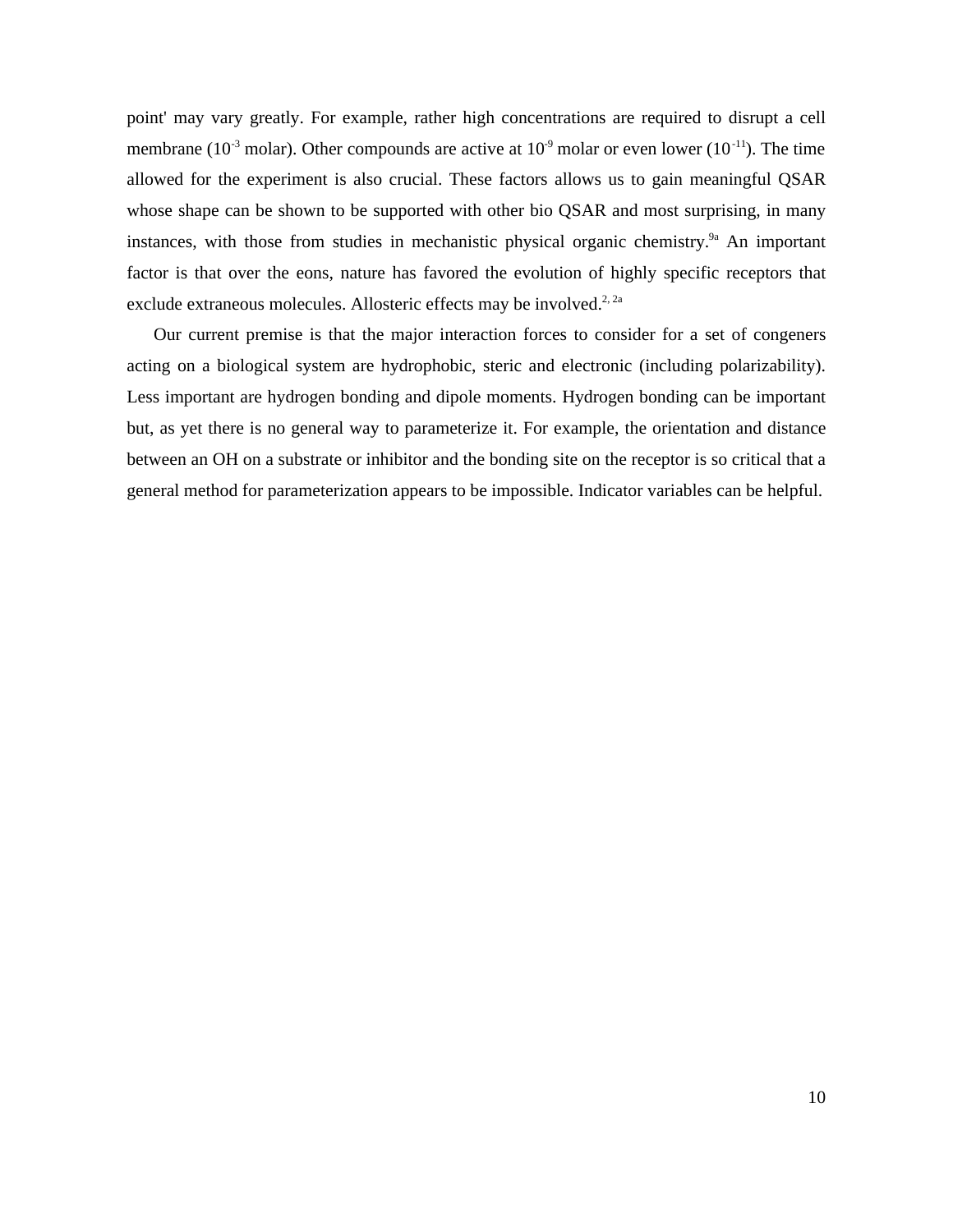point' may vary greatly. For example, rather high concentrations are required to disrupt a cell membrane ($10^{-3}$ molar). Other compounds are active at $10^{-9}$ molar or even lower ($10^{-11}$). The time allowed for the experiment is also crucial. These factors allows us to gain meaningful QSAR whose shape can be shown to be supported with other bio QSAR and most surprising, in many instances, with those from studies in mechanistic physical organic chemistry.[9a] An important factor is that over the eons, nature has favored the evolution of highly specific receptors that exclude extraneous molecules. Allosteric effects may be involved.[2, 2a]

Our current premise is that the major interaction forces to consider for a set of congeners acting on a biological system are hydrophobic, steric and electronic (including polarizability). Less important are hydrogen bonding and dipole moments. Hydrogen bonding can be important but, as yet there is no general way to parameterize it. For example, the orientation and distance between an OH on a substrate or inhibitor and the bonding site on the receptor is so critical that a general method for parameterization appears to be impossible. Indicator variables can be helpful.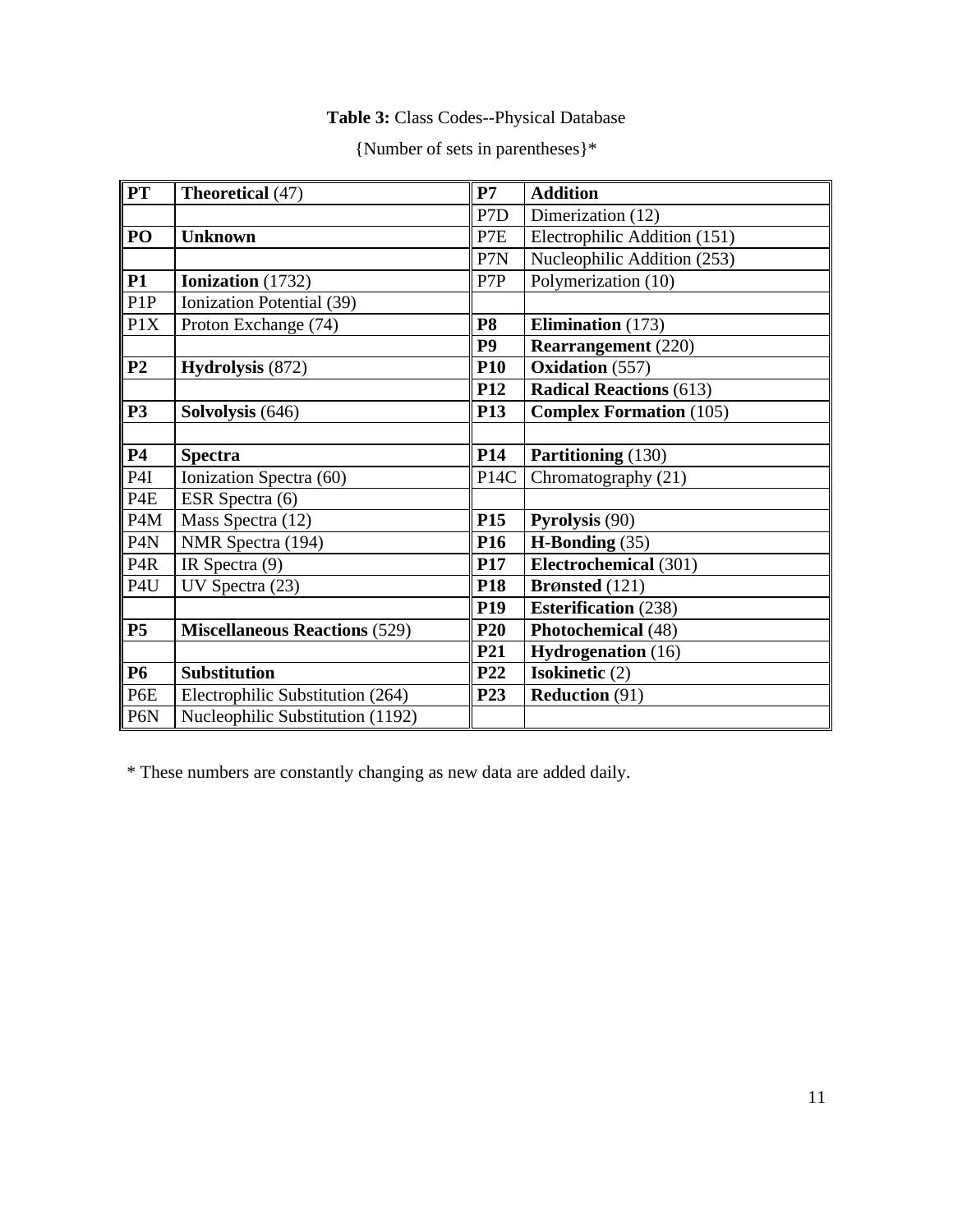**Table 3:** Class Codes--Physical Database

{Number of sets in parentheses}*

| | | | |
|---|---|---|---|
| **PT** | **Theoretical** (47) | **P7** | **Addition** |
| | | P7D | Dimerization (12) |
| **PO** | **Unknown** | P7E | Electrophilic Addition (151) |
| | | P7N | Nucleophilic Addition (253) |
| **P1** | **Ionization** (1732) | P7P | Polymerization (10) |
| P1P | Ionization Potential (39) | | |
| P1X | Proton Exchange (74) | **P8** | **Elimination** (173) |
| | | **P9** | **Rearrangement** (220) |
| **P2** | **Hydrolysis** (872) | **P10** | **Oxidation** (557) |
| | | **P12** | **Radical Reactions** (613) |
| **P3** | **Solvolysis** (646) | **P13** | **Complex Formation** (105) |
| | | | |
| **P4** | **Spectra** | **P14** | **Partitioning** (130) |
| P4I | Ionization Spectra (60) | P14C | Chromatography (21) |
| P4E | ESR Spectra (6) | | |
| P4M | Mass Spectra (12) | **P15** | **Pyrolysis** (90) |
| P4N | NMR Spectra (194) | **P16** | **H-Bonding** (35) |
| P4R | IR Spectra (9) | **P17** | **Electrochemical** (301) |
| P4U | UV Spectra (23) | **P18** | **Brønsted** (121) |
| | | **P19** | **Esterification** (238) |
| **P5** | **Miscellaneous Reactions** (529) | **P20** | **Photochemical** (48) |
| | | **P21** | **Hydrogenation** (16) |
| **P6** | **Substitution** | **P22** | **Isokinetic** (2) |
| P6E | Electrophilic Substitution (264) | **P23** | **Reduction** (91) |
| P6N | Nucleophilic Substitution (1192) | | |

* These numbers are constantly changing as new data are added daily.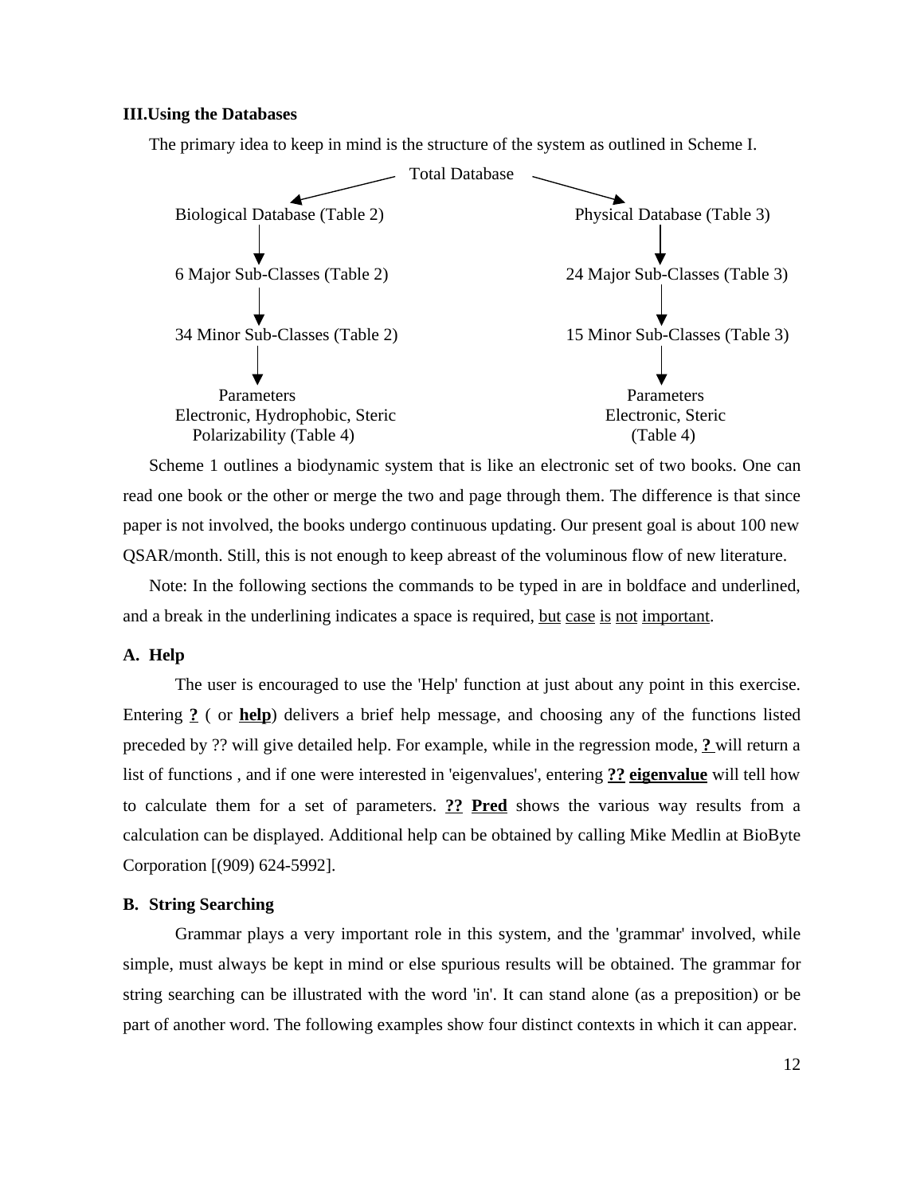### III. Using the Databases

The primary idea to keep in mind is the structure of the system as outlined in Scheme I.

```
                              Total Database
                    ↙                              ↘
Biological Database (Table 2)              Physical Database (Table 3)
            ↓                                          ↓
6 Major Sub-Classes (Table 2)              24 Major Sub-Classes (Table 3)
            ↓                                          ↓
34 Minor Sub-Classes (Table 2)             15 Minor Sub-Classes (Table 3)
            ↓                                          ↓
        Parameters                                 Parameters
Electronic, Hydrophobic, Steric                Electronic, Steric
   Polarizability (Table 4)                        (Table 4)
```

Scheme 1 outlines a biodynamic system that is like an electronic set of two books. One can read one book or the other or merge the two and page through them. The difference is that since paper is not involved, the books undergo continuous updating. Our present goal is about 100 new QSAR/month. Still, this is not enough to keep abreast of the voluminous flow of new literature.

Note: In the following sections the commands to be typed in are in boldface and underlined, and a break in the underlining indicates a space is required, <u>but</u> <u>case</u> <u>is</u> <u>not</u> <u>important</u>.

#### A. Help

The user is encouraged to use the 'Help' function at just about any point in this exercise. Entering **<u>?</u>** ( or **<u>help</u>**) delivers a brief help message, and choosing any of the functions listed preceded by ?? will give detailed help. For example, while in the regression mode, **<u>?</u>** will return a list of functions , and if one were interested in 'eigenvalues', entering **<u>??</u> <u>eigenvalue</u>** will tell how to calculate them for a set of parameters. **<u>??</u> <u>Pred</u>** shows the various way results from a calculation can be displayed. Additional help can be obtained by calling Mike Medlin at BioByte Corporation [(909) 624-5992].

#### B. String Searching

Grammar plays a very important role in this system, and the 'grammar' involved, while simple, must always be kept in mind or else spurious results will be obtained. The grammar for string searching can be illustrated with the word 'in'. It can stand alone (as a preposition) or be part of another word. The following examples show four distinct contexts in which it can appear.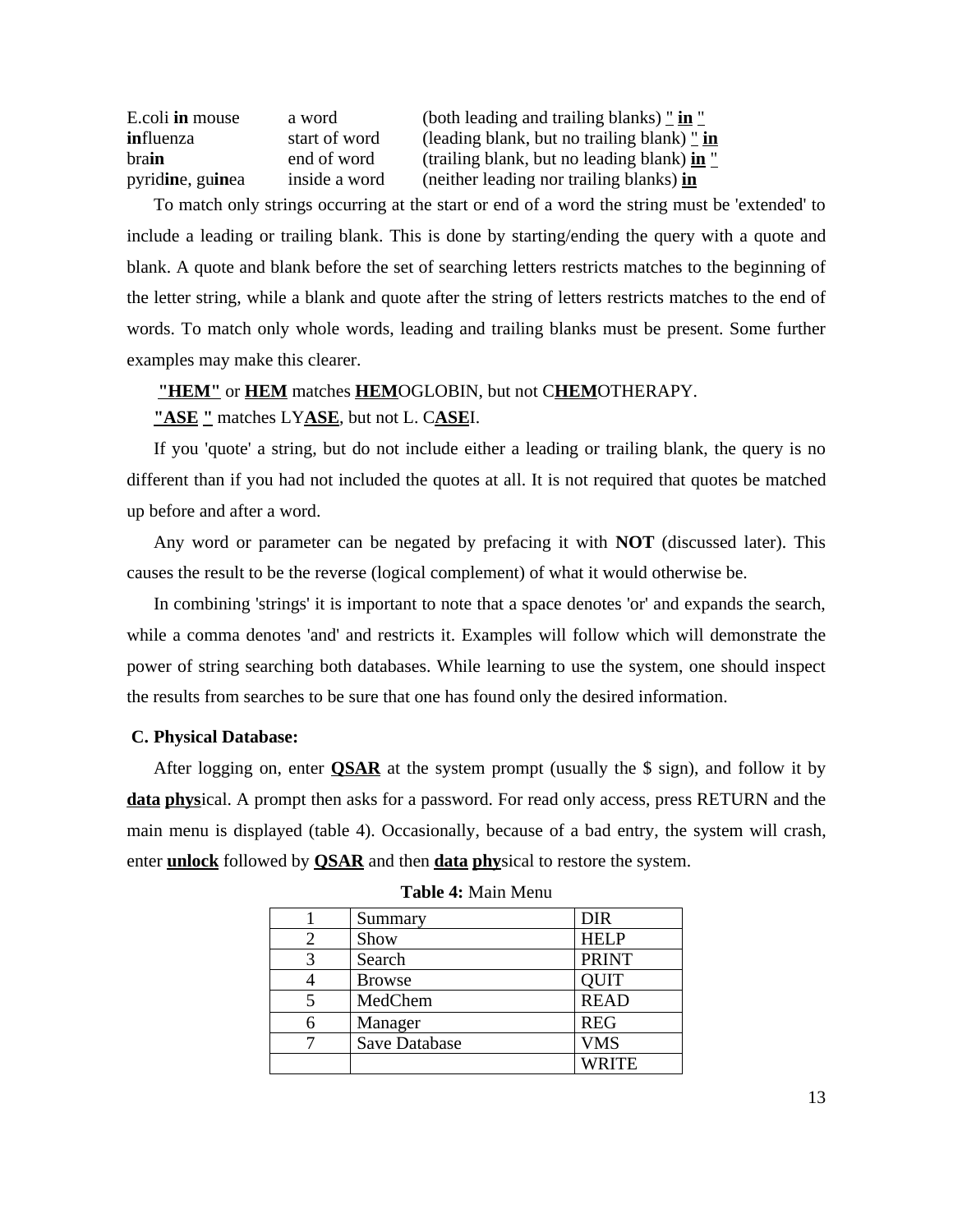| | | |
|---|---|---|
| E.coli **in** mouse | a word | (both leading and trailing blanks) " **in** " |
| **in**fluenza | start of word | (leading blank, but no trailing blank) " **in** |
| bra**in** | end of word | (trailing blank, but no leading blank) **in** " |
| pyrid**in**e, gu**in**ea | inside a word | (neither leading nor trailing blanks) **in** |

To match only strings occurring at the start or end of a word the string must be 'extended' to include a leading or trailing blank. This is done by starting/ending the query with a quote and blank. A quote and blank before the set of searching letters restricts matches to the beginning of the letter string, while a blank and quote after the string of letters restricts matches to the end of words. To match only whole words, leading and trailing blanks must be present. Some further examples may make this clearer.

**"HEM"** or **HEM** matches **HEM**OGLOBIN, but not C**HEM**OTHERAPY.

**"ASE "** matches LY**ASE**, but not L. C**ASE**I.

If you 'quote' a string, but do not include either a leading or trailing blank, the query is no different than if you had not included the quotes at all. It is not required that quotes be matched up before and after a word.

Any word or parameter can be negated by prefacing it with **NOT** (discussed later). This causes the result to be the reverse (logical complement) of what it would otherwise be.

In combining 'strings' it is important to note that a space denotes 'or' and expands the search, while a comma denotes 'and' and restricts it. Examples will follow which will demonstrate the power of string searching both databases. While learning to use the system, one should inspect the results from searches to be sure that one has found only the desired information.

**C. Physical Database:**

After logging on, enter **QSAR** at the system prompt (usually the $ sign), and follow it by **data** **phys**ical. A prompt then asks for a password. For read only access, press RETURN and the main menu is displayed (table 4). Occasionally, because of a bad entry, the system will crash, enter **unlock** followed by **QSAR** and then **data** **phy**sical to restore the system.

**Table 4:** Main Menu

| | | |
|---|---|---|
| 1 | Summary | DIR |
| 2 | Show | HELP |
| 3 | Search | PRINT |
| 4 | Browse | QUIT |
| 5 | MedChem | READ |
| 6 | Manager | REG |
| 7 | Save Database | VMS |
| | | WRITE |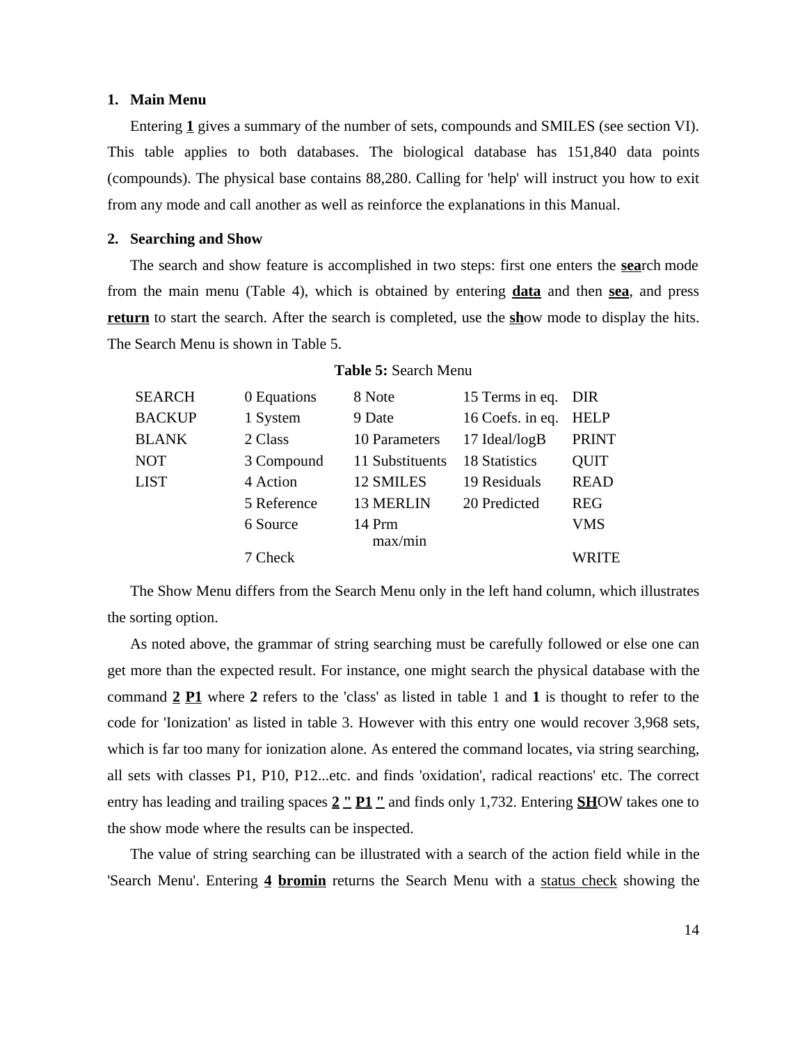### 1. Main Menu

Entering **1** gives a summary of the number of sets, compounds and SMILES (see section VI). This table applies to both databases. The biological database has 151,840 data points (compounds). The physical base contains 88,280. Calling for 'help' will instruct you how to exit from any mode and call another as well as reinforce the explanations in this Manual.

### 2. Searching and Show

The search and show feature is accomplished in two steps: first one enters the **sea**rch mode from the main menu (Table 4), which is obtained by entering **data** and then **sea**, and press **return** to start the search. After the search is completed, use the **sh**ow mode to display the hits. The Search Menu is shown in Table 5.

**Table 5:** Search Menu

| | | | | |
|---|---|---|---|---|
| SEARCH | 0 Equations | 8 Note | 15 Terms in eq. | DIR |
| BACKUP | 1 System | 9 Date | 16 Coefs. in eq. | HELP |
| BLANK | 2 Class | 10 Parameters | 17 Ideal/logB | PRINT |
| NOT | 3 Compound | 11 Substituents | 18 Statistics | QUIT |
| LIST | 4 Action | 12 SMILES | 19 Residuals | READ |
| | 5 Reference | 13 MERLIN | 20 Predicted | REG |
| | 6 Source | 14 Prm max/min | | VMS |
| | 7 Check | | | WRITE |

The Show Menu differs from the Search Menu only in the left hand column, which illustrates the sorting option.

As noted above, the grammar of string searching must be carefully followed or else one can get more than the expected result. For instance, one might search the physical database with the command **2** **P1** where **2** refers to the 'class' as listed in table 1 and **1** is thought to refer to the code for 'Ionization' as listed in table 3. However with this entry one would recover 3,968 sets, which is far too many for ionization alone. As entered the command locates, via string searching, all sets with classes P1, P10, P12...etc. and finds 'oxidation', radical reactions' etc. The correct entry has leading and trailing spaces **2 " P1 "** and finds only 1,732. Entering **SH**OW takes one to the show mode where the results can be inspected.

The value of string searching can be illustrated with a search of the action field while in the 'Search Menu'. Entering **4** **bromin** returns the Search Menu with a status check showing the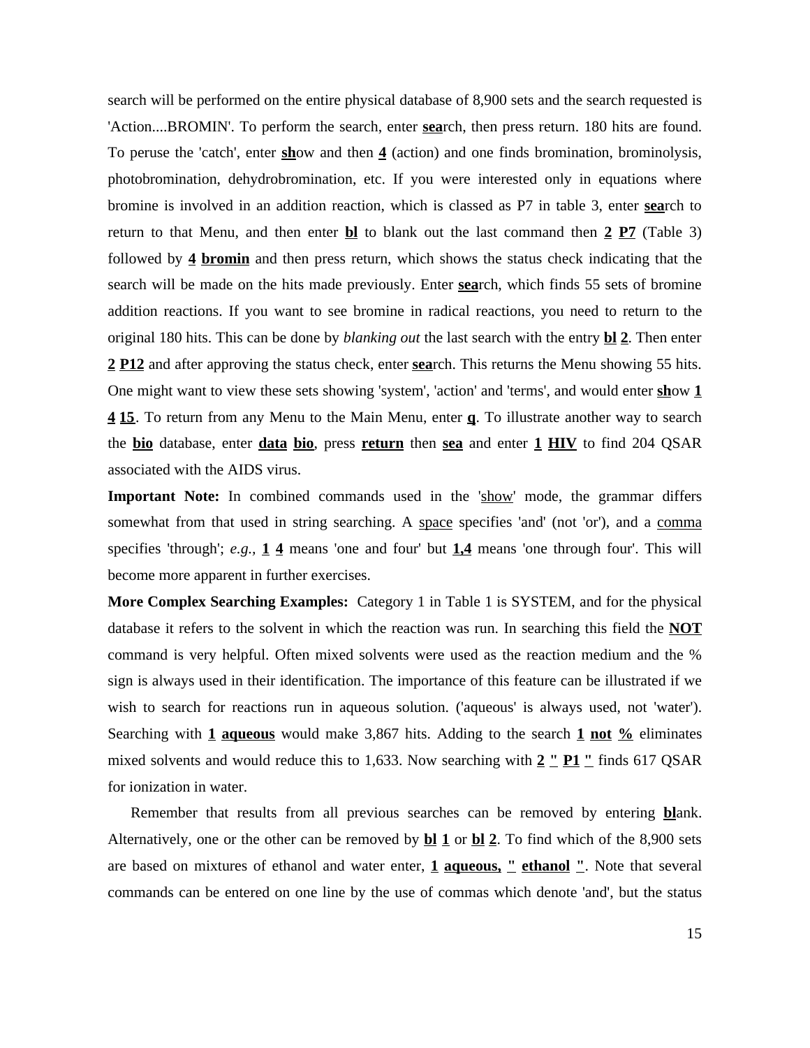search will be performed on the entire physical database of 8,900 sets and the search requested is 'Action....BROMIN'. To perform the search, enter **sea**rch, then press return. 180 hits are found. To peruse the 'catch', enter **sh**ow and then **4** (action) and one finds bromination, brominolysis, photobromination, dehydrobromination, etc. If you were interested only in equations where bromine is involved in an addition reaction, which is classed as P7 in table 3, enter **sea**rch to return to that Menu, and then enter **bl** to blank out the last command then **2** **P7** (Table 3) followed by **4** **bromin** and then press return, which shows the status check indicating that the search will be made on the hits made previously. Enter **sea**rch, which finds 55 sets of bromine addition reactions. If you want to see bromine in radical reactions, you need to return to the original 180 hits. This can be done by *blanking out* the last search with the entry **bl** **2**. Then enter **2** **P12** and after approving the status check, enter **sea**rch. This returns the Menu showing 55 hits. One might want to view these sets showing 'system', 'action' and 'terms', and would enter **sh**ow **1** **4** **15**. To return from any Menu to the Main Menu, enter **q**. To illustrate another way to search the **bio** database, enter **data** **bio**, press **return** then **sea** and enter **1** **HIV** to find 204 QSAR associated with the AIDS virus.

**Important Note:** In combined commands used in the 'show' mode, the grammar differs somewhat from that used in string searching. A space specifies 'and' (not 'or'), and a comma specifies 'through'; *e.g.*, **1** **4** means 'one and four' but **1,4** means 'one through four'. This will become more apparent in further exercises.

**More Complex Searching Examples:** Category 1 in Table 1 is SYSTEM, and for the physical database it refers to the solvent in which the reaction was run. In searching this field the **NOT** command is very helpful. Often mixed solvents were used as the reaction medium and the % sign is always used in their identification. The importance of this feature can be illustrated if we wish to search for reactions run in aqueous solution. ('aqueous' is always used, not 'water'). Searching with **1** **aqueous** would make 3,867 hits. Adding to the search **1** **not** **%** eliminates mixed solvents and would reduce this to 1,633. Now searching with **2** **"** **P1** **"** finds 617 QSAR for ionization in water.

Remember that results from all previous searches can be removed by entering **bl**ank. Alternatively, one or the other can be removed by **bl** **1** or **bl** **2**. To find which of the 8,900 sets are based on mixtures of ethanol and water enter, **1** **aqueous,** **"** **ethanol** **"**. Note that several commands can be entered on one line by the use of commas which denote 'and', but the status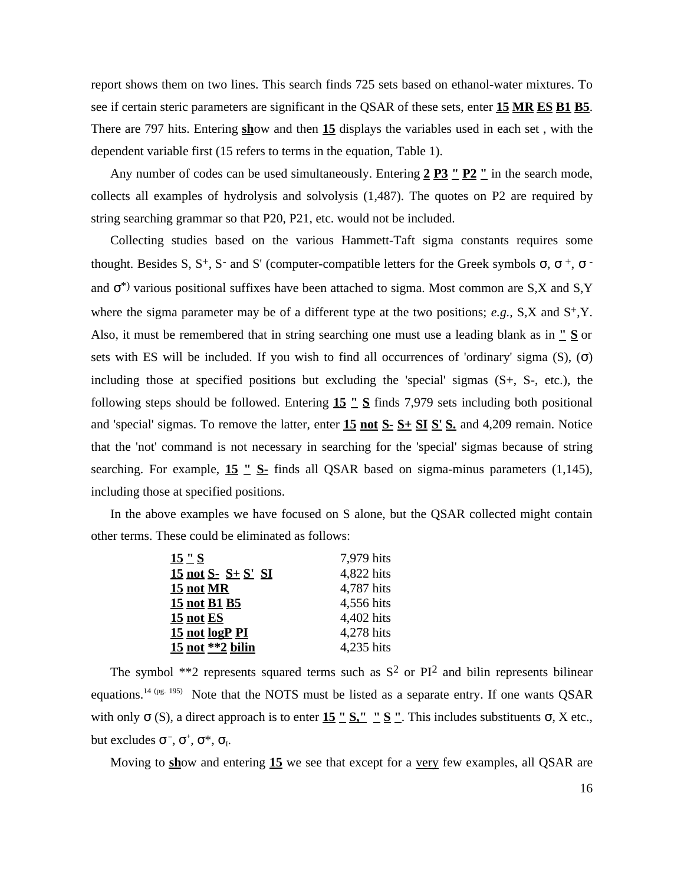report shows them on two lines. This search finds 725 sets based on ethanol-water mixtures. To see if certain steric parameters are significant in the QSAR of these sets, enter **15** **MR** **ES** **B1** **B5**. There are 797 hits. Entering **sh**ow and then **15** displays the variables used in each set , with the dependent variable first (15 refers to terms in the equation, Table 1).

Any number of codes can be used simultaneously. Entering **2** **P3** **"** **P2** **"** in the search mode, collects all examples of hydrolysis and solvolysis (1,487). The quotes on P2 are required by string searching grammar so that P20, P21, etc. would not be included.

Collecting studies based on the various Hammett-Taft sigma constants requires some thought. Besides S, $S^+$, $S^-$ and S' (computer-compatible letters for the Greek symbols σ, $\sigma^+$, $\sigma^-$ and $\sigma^*$) various positional suffixes have been attached to sigma. Most common are S,X and S,Y where the sigma parameter may be of a different type at the two positions; *e.g.*, S,X and $S^+$,Y. Also, it must be remembered that in string searching one must use a leading blank as in **"** **S** or sets with ES will be included. If you wish to find all occurrences of 'ordinary' sigma (S), (σ) including those at specified positions but excluding the 'special' sigmas (S+, S-, etc.), the following steps should be followed. Entering **15** **"** **S** finds 7,979 sets including both positional and 'special' sigmas. To remove the latter, enter **15** **not** **S-** **S+** **SI** **S'** **S.** and 4,209 remain. Notice that the 'not' command is not necessary in searching for the 'special' sigmas because of string searching. For example, **15** **"** **S-** finds all QSAR based on sigma-minus parameters (1,145), including those at specified positions.

In the above examples we have focused on S alone, but the QSAR collected might contain other terms. These could be eliminated as follows:

| | |
|---|---|
| **15** **"** **S** | 7,979 hits |
| **15** **not** **S-** **S+** **S'** **SI** | 4,822 hits |
| **15** **not** **MR** | 4,787 hits |
| **15** **not** **B1** **B5** | 4,556 hits |
| **15** **not** **ES** | 4,402 hits |
| **15** **not** **logP** **PI** | 4,278 hits |
| **15** **not** **\*\*2** **bilin** | 4,235 hits |

The symbol **2 represents squared terms such as $S^2$ or $PI^2$ and bilin represents bilinear equations.[14 (pg. 195)] Note that the NOTS must be listed as a separate entry. If one wants QSAR with only σ (S), a direct approach is to enter **15** **"** **S,"** **"** **S** **"**. This includes substituents σ, X etc., but excludes $\sigma^-$, $\sigma^+$, $\sigma^*$, $\sigma_I$.

Moving to **sh**ow and entering **15** we see that except for a <u>very</u> few examples, all QSAR are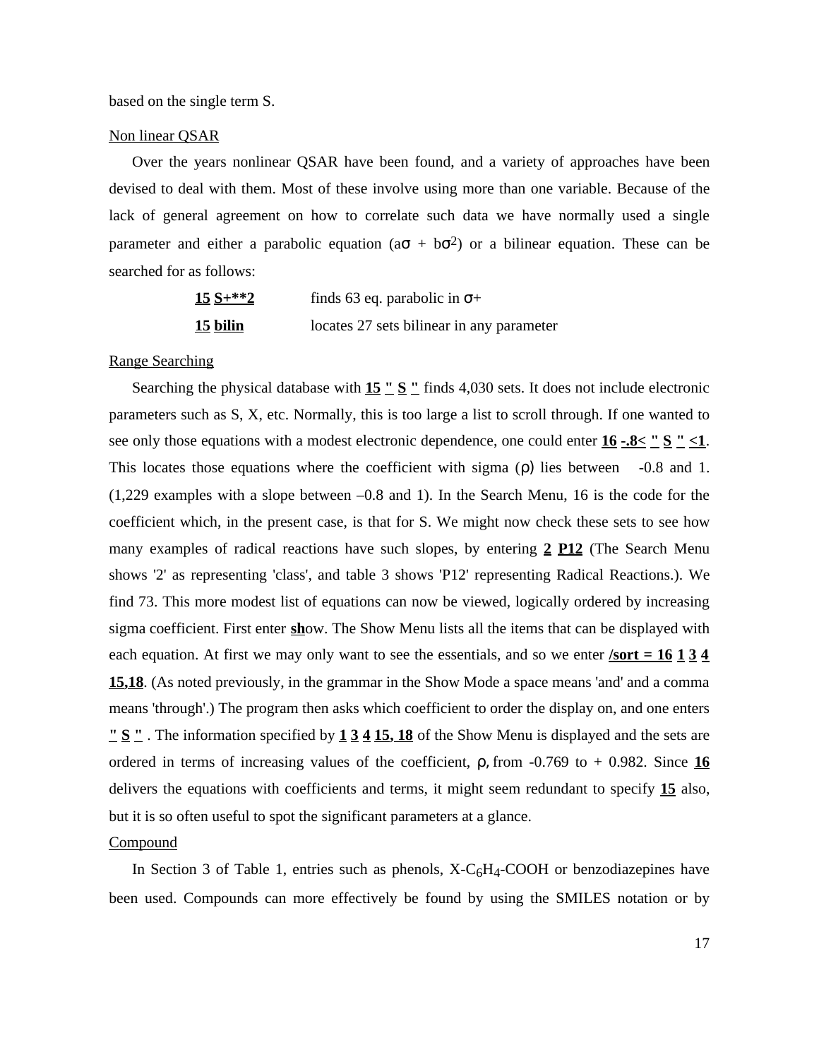based on the single term S.

Non linear QSAR

Over the years nonlinear QSAR have been found, and a variety of approaches have been devised to deal with them. Most of these involve using more than one variable. Because of the lack of general agreement on how to correlate such data we have normally used a single parameter and either a parabolic equation ($a\sigma + b\sigma^2$) or a bilinear equation. These can be searched for as follows:

| | |
|---|---|
| **15 S+**2** | finds 63 eq. parabolic in σ+ |
| **15 bilin** | locates 27 sets bilinear in any parameter |

Range Searching

Searching the physical database with **15 " S "** finds 4,030 sets. It does not include electronic parameters such as S, X, etc. Normally, this is too large a list to scroll through. If one wanted to see only those equations with a modest electronic dependence, one could enter **16 -.8< " S " <1**. This locates those equations where the coefficient with sigma (ρ) lies between -0.8 and 1. (1,229 examples with a slope between –0.8 and 1). In the Search Menu, 16 is the code for the coefficient which, in the present case, is that for S. We might now check these sets to see how many examples of radical reactions have such slopes, by entering **2 P12** (The Search Menu shows '2' as representing 'class', and table 3 shows 'P12' representing Radical Reactions.). We find 73. This more modest list of equations can now be viewed, logically ordered by increasing sigma coefficient. First enter **sh**ow. The Show Menu lists all the items that can be displayed with each equation. At first we may only want to see the essentials, and so we enter **/sort = 16 1 3 4 15,18**. (As noted previously, in the grammar in the Show Mode a space means 'and' and a comma means 'through'.) The program then asks which coefficient to order the display on, and one enters **" S "** . The information specified by **1 3 4 15, 18** of the Show Menu is displayed and the sets are ordered in terms of increasing values of the coefficient, ρ, from -0.769 to + 0.982. Since **16** delivers the equations with coefficients and terms, it might seem redundant to specify **15** also, but it is so often useful to spot the significant parameters at a glance.

Compound

In Section 3 of Table 1, entries such as phenols, X-$C_6H_4$-COOH or benzodiazepines have been used. Compounds can more effectively be found by using the SMILES notation or by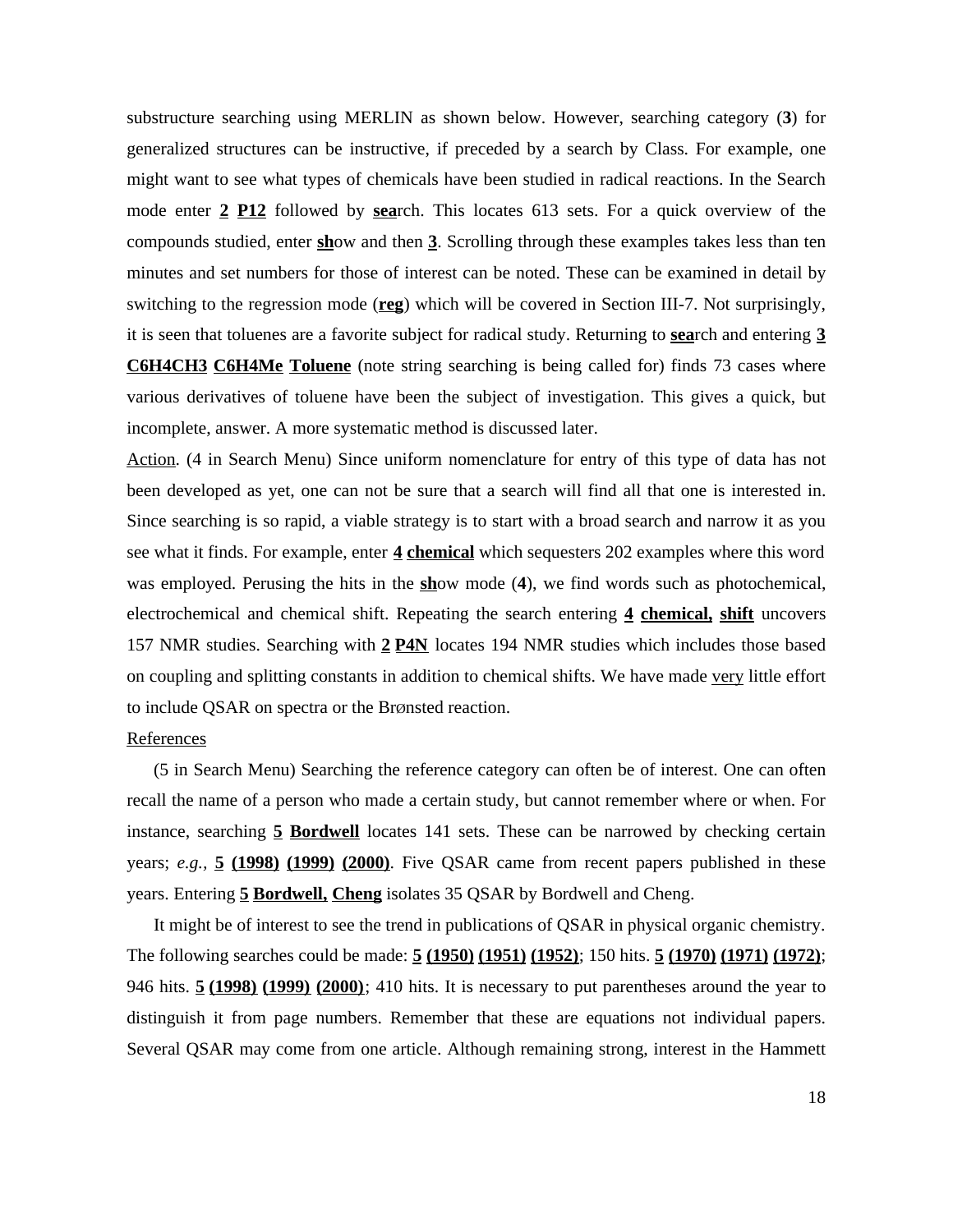substructure searching using MERLIN as shown below. However, searching category (**3**) for generalized structures can be instructive, if preceded by a search by Class. For example, one might want to see what types of chemicals have been studied in radical reactions. In the Search mode enter **2** **P12** followed by **sea**rch. This locates 613 sets. For a quick overview of the compounds studied, enter **sh**ow and then **3**. Scrolling through these examples takes less than ten minutes and set numbers for those of interest can be noted. These can be examined in detail by switching to the regression mode (**reg**) which will be covered in Section III-7. Not surprisingly, it is seen that toluenes are a favorite subject for radical study. Returning to **sea**rch and entering **3** **C6H4CH3** **C6H4Me** **Toluene** (note string searching is being called for) finds 73 cases where various derivatives of toluene have been the subject of investigation. This gives a quick, but incomplete, answer. A more systematic method is discussed later.

Action. (4 in Search Menu) Since uniform nomenclature for entry of this type of data has not been developed as yet, one can not be sure that a search will find all that one is interested in. Since searching is so rapid, a viable strategy is to start with a broad search and narrow it as you see what it finds. For example, enter **4** **chemical** which sequesters 202 examples where this word was employed. Perusing the hits in the **sh**ow mode (**4**), we find words such as photochemical, electrochemical and chemical shift. Repeating the search entering **4** **chemical,** **shift** uncovers 157 NMR studies. Searching with **2** **P4N** locates 194 NMR studies which includes those based on coupling and splitting constants in addition to chemical shifts. We have made very little effort to include QSAR on spectra or the BrØnsted reaction.

References

(5 in Search Menu) Searching the reference category can often be of interest. One can often recall the name of a person who made a certain study, but cannot remember where or when. For instance, searching **5** **Bordwell** locates 141 sets. These can be narrowed by checking certain years; *e.g.*, **5** **(1998)** **(1999)** **(2000)**. Five QSAR came from recent papers published in these years. Entering **5** **Bordwell,** **Cheng** isolates 35 QSAR by Bordwell and Cheng.

It might be of interest to see the trend in publications of QSAR in physical organic chemistry. The following searches could be made: **5** **(1950)** **(1951)** **(1952)**; 150 hits. **5** **(1970)** **(1971)** **(1972)**; 946 hits. **5** **(1998)** **(1999)** **(2000)**; 410 hits. It is necessary to put parentheses around the year to distinguish it from page numbers. Remember that these are equations not individual papers. Several QSAR may come from one article. Although remaining strong, interest in the Hammett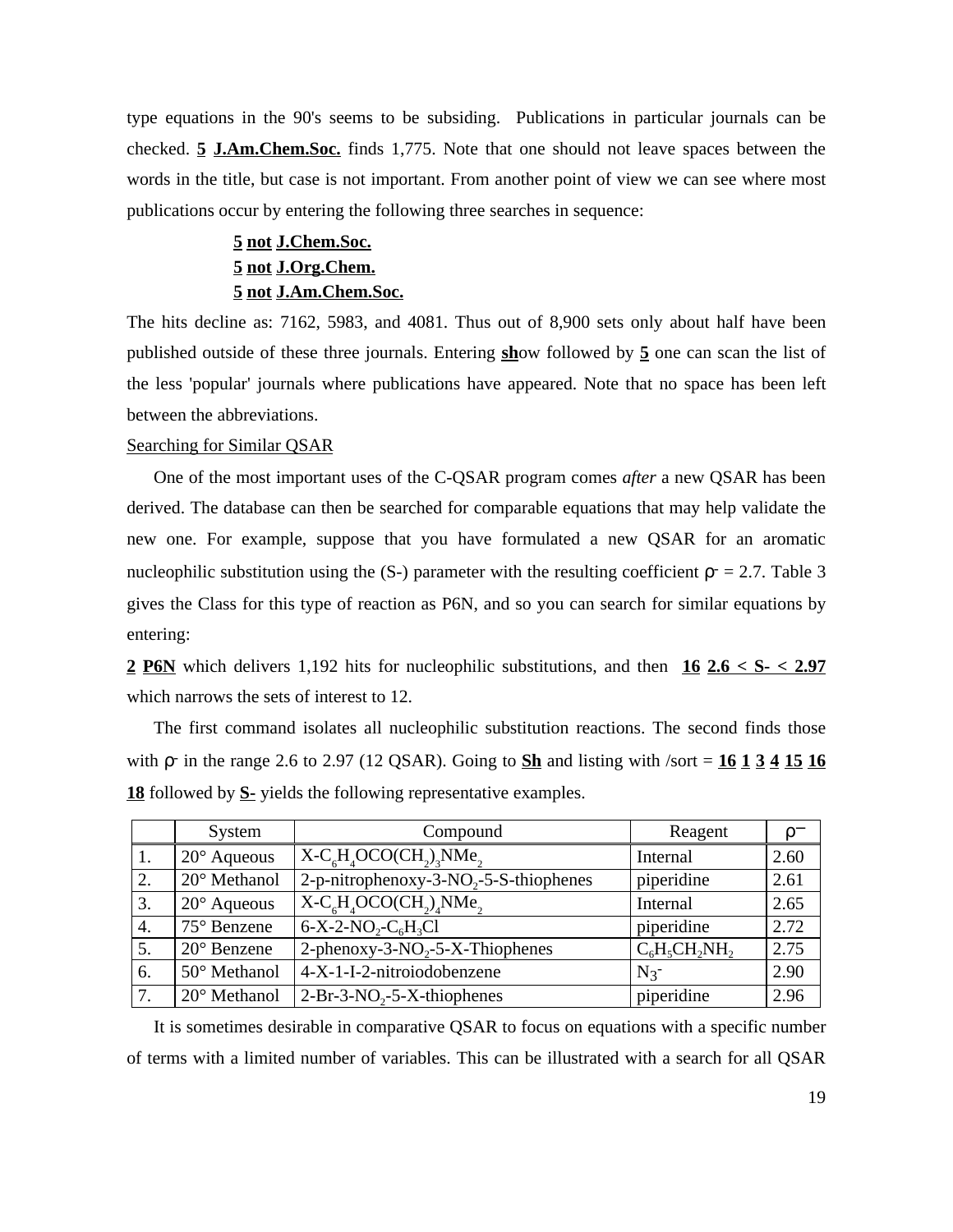type equations in the 90's seems to be subsiding. Publications in particular journals can be checked. **5** **J.Am.Chem.Soc.** finds 1,775. Note that one should not leave spaces between the words in the title, but case is not important. From another point of view we can see where most publications occur by entering the following three searches in sequence:

**5** **not** **J.Chem.Soc.**
**5** **not** **J.Org.Chem.**
**5** **not** **J.Am.Chem.Soc.**

The hits decline as: 7162, 5983, and 4081. Thus out of 8,900 sets only about half have been published outside of these three journals. Entering **sh**ow followed by **5** one can scan the list of the less 'popular' journals where publications have appeared. Note that no space has been left between the abbreviations.

Searching for Similar QSAR

One of the most important uses of the C-QSAR program comes *after* a new QSAR has been derived. The database can then be searched for comparable equations that may help validate the new one. For example, suppose that you have formulated a new QSAR for an aromatic nucleophilic substitution using the (S-) parameter with the resulting coefficient $\rho^- = 2.7$. Table 3 gives the Class for this type of reaction as P6N, and so you can search for similar equations by entering:

**2** **P6N** which delivers 1,192 hits for nucleophilic substitutions, and then **16** **2.6 < S- < 2.97** which narrows the sets of interest to 12.

The first command isolates all nucleophilic substitution reactions. The second finds those with $\rho^-$ in the range 2.6 to 2.97 (12 QSAR). Going to **Sh** and listing with /sort = **16** **1** **3** **4** **15** **16** **18** followed by **S-** yields the following representative examples.

| | System | Compound | Reagent | $\rho^-$ |
|---|---|---|---|---|
| 1. | 20° Aqueous | $X\text{-}C_6H_4OCO(CH_2)_3NMe_2$ | Internal | 2.60 |
| 2. | 20° Methanol | 2-p-nitrophenoxy-3-$NO_2$-5-S-thiophenes | piperidine | 2.61 |
| 3. | 20° Aqueous | $X\text{-}C_6H_4OCO(CH_2)_4NMe_2$ | Internal | 2.65 |
| 4. | 75° Benzene | 6-X-2-$NO_2$-$C_6H_3Cl$ | piperidine | 2.72 |
| 5. | 20° Benzene | 2-phenoxy-3-$NO_2$-5-X-Thiophenes | $C_6H_5CH_2NH_2$ | 2.75 |
| 6. | 50° Methanol | 4-X-1-I-2-nitroiodobenzene | $N_3^-$ | 2.90 |
| 7. | 20° Methanol | 2-Br-3-$NO_2$-5-X-thiophenes | piperidine | 2.96 |

It is sometimes desirable in comparative QSAR to focus on equations with a specific number of terms with a limited number of variables. This can be illustrated with a search for all QSAR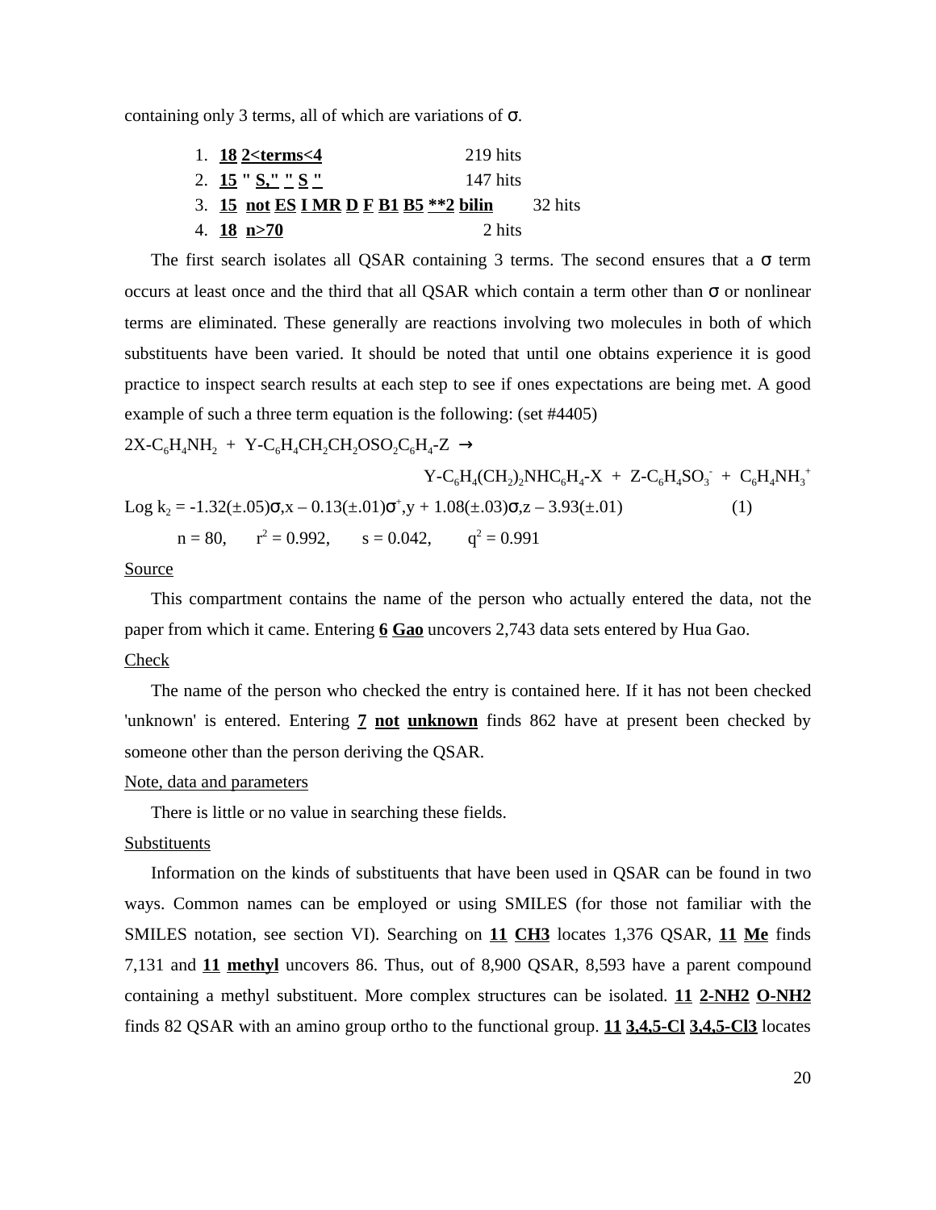containing only 3 terms, all of which are variations of σ.

1. **18** **2<terms<4** 219 hits
2. **15** " **S,"** **"** **S** **"** 147 hits
3. **15** **not** **ES** **I** **MR** **D** **F** **B1** **B5** **\*\*2** **bilin** 32 hits
4. **18** **n>70** 2 hits

The first search isolates all QSAR containing 3 terms. The second ensures that a σ term occurs at least once and the third that all QSAR which contain a term other than σ or nonlinear terms are eliminated. These generally are reactions involving two molecules in both of which substituents have been varied. It should be noted that until one obtains experience it is good practice to inspect search results at each step to see if ones expectations are being met. A good example of such a three term equation is the following: (set #4405)

$2X\text{-}C_6H_4NH_2 \;+\; Y\text{-}C_6H_4CH_2CH_2OSO_2C_6H_4\text{-}Z \;\rightarrow$

$Y\text{-}C_6H_4(CH_2)_2NHC_6H_4\text{-}X \;+\; Z\text{-}C_6H_4SO_3^- \;+\; C_6H_4NH_3^+$

$$\text{Log } k_2 = -1.32(\pm.05)\sigma,x - 0.13(\pm.01)\sigma^+,y + 1.08(\pm.03)\sigma,z - 3.93(\pm.01) \qquad (1)$$

$n = 80, \quad r^2 = 0.992, \quad s = 0.042, \quad q^2 = 0.991$

Source

This compartment contains the name of the person who actually entered the data, not the paper from which it came. Entering **6** **Gao** uncovers 2,743 data sets entered by Hua Gao.

Check

The name of the person who checked the entry is contained here. If it has not been checked 'unknown' is entered. Entering **7** **not** **unknown** finds 862 have at present been checked by someone other than the person deriving the QSAR.

Note, data and parameters

There is little or no value in searching these fields.

Substituents

Information on the kinds of substituents that have been used in QSAR can be found in two ways. Common names can be employed or using SMILES (for those not familiar with the SMILES notation, see section VI). Searching on **11** **CH3** locates 1,376 QSAR, **11** **Me** finds 7,131 and **11** **methyl** uncovers 86. Thus, out of 8,900 QSAR, 8,593 have a parent compound containing a methyl substituent. More complex structures can be isolated. **11** **2-NH2** **O-NH2** finds 82 QSAR with an amino group ortho to the functional group. **11** **3,4,5-Cl** **3,4,5-Cl3** locates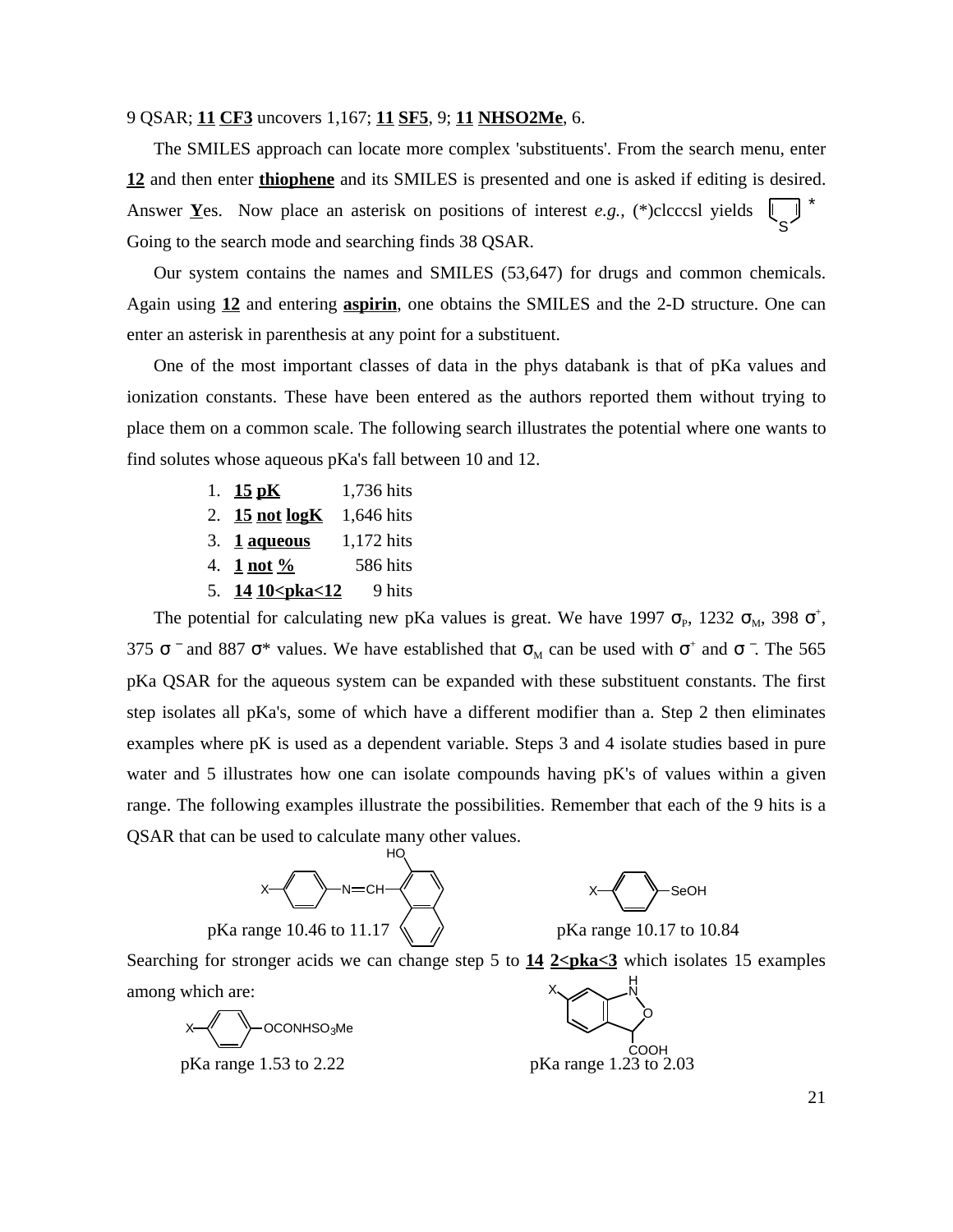9 QSAR; **11 CF3** uncovers 1,167; **11 SF5**, 9; **11 NHSO2Me**, 6.

The SMILES approach can locate more complex 'substituents'. From the search menu, enter **12** and then enter **thiophene** and its SMILES is presented and one is asked if editing is desired. Answer **Y**es. Now place an asterisk on positions of interest *e.g.*, (*)c1cccs1 yields

Going to the search mode and searching finds 38 QSAR.

Our system contains the names and SMILES (53,647) for drugs and common chemicals. Again using **12** and entering **aspirin**, one obtains the SMILES and the 2-D structure. One can enter an asterisk in parenthesis at any point for a substituent.

One of the most important classes of data in the phys databank is that of pKa values and ionization constants. These have been entered as the authors reported them without trying to place them on a common scale. The following search illustrates the potential where one wants to find solutes whose aqueous pKa's fall between 10 and 12.

1. **15 pK** 1,736 hits
2. **15 not logK** 1,646 hits
3. **1 aqueous** 1,172 hits
4. **1 not %** 586 hits
5. **14 10<pka<12** 9 hits

The potential for calculating new pKa values is great. We have 1997 $\sigma_P$, 1232 $\sigma_M$, 398 $\sigma^+$, 375 $\sigma^-$ and 887 $\sigma^*$ values. We have established that $\sigma_M$ can be used with $\sigma^+$ and $\sigma^-$. The 565 pKa QSAR for the aqueous system can be expanded with these substituent constants. The first step isolates all pKa's, some of which have a different modifier than a. Step 2 then eliminates examples where pK is used as a dependent variable. Steps 3 and 4 isolate studies based in pure water and 5 illustrates how one can isolate compounds having pK's of values within a given range. The following examples illustrate the possibilities. Remember that each of the 9 hits is a QSAR that can be used to calculate many other values.

pKa range 10.46 to 11.17

pKa range 10.17 to 10.84

Searching for stronger acids we can change step 5 to **14 2<pka<3** which isolates 15 examples among which are:

pKa range 1.53 to 2.22

pKa range 1.23 to 2.03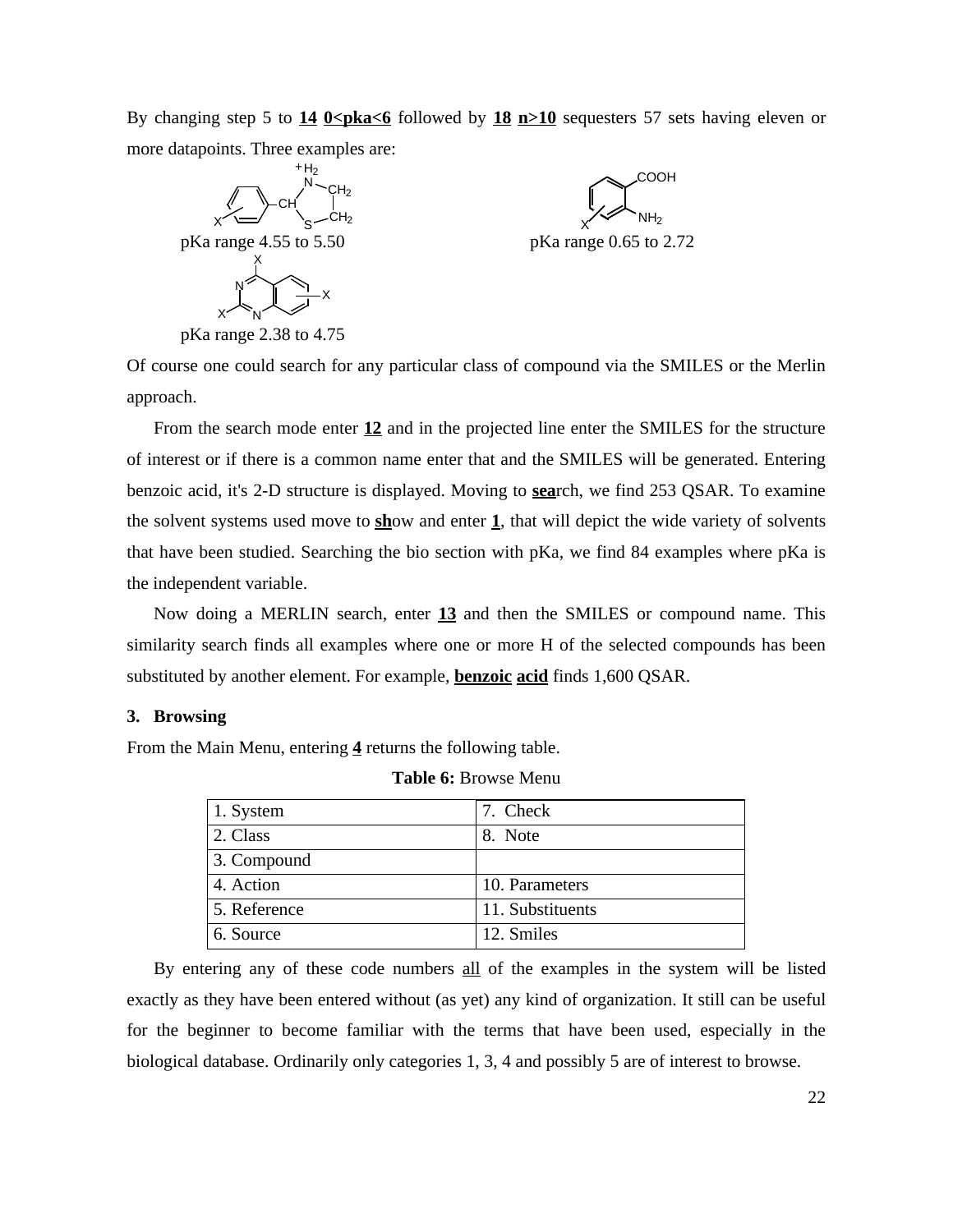By changing step 5 to **14** **0<pka<6** followed by **18** **n>10** sequesters 57 sets having eleven or more datapoints. Three examples are:

pKa range 4.55 to 5.50

pKa range 0.65 to 2.72

pKa range 2.38 to 4.75

Of course one could search for any particular class of compound via the SMILES or the Merlin approach.

From the search mode enter **12** and in the projected line enter the SMILES for the structure of interest or if there is a common name enter that and the SMILES will be generated. Entering benzoic acid, it's 2-D structure is displayed. Moving to **sea**rch, we find 253 QSAR. To examine the solvent systems used move to **sh**ow and enter **1**, that will depict the wide variety of solvents that have been studied. Searching the bio section with pKa, we find 84 examples where pKa is the independent variable.

Now doing a MERLIN search, enter **13** and then the SMILES or compound name. This similarity search finds all examples where one or more H of the selected compounds has been substituted by another element. For example, **benzoic** **acid** finds 1,600 QSAR.

### 3. Browsing

From the Main Menu, entering **4** returns the following table.

**Table 6:** Browse Menu

| 1. System | 7. Check |
|---|---|
| 2. Class | 8. Note |
| 3. Compound | |
| 4. Action | 10. Parameters |
| 5. Reference | 11. Substituents |
| 6. Source | 12. Smiles |

By entering any of these code numbers all of the examples in the system will be listed exactly as they have been entered without (as yet) any kind of organization. It still can be useful for the beginner to become familiar with the terms that have been used, especially in the biological database. Ordinarily only categories 1, 3, 4 and possibly 5 are of interest to browse.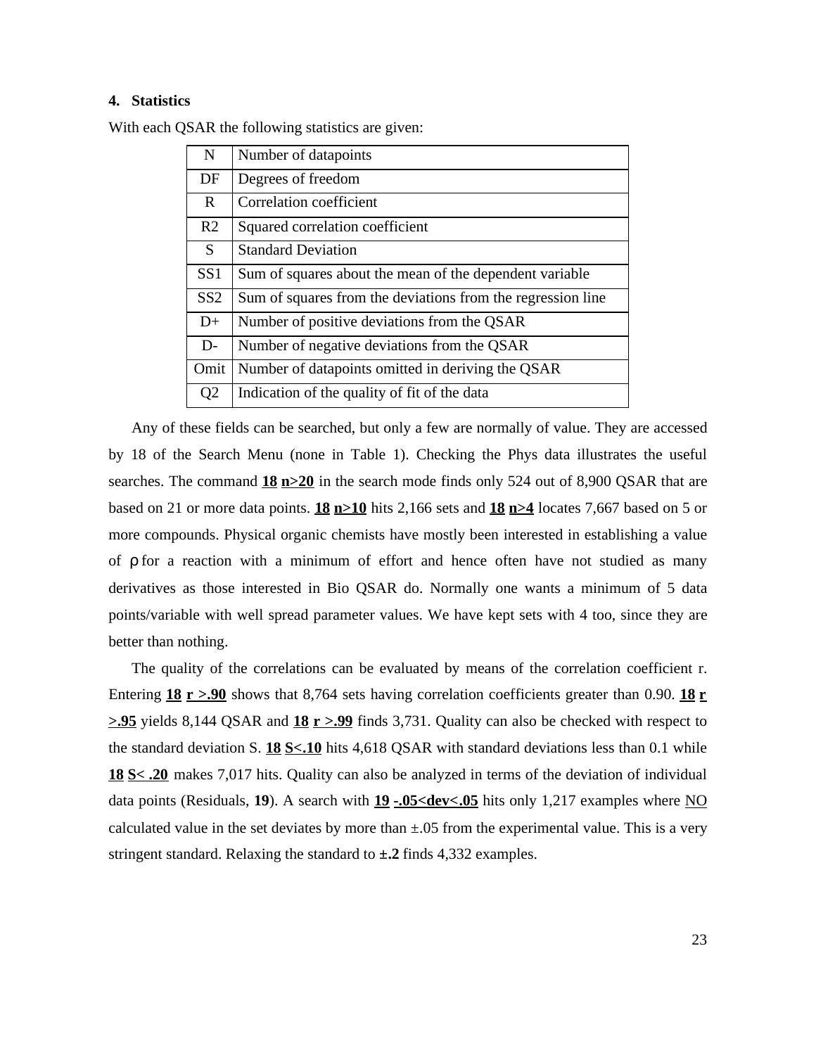## 4. Statistics

With each QSAR the following statistics are given:

| | |
|---|---|
| N | Number of datapoints |
| DF | Degrees of freedom |
| R | Correlation coefficient |
| R2 | Squared correlation coefficient |
| S | Standard Deviation |
| SS1 | Sum of squares about the mean of the dependent variable |
| SS2 | Sum of squares from the deviations from the regression line |
| D+ | Number of positive deviations from the QSAR |
| D- | Number of negative deviations from the QSAR |
| Omit | Number of datapoints omitted in deriving the QSAR |
| Q2 | Indication of the quality of fit of the data |

Any of these fields can be searched, but only a few are normally of value. They are accessed by 18 of the Search Menu (none in Table 1). Checking the Phys data illustrates the useful searches. The command **18** **n>20** in the search mode finds only 524 out of 8,900 QSAR that are based on 21 or more data points. **18** **n>10** hits 2,166 sets and **18** **n>4** locates 7,667 based on 5 or more compounds. Physical organic chemists have mostly been interested in establishing a value of ρ for a reaction with a minimum of effort and hence often have not studied as many derivatives as those interested in Bio QSAR do. Normally one wants a minimum of 5 data points/variable with well spread parameter values. We have kept sets with 4 too, since they are better than nothing.

The quality of the correlations can be evaluated by means of the correlation coefficient r. Entering **18** **r >.90** shows that 8,764 sets having correlation coefficients greater than 0.90. **18** **r >.95** yields 8,144 QSAR and **18** **r >.99** finds 3,731. Quality can also be checked with respect to the standard deviation S. **18** **S<.10** hits 4,618 QSAR with standard deviations less than 0.1 while **18** **S< .20** makes 7,017 hits. Quality can also be analyzed in terms of the deviation of individual data points (Residuals, **19**). A search with **19** **-.05<dev<.05** hits only 1,217 examples where NO calculated value in the set deviates by more than ±.05 from the experimental value. This is a very stringent standard. Relaxing the standard to **±.2** finds 4,332 examples.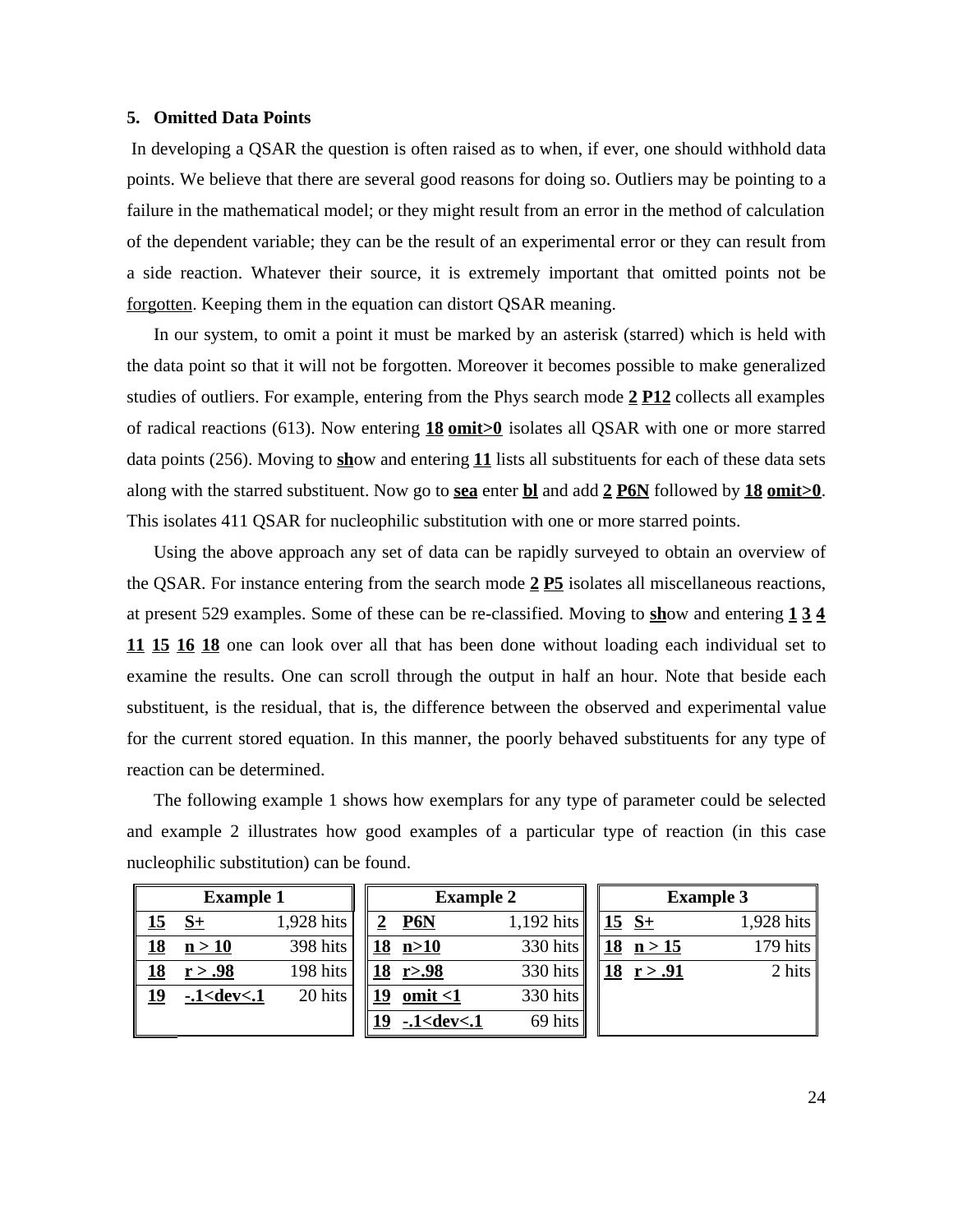### 5. Omitted Data Points

In developing a QSAR the question is often raised as to when, if ever, one should withhold data points. We believe that there are several good reasons for doing so. Outliers may be pointing to a failure in the mathematical model; or they might result from an error in the method of calculation of the dependent variable; they can be the result of an experimental error or they can result from a side reaction. Whatever their source, it is extremely important that omitted points not be forgotten. Keeping them in the equation can distort QSAR meaning.

In our system, to omit a point it must be marked by an asterisk (starred) which is held with the data point so that it will not be forgotten. Moreover it becomes possible to make generalized studies of outliers. For example, entering from the Phys search mode **2 P12** collects all examples of radical reactions (613). Now entering **18 omit>0** isolates all QSAR with one or more starred data points (256). Moving to **sh**ow and entering **11** lists all substituents for each of these data sets along with the starred substituent. Now go to **sea** enter **bl** and add **2 P6N** followed by **18 omit>0**. This isolates 411 QSAR for nucleophilic substitution with one or more starred points.

Using the above approach any set of data can be rapidly surveyed to obtain an overview of the QSAR. For instance entering from the search mode **2 P5** isolates all miscellaneous reactions, at present 529 examples. Some of these can be re-classified. Moving to **sh**ow and entering **1 3 4 11 15 16 18** one can look over all that has been done without loading each individual set to examine the results. One can scroll through the output in half an hour. Note that beside each substituent, is the residual, that is, the difference between the observed and experimental value for the current stored equation. In this manner, the poorly behaved substituents for any type of reaction can be determined.

The following example 1 shows how exemplars for any type of parameter could be selected and example 2 illustrates how good examples of a particular type of reaction (in this case nucleophilic substitution) can be found.

| Example 1 | | |
|---|---|---|
| **15** | **S+** | 1,928 hits |
| **18** | **n > 10** | 398 hits |
| **18** | **r > .98** | 198 hits |
| **19** | **-.1<dev<.1** | 20 hits |

| Example 2 | | |
|---|---|---|
| **2** | **P6N** | 1,192 hits |
| **18** | **n>10** | 330 hits |
| **18** | **r>.98** | 330 hits |
| **19** | **omit <1** | 330 hits |
| **19** | **-.1<dev<.1** | 69 hits |

| Example 3 | | |
|---|---|---|
| **15** | **S+** | 1,928 hits |
| **18** | **n > 15** | 179 hits |
| **18** | **r > .91** | 2 hits |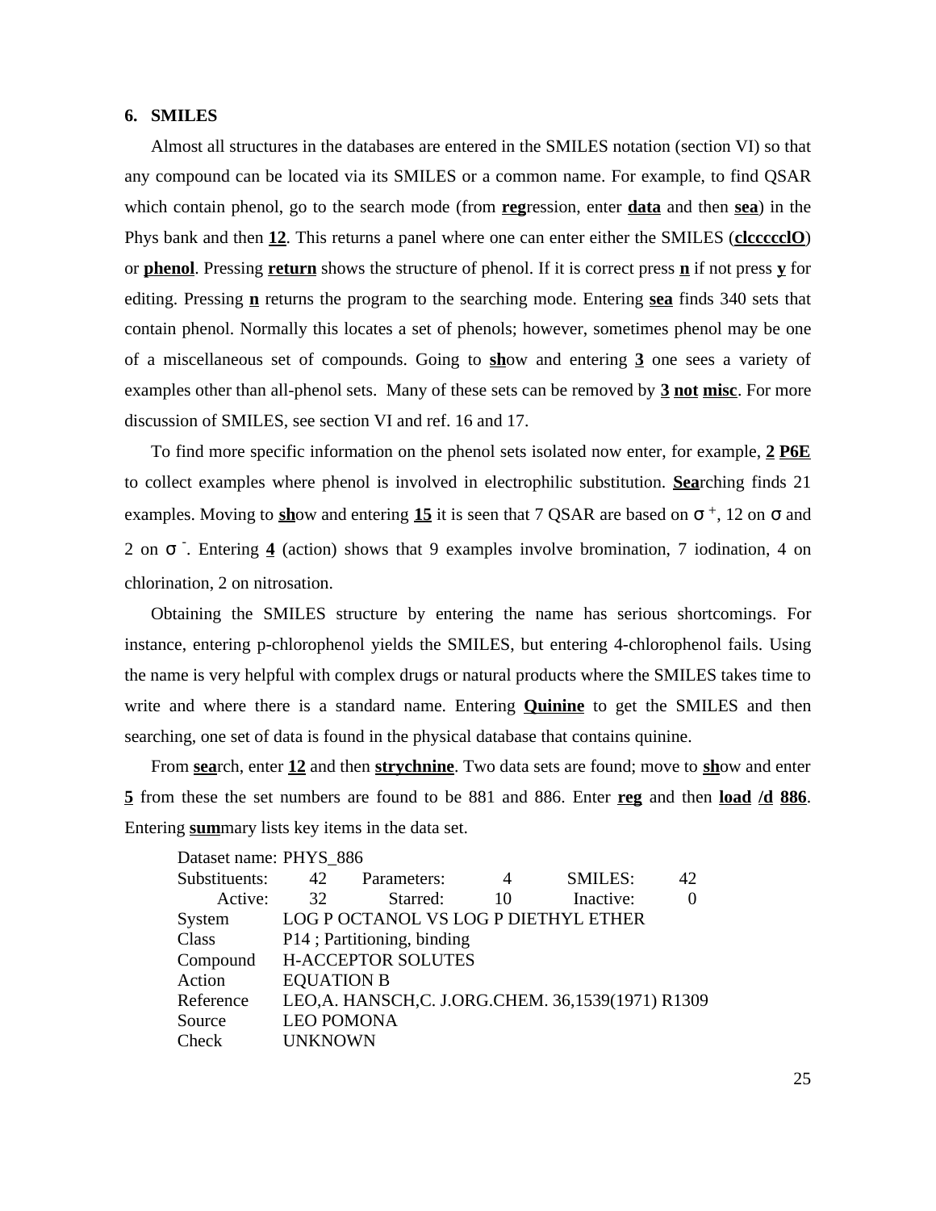## 6. SMILES

Almost all structures in the databases are entered in the SMILES notation (section VI) so that any compound can be located via its SMILES or a common name. For example, to find QSAR which contain phenol, go to the search mode (from **reg**ression, enter **data** and then **sea**) in the Phys bank and then **12**. This returns a panel where one can enter either the SMILES (**clccccclO**) or **phenol**. Pressing **return** shows the structure of phenol. If it is correct press **n** if not press **y** for editing. Pressing **n** returns the program to the searching mode. Entering **sea** finds 340 sets that contain phenol. Normally this locates a set of phenols; however, sometimes phenol may be one of a miscellaneous set of compounds. Going to **sh**ow and entering **3** one sees a variety of examples other than all-phenol sets. Many of these sets can be removed by **3 not misc**. For more discussion of SMILES, see section VI and ref. 16 and 17.

To find more specific information on the phenol sets isolated now enter, for example, **2 P6E** to collect examples where phenol is involved in electrophilic substitution. **Sea**rching finds 21 examples. Moving to **sh**ow and entering **15** it is seen that 7 QSAR are based on $\sigma^+$, 12 on $\sigma$ and 2 on $\sigma^-$. Entering **4** (action) shows that 9 examples involve bromination, 7 iodination, 4 on chlorination, 2 on nitrosation.

Obtaining the SMILES structure by entering the name has serious shortcomings. For instance, entering p-chlorophenol yields the SMILES, but entering 4-chlorophenol fails. Using the name is very helpful with complex drugs or natural products where the SMILES takes time to write and where there is a standard name. Entering **Quinine** to get the SMILES and then searching, one set of data is found in the physical database that contains quinine.

From **sea**rch, enter **12** and then **strychnine**. Two data sets are found; move to **sh**ow and enter **5** from these the set numbers are found to be 881 and 886. Enter **reg** and then **load /d 886**. Entering **sum**mary lists key items in the data set.

```
Dataset name: PHYS_886
Substituents:     42     Parameters:      4      SMILES:      42
      Active:     32        Starred:     10    Inactive:       0
System       LOG P OCTANOL VS LOG P DIETHYL ETHER
Class        P14 ; Partitioning, binding
Compound     H-ACCEPTOR SOLUTES
Action       EQUATION B
Reference    LEO,A. HANSCH,C. J.ORG.CHEM. 36,1539(1971) R1309
Source       LEO POMONA
Check        UNKNOWN
```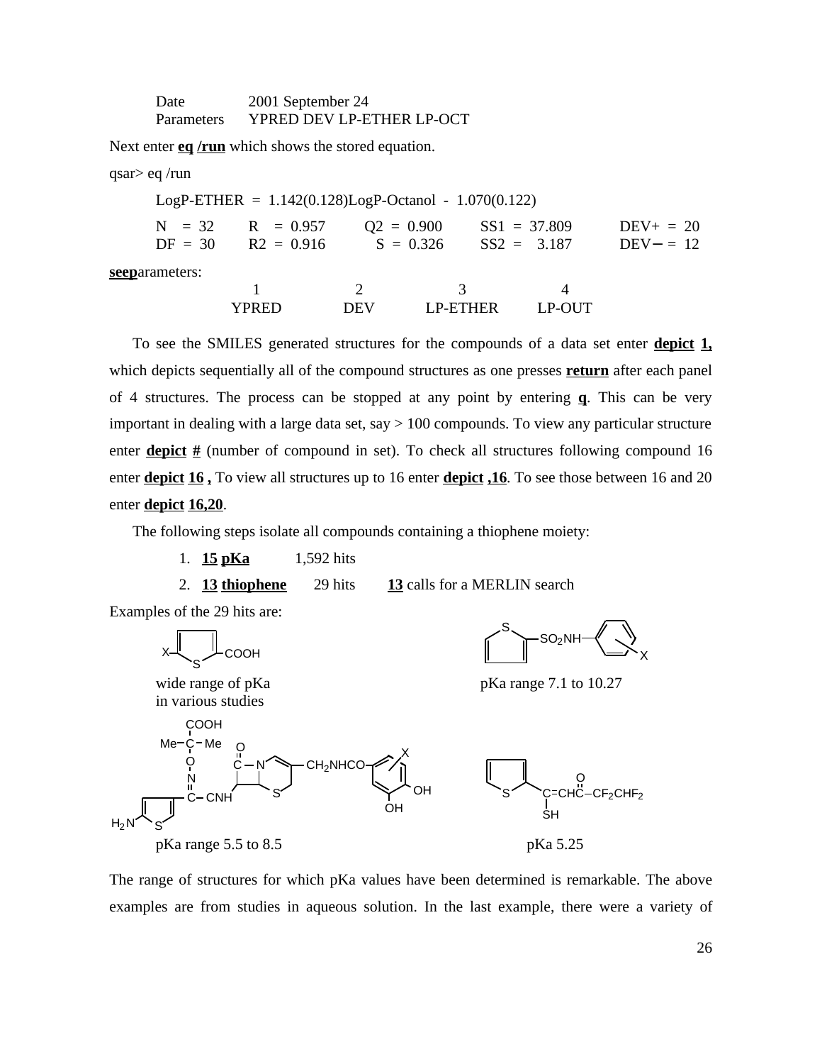| | |
|---|---|
| Date | 2001 September 24 |
| Parameters | YPRED DEV LP-ETHER LP-OCT |

Next enter **eq /run** which shows the stored equation.

qsar> eq /run

$$\text{LogP-ETHER} = 1.142(0.128)\text{LogP-Octanol} - 1.070(0.122)$$

| | | | | |
|---|---|---|---|---|
| N = 32 | R = 0.957 | Q2 = 0.900 | SS1 = 37.809 | DEV+ = 20 |
| DF = 30 | R2 = 0.916 | S = 0.326 | SS2 = 3.187 | DEV– = 12 |

**seep**arameters:

| 1 | 2 | 3 | 4 |
|---|---|---|---|
| YPRED | DEV | LP-ETHER | LP-OUT |

To see the SMILES generated structures for the compounds of a data set enter **depict 1,** which depicts sequentially all of the compound structures as one presses **return** after each panel of 4 structures. The process can be stopped at any point by entering **q**. This can be very important in dealing with a large data set, say > 100 compounds. To view any particular structure enter **depict #** (number of compound in set). To check all structures following compound 16 enter **depict 16 ,** To view all structures up to 16 enter **depict ,16**. To see those between 16 and 20 enter **depict 16,20**.

The following steps isolate all compounds containing a thiophene moiety:

1. **15 pKa** 1,592 hits
2. **13 thiophene** 29 hits **13** calls for a MERLIN search

Examples of the 29 hits are:

wide range of pKa in various studies

pKa range 7.1 to 10.27

pKa range 5.5 to 8.5

pKa 5.25

The range of structures for which pKa values have been determined is remarkable. The above examples are from studies in aqueous solution. In the last example, there were a variety of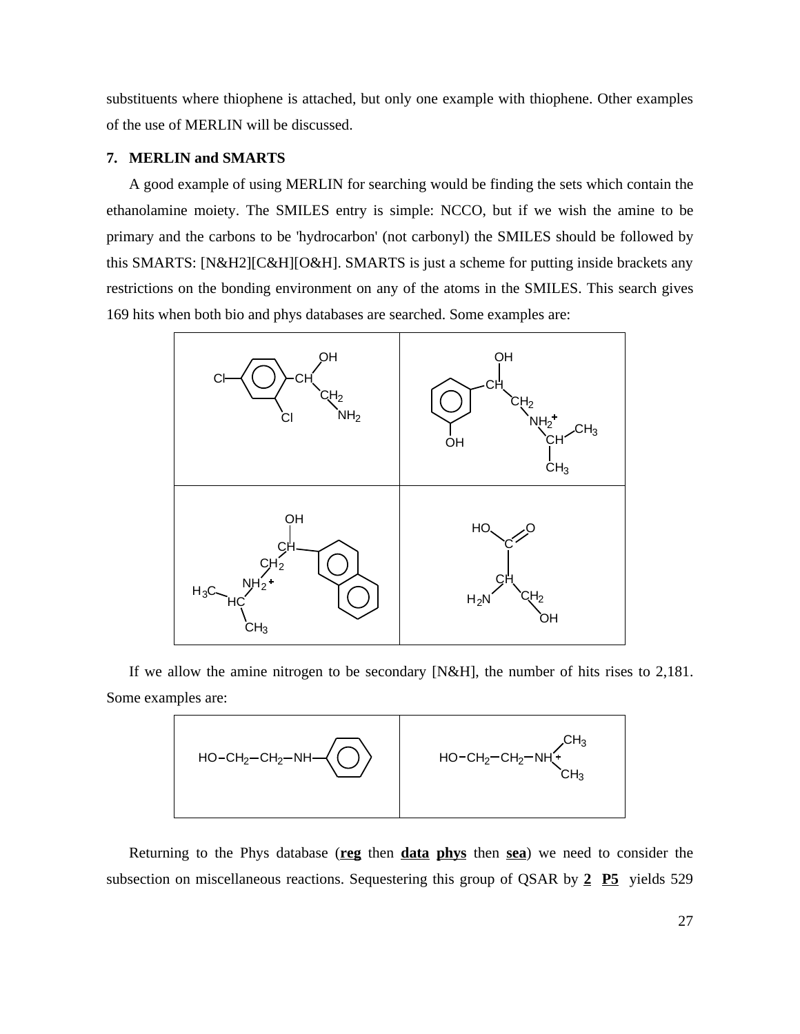substituents where thiophene is attached, but only one example with thiophene. Other examples of the use of MERLIN will be discussed.

## 7. MERLIN and SMARTS

A good example of using MERLIN for searching would be finding the sets which contain the ethanolamine moiety. The SMILES entry is simple: NCCO, but if we wish the amine to be primary and the carbons to be 'hydrocarbon' (not carbonyl) the SMILES should be followed by this SMARTS: [N&H2][C&H][O&H]. SMARTS is just a scheme for putting inside brackets any restrictions on the bonding environment on any of the atoms in the SMILES. This search gives 169 hits when both bio and phys databases are searched. Some examples are:

If we allow the amine nitrogen to be secondary [N&H], the number of hits rises to 2,181. Some examples are:

Returning to the Phys database (**reg** then **data** **phys** then **sea**) we need to consider the subsection on miscellaneous reactions. Sequestering this group of QSAR by **2** **P5** yields 529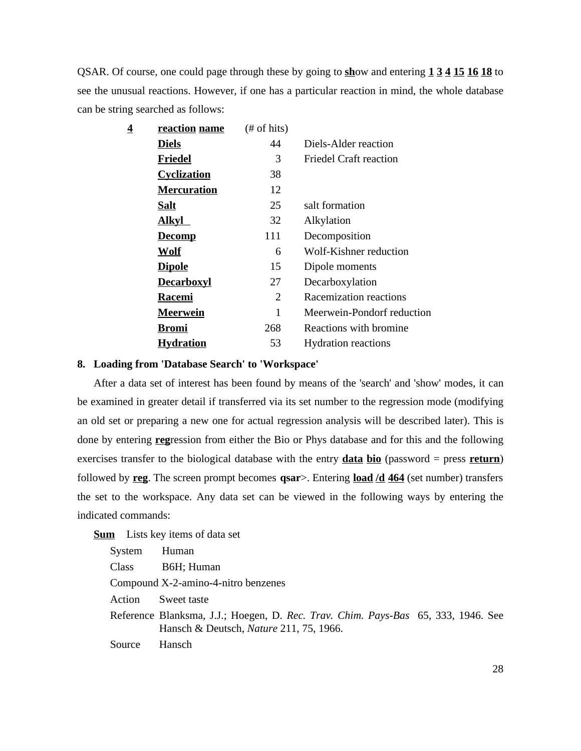QSAR. Of course, one could page through these by going to **sh**ow and entering **1 3 4 15 16 18** to see the unusual reactions. However, if one has a particular reaction in mind, the whole database can be string searched as follows:

| **4** | **reaction name** | (# of hits) | |
|---|---|---|---|
| | **Diels** | 44 | Diels-Alder reaction |
| | **Friedel** | 3 | Friedel Craft reaction |
| | **Cyclization** | 38 | |
| | **Mercuration** | 12 | |
| | **Salt** | 25 | salt formation |
| | **Alkyl** | 32 | Alkylation |
| | **Decomp** | 111 | Decomposition |
| | **Wolf** | 6 | Wolf-Kishner reduction |
| | **Dipole** | 15 | Dipole moments |
| | **Decarboxyl** | 27 | Decarboxylation |
| | **Racemi** | 2 | Racemization reactions |
| | **Meerwein** | 1 | Meerwein-Pondorf reduction |
| | **Bromi** | 268 | Reactions with bromine |
| | **Hydration** | 53 | Hydration reactions |

## 8. Loading from 'Database Search' to 'Workspace'

After a data set of interest has been found by means of the 'search' and 'show' modes, it can be examined in greater detail if transferred via its set number to the regression mode (modifying an old set or preparing a new one for actual regression analysis will be described later). This is done by entering **reg**ression from either the Bio or Phys database and for this and the following exercises transfer to the biological database with the entry **data bio** (password = press **return**) followed by **reg**. The screen prompt becomes **qsar**>. Entering **load /d 464** (set number) transfers the set to the workspace. Any data set can be viewed in the following ways by entering the indicated commands:

**Sum** Lists key items of data set

System Human

Class B6H; Human

Compound X-2-amino-4-nitro benzenes

Action Sweet taste

Reference Blanksma, J.J.; Hoegen, D. *Rec. Trav. Chim. Pays-Bas* 65, 333, 1946. See Hansch & Deutsch, *Nature* 211, 75, 1966.

Source Hansch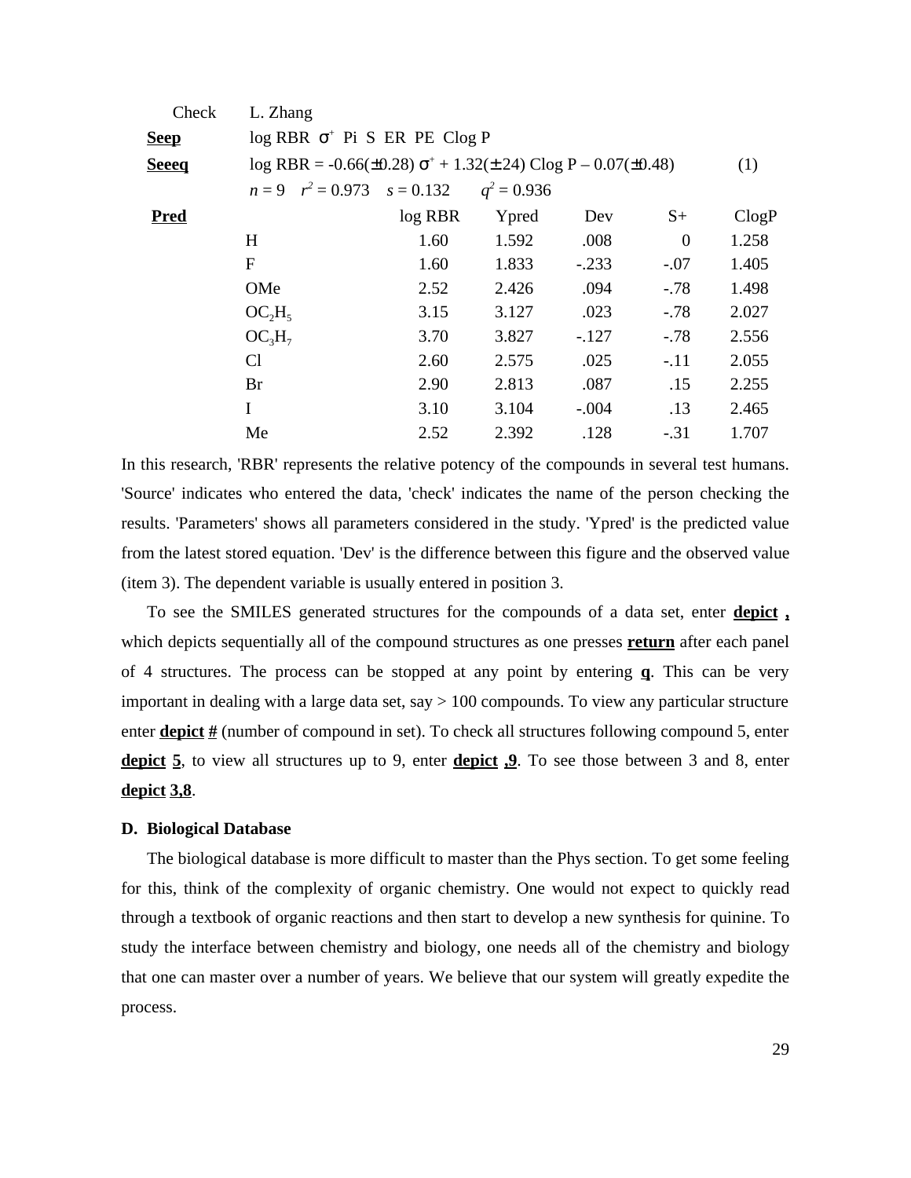Check L. Zhang

**Seep** log RBR $\sigma^+$ Pi S ER PE Clog P

**Seeeq** log RBR = -0.66(±0.28) $\sigma^+$ + 1.32(±.24) Clog P – 0.07(±0.48) (1)

$n = 9 \quad r^2 = 0.973 \quad s = 0.132 \quad q^2 = 0.936$

| **Pred** | log RBR | Ypred | Dev | S+ | ClogP |
|---|---|---|---|---|---|
| H | 1.60 | 1.592 | .008 | 0 | 1.258 |
| F | 1.60 | 1.833 | -.233 | -.07 | 1.405 |
| OMe | 2.52 | 2.426 | .094 | -.78 | 1.498 |
| $OC_2H_5$ | 3.15 | 3.127 | .023 | -.78 | 2.027 |
| $OC_3H_7$ | 3.70 | 3.827 | -.127 | -.78 | 2.556 |
| Cl | 2.60 | 2.575 | .025 | -.11 | 2.055 |
| Br | 2.90 | 2.813 | .087 | .15 | 2.255 |
| I | 3.10 | 3.104 | -.004 | .13 | 2.465 |
| Me | 2.52 | 2.392 | .128 | -.31 | 1.707 |

In this research, 'RBR' represents the relative potency of the compounds in several test humans. 'Source' indicates who entered the data, 'check' indicates the name of the person checking the results. 'Parameters' shows all parameters considered in the study. 'Ypred' is the predicted value from the latest stored equation. 'Dev' is the difference between this figure and the observed value (item 3). The dependent variable is usually entered in position 3.

To see the SMILES generated structures for the compounds of a data set, enter **depict ,** which depicts sequentially all of the compound structures as one presses **return** after each panel of 4 structures. The process can be stopped at any point by entering **q**. This can be very important in dealing with a large data set, say > 100 compounds. To view any particular structure enter **depict #** (number of compound in set). To check all structures following compound 5, enter **depict 5**, to view all structures up to 9, enter **depict ,9**. To see those between 3 and 8, enter **depict 3,8**.

### D. Biological Database

The biological database is more difficult to master than the Phys section. To get some feeling for this, think of the complexity of organic chemistry. One would not expect to quickly read through a textbook of organic reactions and then start to develop a new synthesis for quinine. To study the interface between chemistry and biology, one needs all of the chemistry and biology that one can master over a number of years. We believe that our system will greatly expedite the process.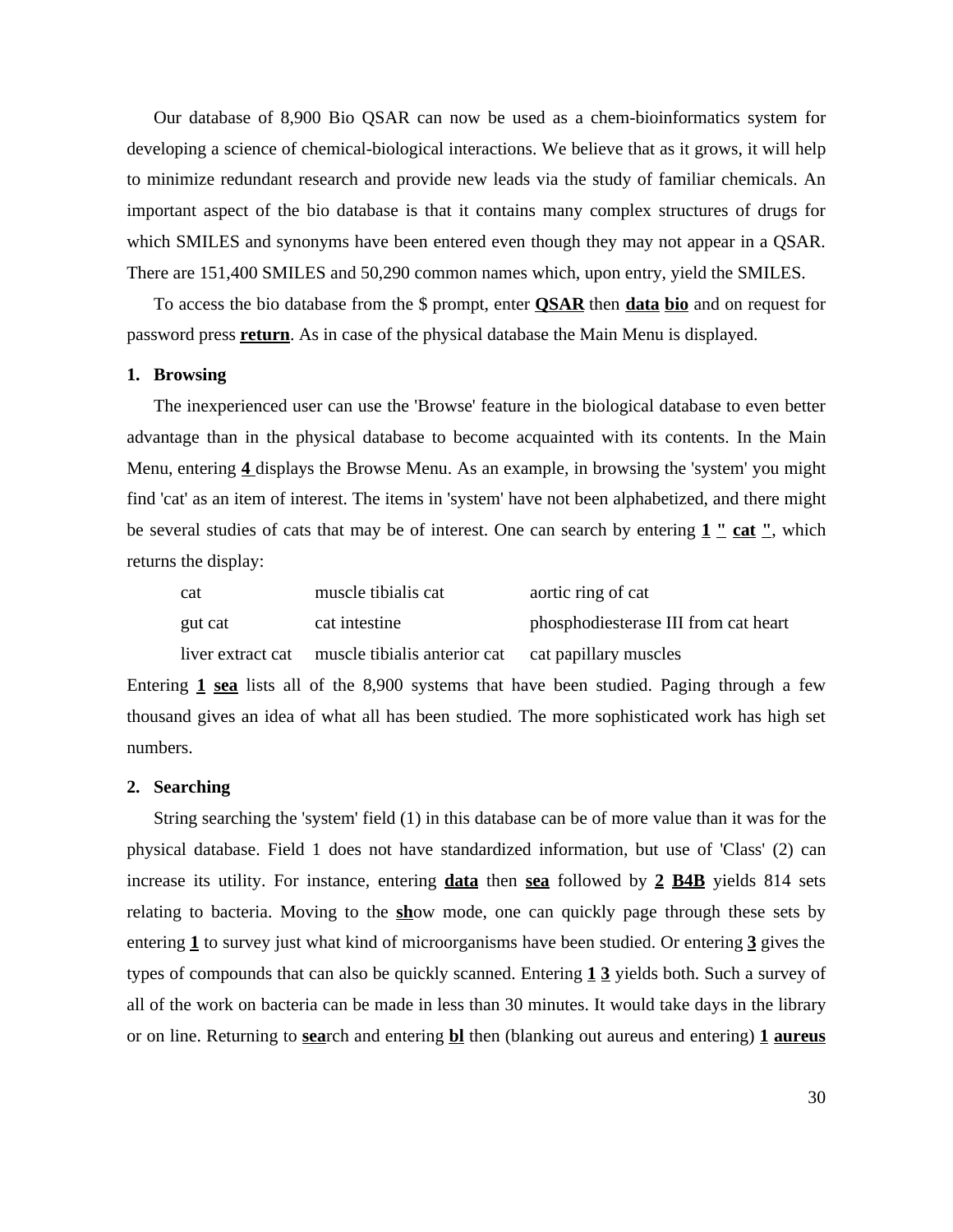Our database of 8,900 Bio QSAR can now be used as a chem-bioinformatics system for developing a science of chemical-biological interactions. We believe that as it grows, it will help to minimize redundant research and provide new leads via the study of familiar chemicals. An important aspect of the bio database is that it contains many complex structures of drugs for which SMILES and synonyms have been entered even though they may not appear in a QSAR. There are 151,400 SMILES and 50,290 common names which, upon entry, yield the SMILES.

To access the bio database from the $ prompt, enter **QSAR** then **data** **bio** and on request for password press **return**. As in case of the physical database the Main Menu is displayed.

### 1. Browsing

The inexperienced user can use the 'Browse' feature in the biological database to even better advantage than in the physical database to become acquainted with its contents. In the Main Menu, entering **4** displays the Browse Menu. As an example, in browsing the 'system' you might find 'cat' as an item of interest. The items in 'system' have not been alphabetized, and there might be several studies of cats that may be of interest. One can search by entering **1** **"** **cat** **"**, which returns the display:

| | | |
|---|---|---|
| cat | muscle tibialis cat | aortic ring of cat |
| gut cat | cat intestine | phosphodiesterase III from cat heart |
| liver extract cat | muscle tibialis anterior cat | cat papillary muscles |

Entering **1** **sea** lists all of the 8,900 systems that have been studied. Paging through a few thousand gives an idea of what all has been studied. The more sophisticated work has high set numbers.

### 2. Searching

String searching the 'system' field (1) in this database can be of more value than it was for the physical database. Field 1 does not have standardized information, but use of 'Class' (2) can increase its utility. For instance, entering **data** then **sea** followed by **2** **B4B** yields 814 sets relating to bacteria. Moving to the **sh**ow mode, one can quickly page through these sets by entering **1** to survey just what kind of microorganisms have been studied. Or entering **3** gives the types of compounds that can also be quickly scanned. Entering **1** **3** yields both. Such a survey of all of the work on bacteria can be made in less than 30 minutes. It would take days in the library or on line. Returning to **sea**rch and entering **bl** then (blanking out aureus and entering) **1** **aureus**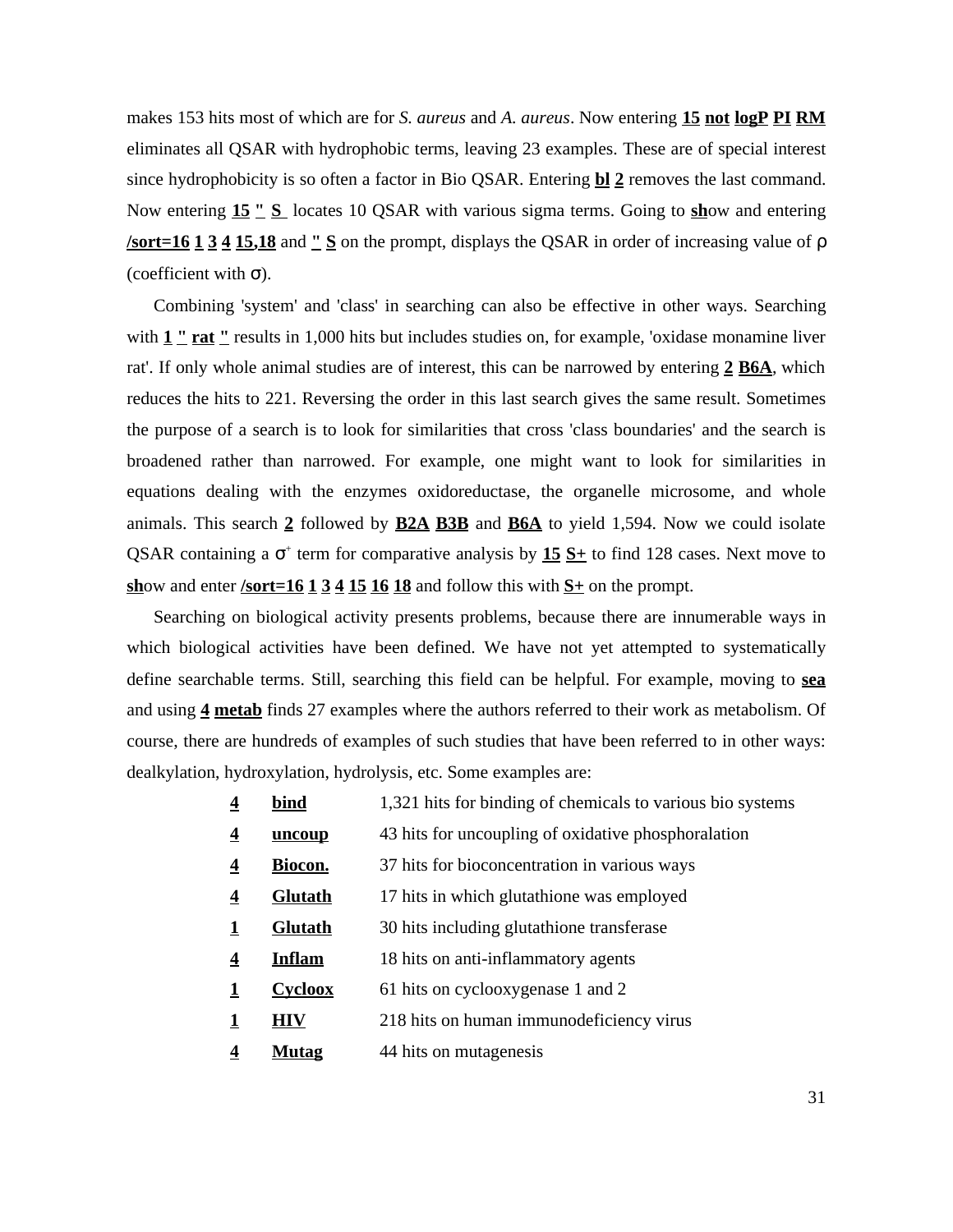makes 153 hits most of which are for *S. aureus* and *A. aureus*. Now entering **15** **not** **logP** **PI** **RM** eliminates all QSAR with hydrophobic terms, leaving 23 examples. These are of special interest since hydrophobicity is so often a factor in Bio QSAR. Entering **bl** **2** removes the last command. Now entering **15** **"** **S** locates 10 QSAR with various sigma terms. Going to **sh**ow and entering **/sort=16** **1** **3** **4** **15,18** and **"** **S** on the prompt, displays the QSAR in order of increasing value of $\rho$ (coefficient with $\sigma$).

Combining 'system' and 'class' in searching can also be effective in other ways. Searching with **1** **"** **rat** **"** results in 1,000 hits but includes studies on, for example, 'oxidase monamine liver rat'. If only whole animal studies are of interest, this can be narrowed by entering **2** **B6A**, which reduces the hits to 221. Reversing the order in this last search gives the same result. Sometimes the purpose of a search is to look for similarities that cross 'class boundaries' and the search is broadened rather than narrowed. For example, one might want to look for similarities in equations dealing with the enzymes oxidoreductase, the organelle microsome, and whole animals. This search **2** followed by **B2A** **B3B** and **B6A** to yield 1,594. Now we could isolate QSAR containing a $\sigma^+$ term for comparative analysis by **15** **S+** to find 128 cases. Next move to **sh**ow and enter **/sort=16** **1** **3** **4** **15** **16** **18** and follow this with **S+** on the prompt.

Searching on biological activity presents problems, because there are innumerable ways in which biological activities have been defined. We have not yet attempted to systematically define searchable terms. Still, searching this field can be helpful. For example, moving to **sea** and using **4** **metab** finds 27 examples where the authors referred to their work as metabolism. Of course, there are hundreds of examples of such studies that have been referred to in other ways: dealkylation, hydroxylation, hydrolysis, etc. Some examples are:

| | | |
|---|---|---|
| **4** | **bind** | 1,321 hits for binding of chemicals to various bio systems |
| **4** | **uncoup** | 43 hits for uncoupling of oxidative phosphoralation |
| **4** | **Biocon.** | 37 hits for bioconcentration in various ways |
| **4** | **Glutath** | 17 hits in which glutathione was employed |
| **1** | **Glutath** | 30 hits including glutathione transferase |
| **4** | **Inflam** | 18 hits on anti-inflammatory agents |
| **1** | **Cycloox** | 61 hits on cyclooxygenase 1 and 2 |
| **1** | **HIV** | 218 hits on human immunodeficiency virus |
| **4** | **Mutag** | 44 hits on mutagenesis |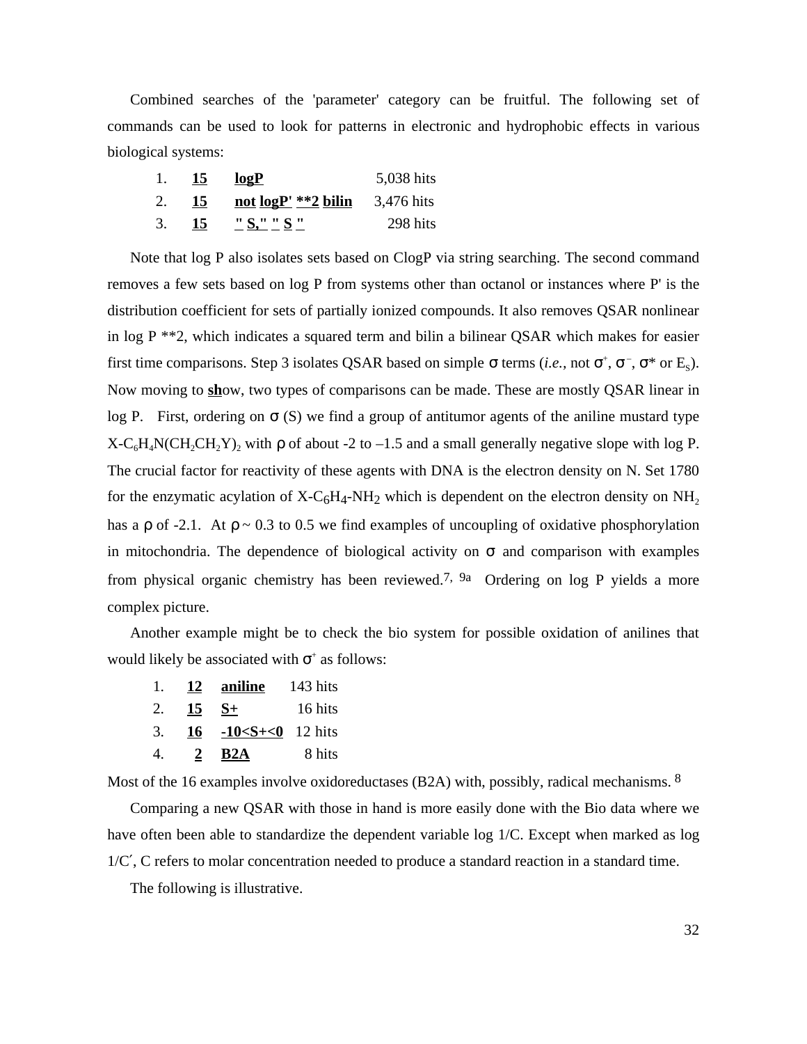Combined searches of the 'parameter' category can be fruitful. The following set of commands can be used to look for patterns in electronic and hydrophobic effects in various biological systems:

| | | | |
|---|---|---|---|
| 1. | **15** | **logP** | 5,038 hits |
| 2. | **15** | **not logP' **2 bilin** | 3,476 hits |
| 3. | **15** | **" S," " S "** | 298 hits |

Note that log P also isolates sets based on ClogP via string searching. The second command removes a few sets based on log P from systems other than octanol or instances where P' is the distribution coefficient for sets of partially ionized compounds. It also removes QSAR nonlinear in log P **2, which indicates a squared term and bilin a bilinear QSAR which makes for easier first time comparisons. Step 3 isolates QSAR based on simple σ terms (*i.e.,* not $\sigma^+$, $\sigma^-$, σ* or $E_S$). Now moving to **sh**ow, two types of comparisons can be made. These are mostly QSAR linear in log P. First, ordering on σ (S) we find a group of antitumor agents of the aniline mustard type $X\text{-}C_6H_4N(CH_2CH_2Y)_2$ with ρ of about -2 to –1.5 and a small generally negative slope with log P. The crucial factor for reactivity of these agents with DNA is the electron density on N. Set 1780 for the enzymatic acylation of $X\text{-}C_6H_4\text{-}NH_2$ which is dependent on the electron density on $NH_2$ has a ρ of -2.1. At ρ ~ 0.3 to 0.5 we find examples of uncoupling of oxidative phosphorylation in mitochondria. The dependence of biological activity on σ and comparison with examples from physical organic chemistry has been reviewed.[7, 9a] Ordering on log P yields a more complex picture.

Another example might be to check the bio system for possible oxidation of anilines that would likely be associated with $\sigma^+$ as follows:

| | | | |
|---|---|---|---|
| 1. | **12** | **aniline** | 143 hits |
| 2. | **15** | **S+** | 16 hits |
| 3. | **16** | **-10<S+<0** | 12 hits |
| 4. | **2** | **B2A** | 8 hits |

Most of the 16 examples involve oxidoreductases (B2A) with, possibly, radical mechanisms.[8]

Comparing a new QSAR with those in hand is more easily done with the Bio data where we have often been able to standardize the dependent variable log 1/C. Except when marked as log 1/C′, C refers to molar concentration needed to produce a standard reaction in a standard time.

The following is illustrative.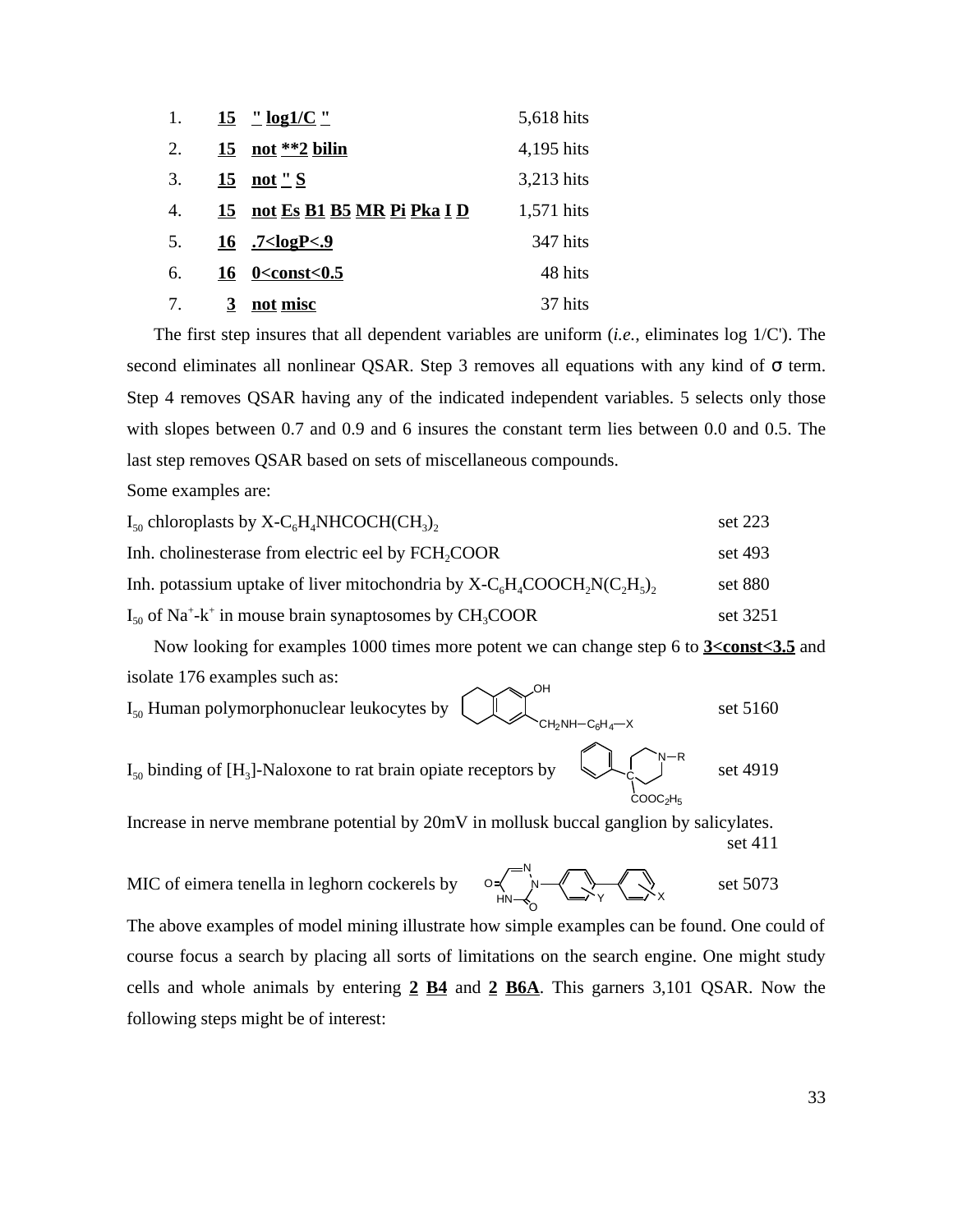1. **15** **"** **log1/C** **"** 5,618 hits
2. **15** **not** **\*\*2** **bilin** 4,195 hits
3. **15** **not** **"** **S** 3,213 hits
4. **15** **not** **Es** **B1** **B5** **MR** **Pi** **Pka** **I** **D** 1,571 hits
5. **16** **.7<logP<.9** 347 hits
6. **16** **0<const<0.5** 48 hits
7. **3** **not** **misc** 37 hits

The first step insures that all dependent variables are uniform (*i.e.*, eliminates log 1/C'). The second eliminates all nonlinear QSAR. Step 3 removes all equations with any kind of σ term. Step 4 removes QSAR having any of the indicated independent variables. 5 selects only those with slopes between 0.7 and 0.9 and 6 insures the constant term lies between 0.0 and 0.5. The last step removes QSAR based on sets of miscellaneous compounds.

Some examples are:

$I_{50}$ chloroplasts by X-$C_6H_4NHCOCH(CH_3)_2$ set 223

Inh. cholinesterase from electric eel by $FCH_2COOR$ set 493

Inh. potassium uptake of liver mitochondria by X-$C_6H_4COOCH_2N(C_2H_5)_2$ set 880

$I_{50}$ of $Na^+$-$k^+$ in mouse brain synaptosomes by $CH_3COOR$ set 3251

Now looking for examples 1000 times more potent we can change step 6 to **3<const<3.5** and isolate 176 examples such as:

$I_{50}$ Human polymorphonuclear leukocytes by [structure: tetrahydronaphthol with $CH_2NH-C_6H_4-X$] set 5160

$I_{50}$ binding of [$H_3$]-Naloxone to rat brain opiate receptors by [structure: phenyl-piperidine N–R with $COOC_2H_5$] set 4919

Increase in nerve membrane potential by 20mV in mollusk buccal ganglion by salicylates. set 411

MIC of eimera tenella in leghorn cockerels by [structure: triazinedione–phenyl(Y)–phenyl(X)] set 5073

The above examples of model mining illustrate how simple examples can be found. One could of course focus a search by placing all sorts of limitations on the search engine. One might study cells and whole animals by entering **2** **B4** and **2** **B6A**. This garners 3,101 QSAR. Now the following steps might be of interest: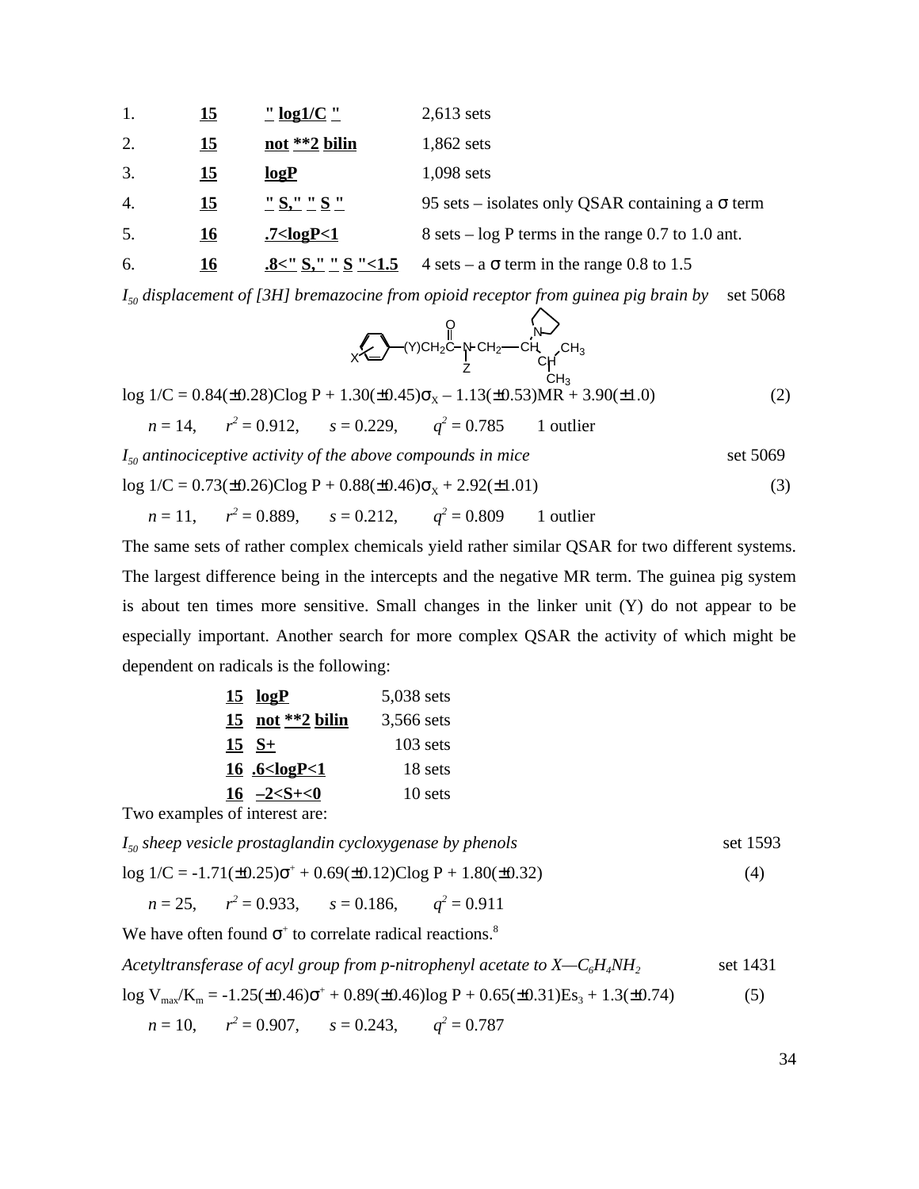| | | | |
|---|---|---|---|
| 1. | **15** | **" log1/C "** | 2,613 sets |
| 2. | **15** | **not \*\*2 bilin** | 1,862 sets |
| 3. | **15** | **logP** | 1,098 sets |
| 4. | **15** | **" S," " S "** | 95 sets – isolates only QSAR containing a σ term |
| 5. | **16** | **.7<logP<1** | 8 sets – log P terms in the range 0.7 to 1.0 ant. |
| 6. | **16** | **.8<" S," " S "<1.5** | 4 sets – a σ term in the range 0.8 to 1.5 |

*$I_{50}$ displacement of [3H] bremazocine from opioid receptor from guinea pig brain by* set 5068

X–C6H4–(Y)CH2C(=O)–N(Z)–CH2–CH(N-pyrrolidinyl)–CH(CH3)–CH3

$$\log 1/C = 0.84(\pm 0.28)\text{Clog P} + 1.30(\pm 0.45)\sigma_X - 1.13(\pm 0.53)\text{MR} + 3.90(\pm 1.0) \quad (2)$$

$n = 14$, $r^2 = 0.912$, $s = 0.229$, $q^2 = 0.785$ 1 outlier

*$I_{50}$ antinociceptive activity of the above compounds in mice* set 5069

$$\log 1/C = 0.73(\pm 0.26)\text{Clog P} + 0.88(\pm 0.46)\sigma_X + 2.92(\pm 1.01) \quad (3)$$

$n = 11$, $r^2 = 0.889$, $s = 0.212$, $q^2 = 0.809$ 1 outlier

The same sets of rather complex chemicals yield rather similar QSAR for two different systems. The largest difference being in the intercepts and the negative MR term. The guinea pig system is about ten times more sensitive. Small changes in the linker unit (Y) do not appear to be especially important. Another search for more complex QSAR the activity of which might be dependent on radicals is the following:

| | | |
|---|---|---|
| **15** | **logP** | 5,038 sets |
| **15** | **not \*\*2 bilin** | 3,566 sets |
| **15** | **S+** | 103 sets |
| **16** | **.6<logP<1** | 18 sets |
| **16** | **–2<S+<0** | 10 sets |

Two examples of interest are:

*$I_{50}$ sheep vesicle prostaglandin cycloxygenase by phenols* set 1593

$$\log 1/C = -1.71(\pm 0.25)\sigma^+ + 0.69(\pm 0.12)\text{Clog P} + 1.80(\pm 0.32) \quad (4)$$

$n = 25$, $r^2 = 0.933$, $s = 0.186$, $q^2 = 0.911$

We have often found $\sigma^+$ to correlate radical reactions.[8]

*Acetyltransferase of acyl group from p-nitrophenyl acetate to X—$C_6H_4NH_2$* set 1431

$$\log V_{max}/K_m = -1.25(\pm 0.46)\sigma^+ + 0.89(\pm 0.46)\log P + 0.65(\pm 0.31)Es_3 + 1.3(\pm 0.74) \quad (5)$$

$n = 10$, $r^2 = 0.907$, $s = 0.243$, $q^2 = 0.787$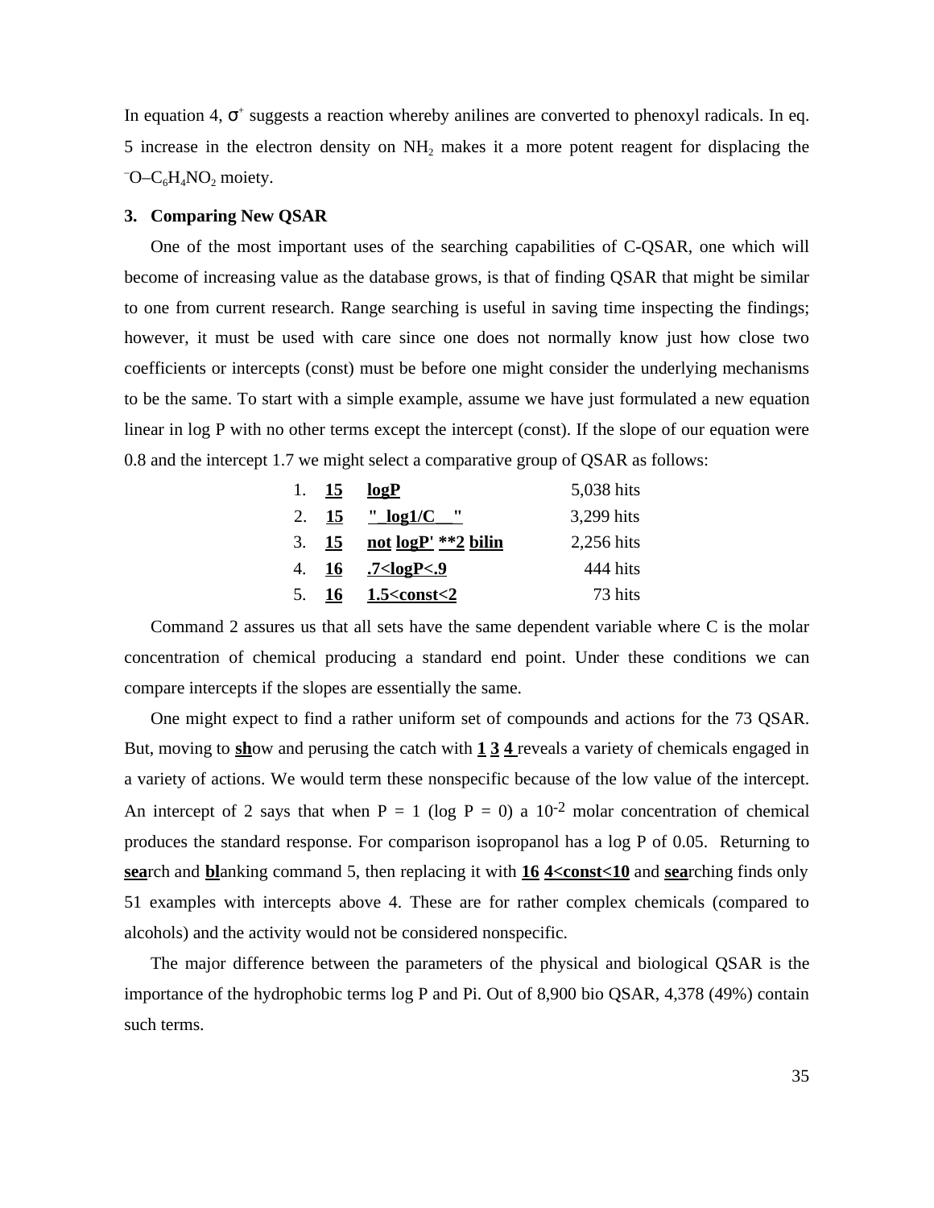In equation 4, $\sigma^+$ suggests a reaction whereby anilines are converted to phenoxyl radicals. In eq. 5 increase in the electron density on $NH_2$ makes it a more potent reagent for displacing the $^{-}O–C_6H_4NO_2$ moiety.

### 3. Comparing New QSAR

One of the most important uses of the searching capabilities of C-QSAR, one which will become of increasing value as the database grows, is that of finding QSAR that might be similar to one from current research. Range searching is useful in saving time inspecting the findings; however, it must be used with care since one does not normally know just how close two coefficients or intercepts (const) must be before one might consider the underlying mechanisms to be the same. To start with a simple example, assume we have just formulated a new equation linear in log P with no other terms except the intercept (const). If the slope of our equation were 0.8 and the intercept 1.7 we might select a comparative group of QSAR as follows:

| | | | |
|---|---|---|---|
| 1. | **15** | **logP** | 5,038 hits |
| 2. | **15** | **"_log1/C__"** | 3,299 hits |
| 3. | **15** | **not logP' **2 bilin** | 2,256 hits |
| 4. | **16** | **.7<logP<.9** | 444 hits |
| 5. | **16** | **1.5<const<2** | 73 hits |

Command 2 assures us that all sets have the same dependent variable where C is the molar concentration of chemical producing a standard end point. Under these conditions we can compare intercepts if the slopes are essentially the same.

One might expect to find a rather uniform set of compounds and actions for the 73 QSAR. But, moving to **sh**ow and perusing the catch with **1 3 4** reveals a variety of chemicals engaged in a variety of actions. We would term these nonspecific because of the low value of the intercept. An intercept of 2 says that when P = 1 (log P = 0) a $10^{-2}$ molar concentration of chemical produces the standard response. For comparison isopropanol has a log P of 0.05. Returning to **sea**rch and **bl**anking command 5, then replacing it with **16 4<const<10** and **sea**rching finds only 51 examples with intercepts above 4. These are for rather complex chemicals (compared to alcohols) and the activity would not be considered nonspecific.

The major difference between the parameters of the physical and biological QSAR is the importance of the hydrophobic terms log P and Pi. Out of 8,900 bio QSAR, 4,378 (49%) contain such terms.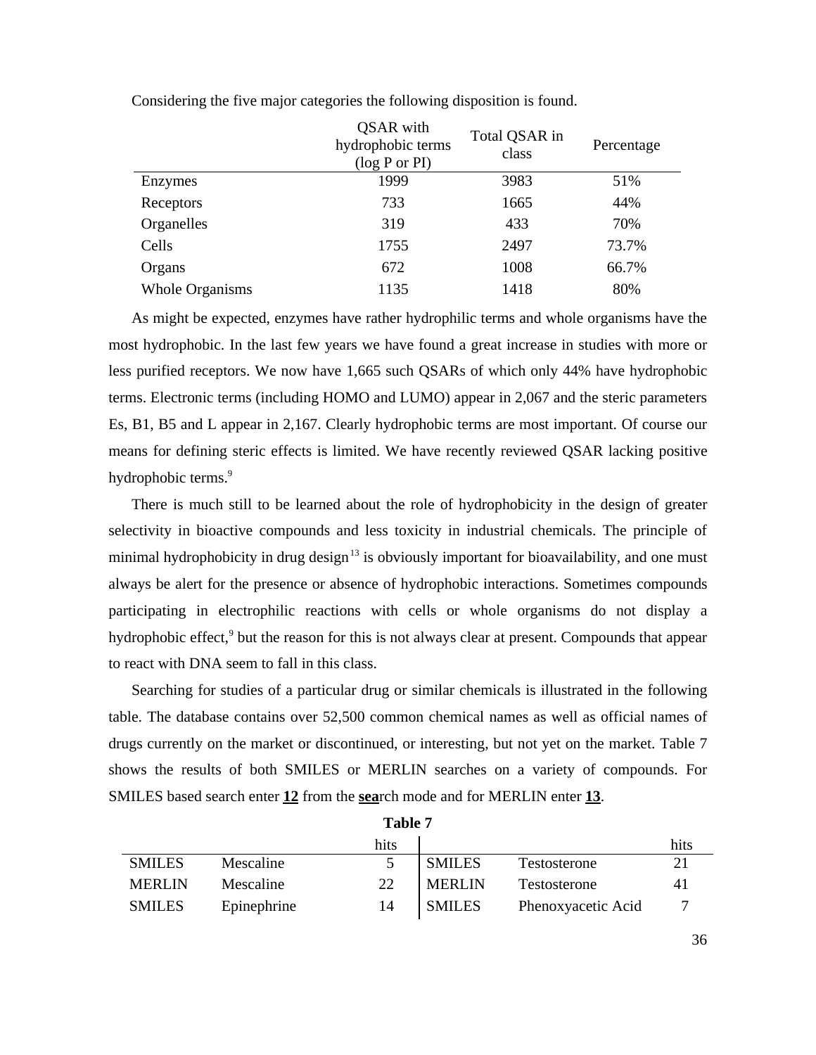Considering the five major categories the following disposition is found.

| | QSAR with hydrophobic terms (log P or PI) | Total QSAR in class | Percentage |
|---|---|---|---|
| Enzymes | 1999 | 3983 | 51% |
| Receptors | 733 | 1665 | 44% |
| Organelles | 319 | 433 | 70% |
| Cells | 1755 | 2497 | 73.7% |
| Organs | 672 | 1008 | 66.7% |
| Whole Organisms | 1135 | 1418 | 80% |

As might be expected, enzymes have rather hydrophilic terms and whole organisms have the most hydrophobic. In the last few years we have found a great increase in studies with more or less purified receptors. We now have 1,665 such QSARs of which only 44% have hydrophobic terms. Electronic terms (including HOMO and LUMO) appear in 2,067 and the steric parameters Es, B1, B5 and L appear in 2,167. Clearly hydrophobic terms are most important. Of course our means for defining steric effects is limited. We have recently reviewed QSAR lacking positive hydrophobic terms.[9]

There is much still to be learned about the role of hydrophobicity in the design of greater selectivity in bioactive compounds and less toxicity in industrial chemicals. The principle of minimal hydrophobicity in drug design[13] is obviously important for bioavailability, and one must always be alert for the presence or absence of hydrophobic interactions. Sometimes compounds participating in electrophilic reactions with cells or whole organisms do not display a hydrophobic effect,[9] but the reason for this is not always clear at present. Compounds that appear to react with DNA seem to fall in this class.

Searching for studies of a particular drug or similar chemicals is illustrated in the following table. The database contains over 52,500 common chemical names as well as official names of drugs currently on the market or discontinued, or interesting, but not yet on the market. Table 7 shows the results of both SMILES or MERLIN searches on a variety of compounds. For SMILES based search enter **12** from the **sea**rch mode and for MERLIN enter **13**.

**Table 7**

| | | hits | | | hits |
|---|---|---|---|---|---|
| SMILES | Mescaline | 5 | SMILES | Testosterone | 21 |
| MERLIN | Mescaline | 22 | MERLIN | Testosterone | 41 |
| SMILES | Epinephrine | 14 | SMILES | Phenoxyacetic Acid | 7 |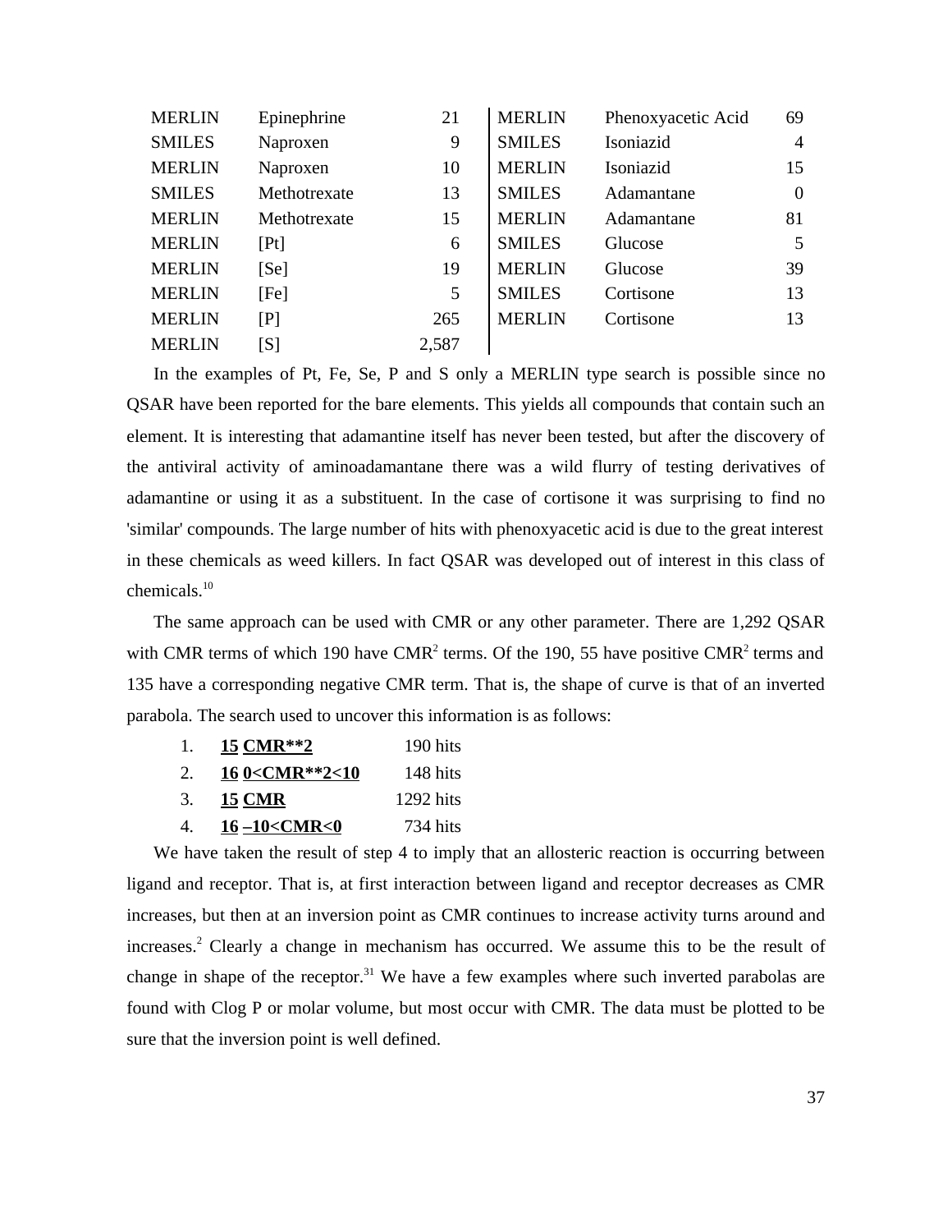| | | | | | |
|---|---|---|---|---|---|
| MERLIN | Epinephrine | 21 | MERLIN | Phenoxyacetic Acid | 69 |
| SMILES | Naproxen | 9 | SMILES | Isoniazid | 4 |
| MERLIN | Naproxen | 10 | MERLIN | Isoniazid | 15 |
| SMILES | Methotrexate | 13 | SMILES | Adamantane | 0 |
| MERLIN | Methotrexate | 15 | MERLIN | Adamantane | 81 |
| MERLIN | [Pt] | 6 | SMILES | Glucose | 5 |
| MERLIN | [Se] | 19 | MERLIN | Glucose | 39 |
| MERLIN | [Fe] | 5 | SMILES | Cortisone | 13 |
| MERLIN | [P] | 265 | MERLIN | Cortisone | 13 |
| MERLIN | [S] | 2,587 | | | |

In the examples of Pt, Fe, Se, P and S only a MERLIN type search is possible since no QSAR have been reported for the bare elements. This yields all compounds that contain such an element. It is interesting that adamantine itself has never been tested, but after the discovery of the antiviral activity of aminoadamantane there was a wild flurry of testing derivatives of adamantine or using it as a substituent. In the case of cortisone it was surprising to find no 'similar' compounds. The large number of hits with phenoxyacetic acid is due to the great interest in these chemicals as weed killers. In fact QSAR was developed out of interest in this class of chemicals.[10]

The same approach can be used with CMR or any other parameter. There are 1,292 QSAR with CMR terms of which 190 have $CMR^2$ terms. Of the 190, 55 have positive $CMR^2$ terms and 135 have a corresponding negative CMR term. That is, the shape of curve is that of an inverted parabola. The search used to uncover this information is as follows:

1. **15 CMR**2** 190 hits
2. **16 0<CMR**2<10** 148 hits
3. **15 CMR** 1292 hits
4. **16 –10<CMR<0** 734 hits

We have taken the result of step 4 to imply that an allosteric reaction is occurring between ligand and receptor. That is, at first interaction between ligand and receptor decreases as CMR increases, but then at an inversion point as CMR continues to increase activity turns around and increases.[2] Clearly a change in mechanism has occurred. We assume this to be the result of change in shape of the receptor.[31] We have a few examples where such inverted parabolas are found with Clog P or molar volume, but most occur with CMR. The data must be plotted to be sure that the inversion point is well defined.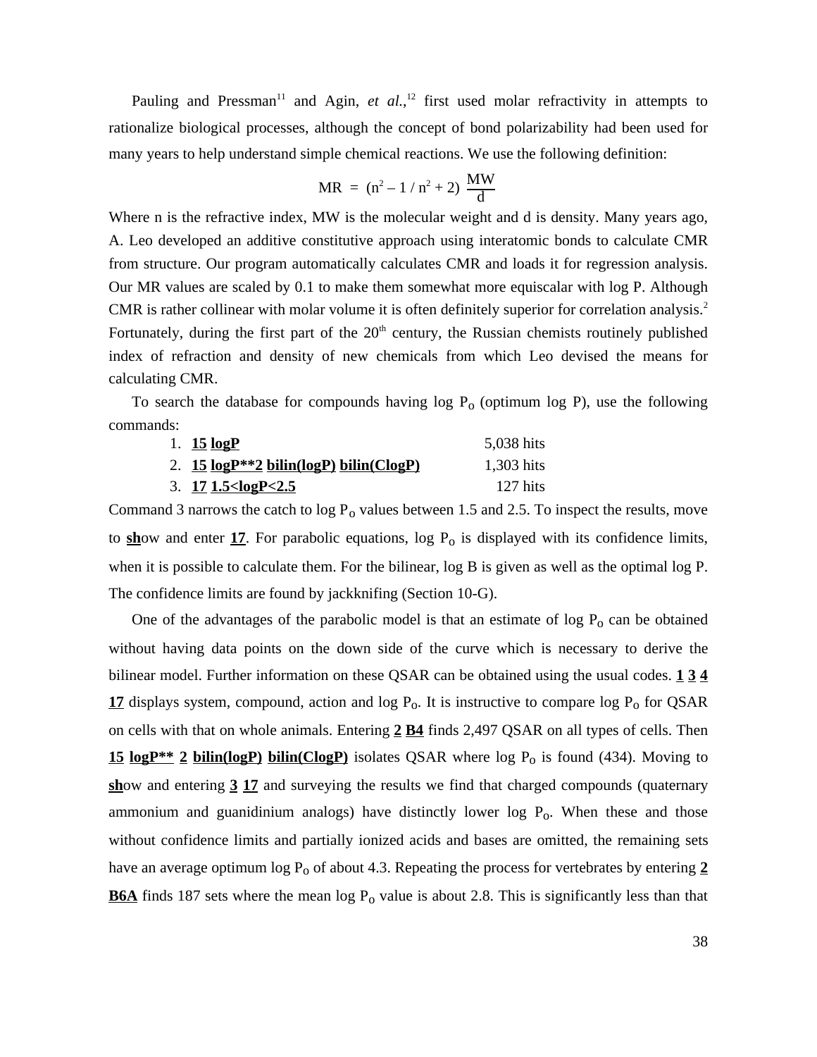Pauling and Pressman[11] and Agin, *et al.*,[12] first used molar refractivity in attempts to rationalize biological processes, although the concept of bond polarizability had been used for many years to help understand simple chemical reactions. We use the following definition:

$$MR = (n^2 - 1 / n^2 + 2) \frac{MW}{d}$$

Where n is the refractive index, MW is the molecular weight and d is density. Many years ago, A. Leo developed an additive constitutive approach using interatomic bonds to calculate CMR from structure. Our program automatically calculates CMR and loads it for regression analysis. Our MR values are scaled by 0.1 to make them somewhat more equiscalar with log P. Although CMR is rather collinear with molar volume it is often definitely superior for correlation analysis.[2] Fortunately, during the first part of the 20th century, the Russian chemists routinely published index of refraction and density of new chemicals from which Leo devised the means for calculating CMR.

To search the database for compounds having log $P_o$ (optimum log P), use the following commands:

1. **15** **logP** — 5,038 hits
2. **15** **logP**2** **bilin(logP)** **bilin(ClogP)** — 1,303 hits
3. **17** **1.5<logP<2.5** — 127 hits

Command 3 narrows the catch to log $P_o$ values between 1.5 and 2.5. To inspect the results, move to **sh**ow and enter **17**. For parabolic equations, log $P_o$ is displayed with its confidence limits, when it is possible to calculate them. For the bilinear, log B is given as well as the optimal log P. The confidence limits are found by jackknifing (Section 10-G).

One of the advantages of the parabolic model is that an estimate of log $P_o$ can be obtained without having data points on the down side of the curve which is necessary to derive the bilinear model. Further information on these QSAR can be obtained using the usual codes. **1** **3** **4** **17** displays system, compound, action and log $P_o$. It is instructive to compare log $P_o$ for QSAR on cells with that on whole animals. Entering **2** **B4** finds 2,497 QSAR on all types of cells. Then **15** **logP**** **2** **bilin(logP)** **bilin(ClogP)** isolates QSAR where log $P_o$ is found (434). Moving to **sh**ow and entering **3** **17** and surveying the results we find that charged compounds (quaternary ammonium and guanidinium analogs) have distinctly lower log $P_o$. When these and those without confidence limits and partially ionized acids and bases are omitted, the remaining sets have an average optimum log $P_o$ of about 4.3. Repeating the process for vertebrates by entering **2** **B6A** finds 187 sets where the mean log $P_o$ value is about 2.8. This is significantly less than that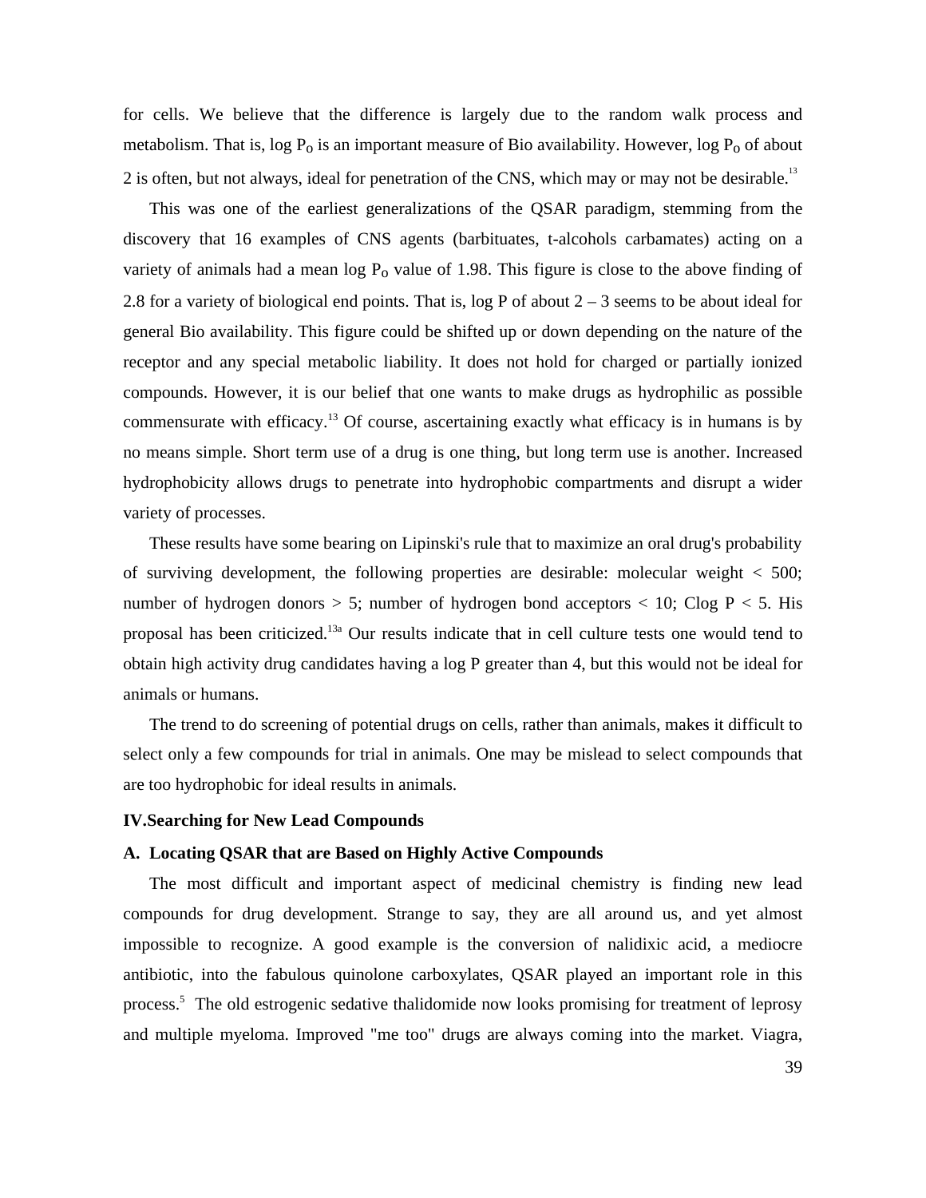for cells. We believe that the difference is largely due to the random walk process and metabolism. That is, log $P_o$ is an important measure of Bio availability. However, log $P_o$ of about 2 is often, but not always, ideal for penetration of the CNS, which may or may not be desirable.[13]

This was one of the earliest generalizations of the QSAR paradigm, stemming from the discovery that 16 examples of CNS agents (barbituates, t-alcohols carbamates) acting on a variety of animals had a mean log $P_o$ value of 1.98. This figure is close to the above finding of 2.8 for a variety of biological end points. That is, log P of about 2 – 3 seems to be about ideal for general Bio availability. This figure could be shifted up or down depending on the nature of the receptor and any special metabolic liability. It does not hold for charged or partially ionized compounds. However, it is our belief that one wants to make drugs as hydrophilic as possible commensurate with efficacy.[13] Of course, ascertaining exactly what efficacy is in humans is by no means simple. Short term use of a drug is one thing, but long term use is another. Increased hydrophobicity allows drugs to penetrate into hydrophobic compartments and disrupt a wider variety of processes.

These results have some bearing on Lipinski's rule that to maximize an oral drug's probability of surviving development, the following properties are desirable: molecular weight < 500; number of hydrogen donors > 5; number of hydrogen bond acceptors < 10; Clog P < 5. His proposal has been criticized.[13a] Our results indicate that in cell culture tests one would tend to obtain high activity drug candidates having a log P greater than 4, but this would not be ideal for animals or humans.

The trend to do screening of potential drugs on cells, rather than animals, makes it difficult to select only a few compounds for trial in animals. One may be mislead to select compounds that are too hydrophobic for ideal results in animals.

## IV. Searching for New Lead Compounds

### A. Locating QSAR that are Based on Highly Active Compounds

The most difficult and important aspect of medicinal chemistry is finding new lead compounds for drug development. Strange to say, they are all around us, and yet almost impossible to recognize. A good example is the conversion of nalidixic acid, a mediocre antibiotic, into the fabulous quinolone carboxylates, QSAR played an important role in this process.[5] The old estrogenic sedative thalidomide now looks promising for treatment of leprosy and multiple myeloma. Improved "me too" drugs are always coming into the market. Viagra,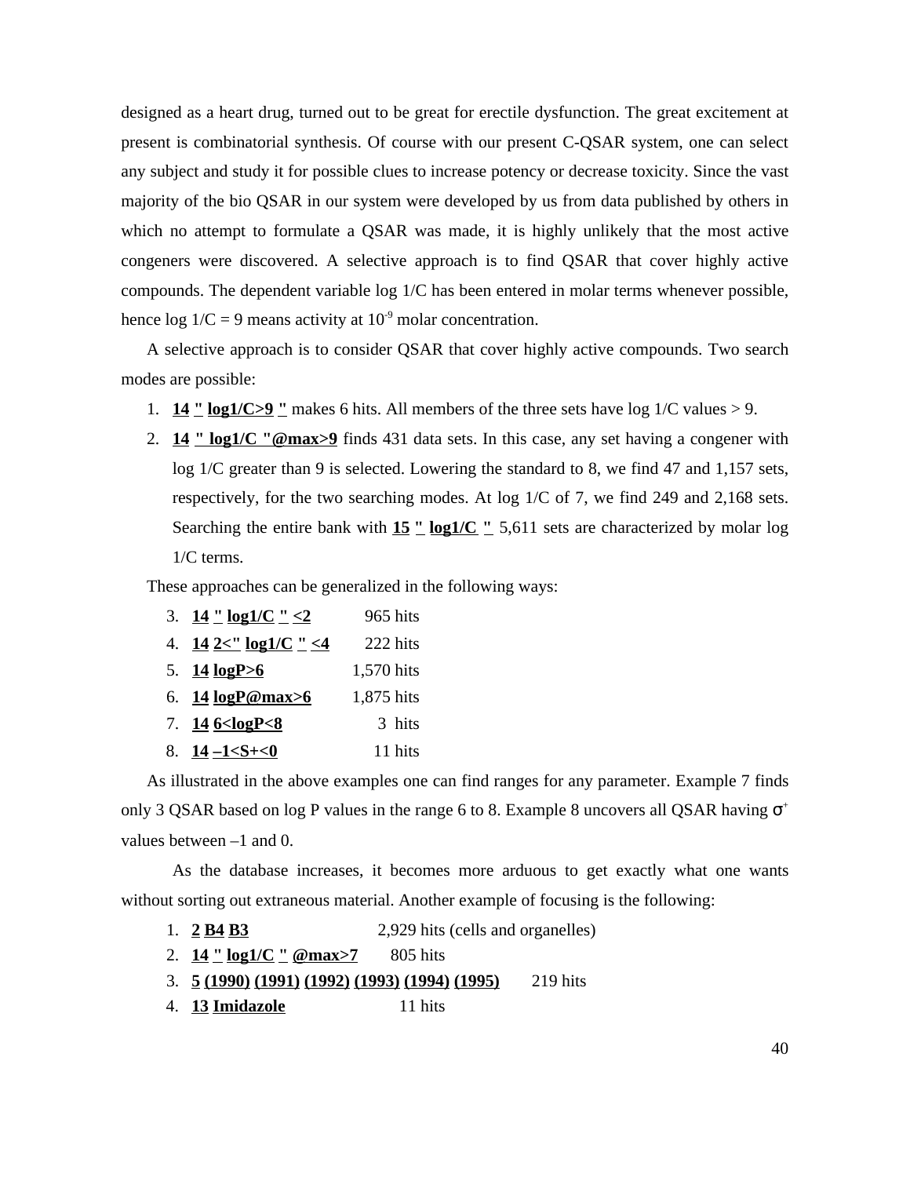designed as a heart drug, turned out to be great for erectile dysfunction. The great excitement at present is combinatorial synthesis. Of course with our present C-QSAR system, one can select any subject and study it for possible clues to increase potency or decrease toxicity. Since the vast majority of the bio QSAR in our system were developed by us from data published by others in which no attempt to formulate a QSAR was made, it is highly unlikely that the most active congeners were discovered. A selective approach is to find QSAR that cover highly active compounds. The dependent variable log 1/C has been entered in molar terms whenever possible, hence log 1/C = 9 means activity at $10^{-9}$ molar concentration.

A selective approach is to consider QSAR that cover highly active compounds. Two search modes are possible:

1. **14 " log1/C>9 "** makes 6 hits. All members of the three sets have log 1/C values > 9.
2. **14 " log1/C "@max>9** finds 431 data sets. In this case, any set having a congener with log 1/C greater than 9 is selected. Lowering the standard to 8, we find 47 and 1,157 sets, respectively, for the two searching modes. At log 1/C of 7, we find 249 and 2,168 sets. Searching the entire bank with **15 " log1/C "** 5,611 sets are characterized by molar log 1/C terms.

These approaches can be generalized in the following ways:

3. **14 " log1/C " <2** 965 hits
4. **14 2<" log1/C " <4** 222 hits
5. **14 logP>6** 1,570 hits
6. **14 logP@max>6** 1,875 hits
7. **14 6<logP<8** 3 hits
8. **14 –1<S+<0** 11 hits

As illustrated in the above examples one can find ranges for any parameter. Example 7 finds only 3 QSAR based on log P values in the range 6 to 8. Example 8 uncovers all QSAR having $\sigma^+$ values between –1 and 0.

As the database increases, it becomes more arduous to get exactly what one wants without sorting out extraneous material. Another example of focusing is the following:

1. **2 B4 B3** 2,929 hits (cells and organelles)
2. **14 " log1/C " @max>7** 805 hits
3. **5 (1990) (1991) (1992) (1993) (1994) (1995)** 219 hits
4. **13 Imidazole** 11 hits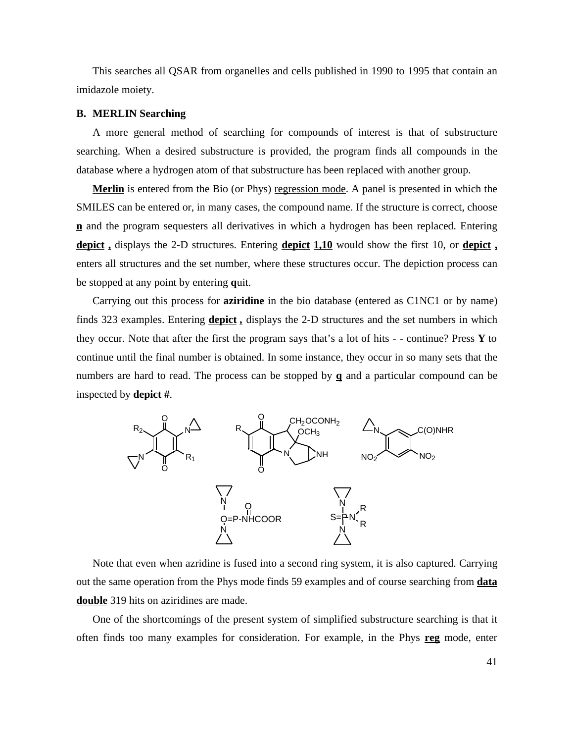This searches all QSAR from organelles and cells published in 1990 to 1995 that contain an imidazole moiety.

## B. MERLIN Searching

A more general method of searching for compounds of interest is that of substructure searching. When a desired substructure is provided, the program finds all compounds in the database where a hydrogen atom of that substructure has been replaced with another group.

**Merlin** is entered from the Bio (or Phys) regression mode. A panel is presented in which the SMILES can be entered or, in many cases, the compound name. If the structure is correct, choose **n** and the program sequesters all derivatives in which a hydrogen has been replaced. Entering **depict ,** displays the 2-D structures. Entering **depict 1,10** would show the first 10, or **depict ,** enters all structures and the set number, where these structures occur. The depiction process can be stopped at any point by entering **q**uit.

Carrying out this process for **aziridine** in the bio database (entered as C1NC1 or by name) finds 323 examples. Entering **depict ,** displays the 2-D structures and the set numbers in which they occur. Note that after the first the program says that's a lot of hits - - continue? Press **Y** to continue until the final number is obtained. In some instance, they occur in so many sets that the numbers are hard to read. The process can be stopped by **q** and a particular compound can be inspected by **depict #**.

Note that even when azridine is fused into a second ring system, it is also captured. Carrying out the same operation from the Phys mode finds 59 examples and of course searching from **data double** 319 hits on aziridines are made.

One of the shortcomings of the present system of simplified substructure searching is that it often finds too many examples for consideration. For example, in the Phys **reg** mode, enter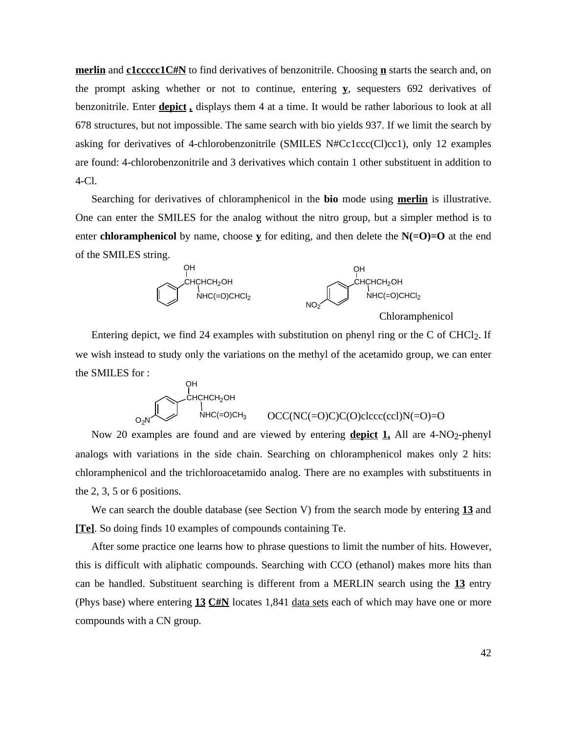**merlin** and **c1ccccc1C#N** to find derivatives of benzonitrile. Choosing **n** starts the search and, on the prompt asking whether or not to continue, entering **y**, sequesters 692 derivatives of benzonitrile. Enter **depict ,** displays them 4 at a time. It would be rather laborious to look at all 678 structures, but not impossible. The same search with bio yields 937. If we limit the search by asking for derivatives of 4-chlorobenzonitrile (SMILES N#Cc1ccc(Cl)cc1), only 12 examples are found: 4-chlorobenzonitrile and 3 derivatives which contain 1 other substituent in addition to 4-Cl.

Searching for derivatives of chloramphenicol in the **bio** mode using **merlin** is illustrative. One can enter the SMILES for the analog without the nitro group, but a simpler method is to enter **chloramphenicol** by name, choose **y** for editing, and then delete the **N(=O)=O** at the end of the SMILES string.

Chloramphenicol

Entering depict, we find 24 examples with substitution on phenyl ring or the C of $CHCl_2$. If we wish instead to study only the variations on the methyl of the acetamido group, we can enter the SMILES for :

OCC(NC(=O)C)C(O)clccc(ccl)N(=O)=O

Now 20 examples are found and are viewed by entering **depict** **1,** All are 4-$NO_2$-phenyl analogs with variations in the side chain. Searching on chloramphenicol makes only 2 hits: chloramphenicol and the trichloroacetamido analog. There are no examples with substituents in the 2, 3, 5 or 6 positions.

We can search the double database (see Section V) from the search mode by entering **13** and **[Te]**. So doing finds 10 examples of compounds containing Te.

After some practice one learns how to phrase questions to limit the number of hits. However, this is difficult with aliphatic compounds. Searching with CCO (ethanol) makes more hits than can be handled. Substituent searching is different from a MERLIN search using the **13** entry (Phys base) where entering **13** **C#N** locates 1,841 data sets each of which may have one or more compounds with a CN group.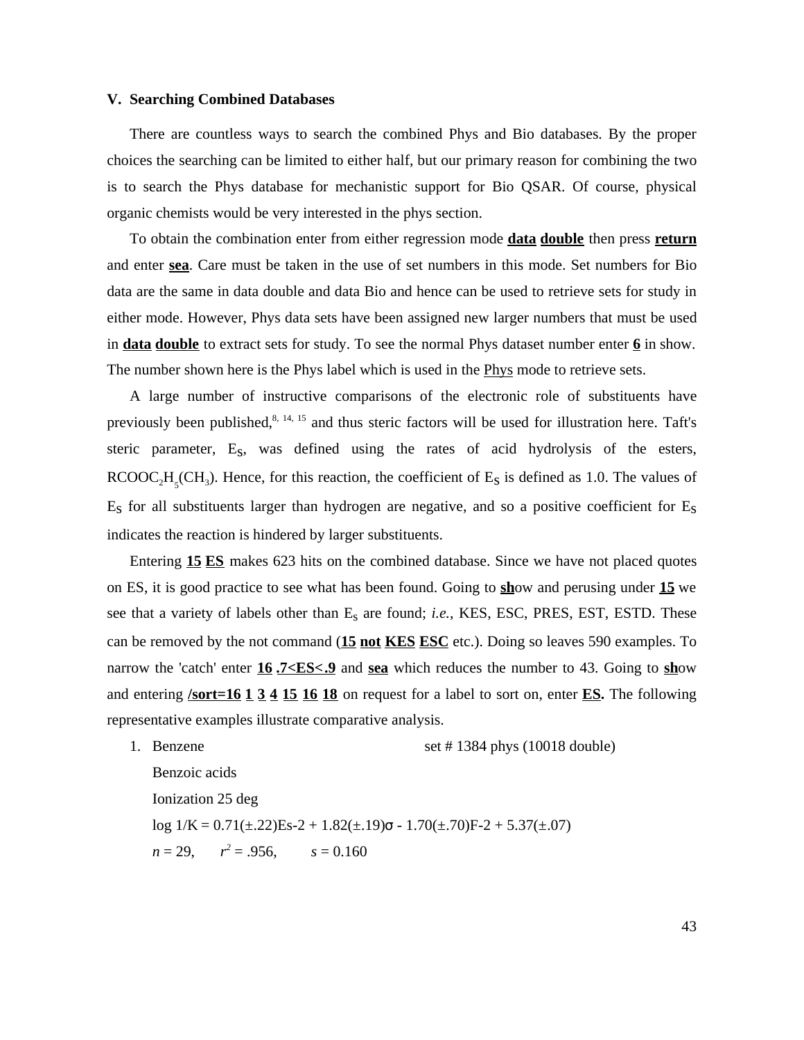## V. Searching Combined Databases

There are countless ways to search the combined Phys and Bio databases. By the proper choices the searching can be limited to either half, but our primary reason for combining the two is to search the Phys database for mechanistic support for Bio QSAR. Of course, physical organic chemists would be very interested in the phys section.

To obtain the combination enter from either regression mode **data double** then press **return** and enter **sea**. Care must be taken in the use of set numbers in this mode. Set numbers for Bio data are the same in data double and data Bio and hence can be used to retrieve sets for study in either mode. However, Phys data sets have been assigned new larger numbers that must be used in **data double** to extract sets for study. To see the normal Phys dataset number enter **6** in show. The number shown here is the Phys label which is used in the Phys mode to retrieve sets.

A large number of instructive comparisons of the electronic role of substituents have previously been published,[8, 14, 15] and thus steric factors will be used for illustration here. Taft's steric parameter, $E_S$, was defined using the rates of acid hydrolysis of the esters, $RCOOC_2H_5(CH_3)$. Hence, for this reaction, the coefficient of $E_S$ is defined as 1.0. The values of $E_S$ for all substituents larger than hydrogen are negative, and so a positive coefficient for $E_S$ indicates the reaction is hindered by larger substituents.

Entering **15** **ES** makes 623 hits on the combined database. Since we have not placed quotes on ES, it is good practice to see what has been found. Going to **sh**ow and perusing under **15** we see that a variety of labels other than $E_S$ are found; *i.e.*, KES, ESC, PRES, EST, ESTD. These can be removed by the not command (**15** **not** **KES** **ESC** etc.). Doing so leaves 590 examples. To narrow the 'catch' enter **16** **.7<ES<.9** and **sea** which reduces the number to 43. Going to **sh**ow and entering **/sort=16** **1** **3** **4** **15** **16** **18** on request for a label to sort on, enter **ES.** The following representative examples illustrate comparative analysis.

1. Benzene set # 1384 phys (10018 double)

   Benzoic acids

   Ionization 25 deg

   $\log 1/K = 0.71(\pm.22)Es\text{-}2 + 1.82(\pm.19)\sigma - 1.70(\pm.70)F\text{-}2 + 5.37(\pm.07)$

   $n = 29, \quad r^2 = .956, \quad s = 0.160$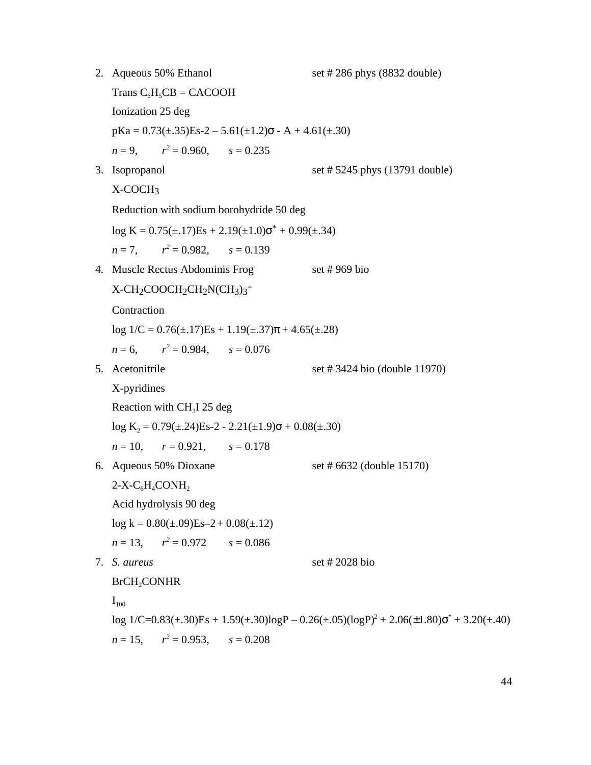2. Aqueous 50% Ethanol set # 286 phys (8832 double)

   Trans $C_6H_5CB = CACOOH$

   Ionization 25 deg

   pKa = 0.73(±.35)Es-2 – 5.61(±1.2)σ - A + 4.61(±.30)

   $n$ = 9, $r^2$ = 0.960, $s$ = 0.235

3. Isopropanol set # 5245 phys (13791 double)

   $X\text{-}COCH_3$

   Reduction with sodium borohydride 50 deg

   log K = 0.75(±.17)Es + 2.19(±1.0)$\sigma^*$ + 0.99(±.34)

   $n$ = 7, $r^2$ = 0.982, $s$ = 0.139

4. Muscle Rectus Abdominis Frog set # 969 bio

   $X\text{-}CH_2COOCH_2CH_2N(CH_3)_3^+$

   Contraction

   log 1/C = 0.76(±.17)Es + 1.19(±.37)π + 4.65(±.28)

   $n$ = 6, $r^2$ = 0.984, $s$ = 0.076

5. Acetonitrile set # 3424 bio (double 11970)

   X-pyridines

   Reaction with $CH_3I$ 25 deg

   log $K_2$ = 0.79(±.24)Es-2 - 2.21(±1.9)σ + 0.08(±.30)

   $n$ = 10, $r$ = 0.921, $s$ = 0.178

6. Aqueous 50% Dioxane set # 6632 (double 15170)

   $2\text{-}X\text{-}C_6H_4CONH_2$

   Acid hydrolysis 90 deg

   log k = 0.80(±.09)Es–2 + 0.08(±.12)

   $n$ = 13, $r^2$ = 0.972 $s$ = 0.086

7. *S. aureus* set # 2028 bio

   $BrCH_2CONHR$

   $I_{100}$

   log 1/C=0.83(±.30)Es + 1.59(±.30)logP – 0.26(±.05)$(\log P)^2$ + 2.06(±1.80)$\sigma^*$ + 3.20(±.40)

   $n$ = 15, $r^2$ = 0.953, $s$ = 0.208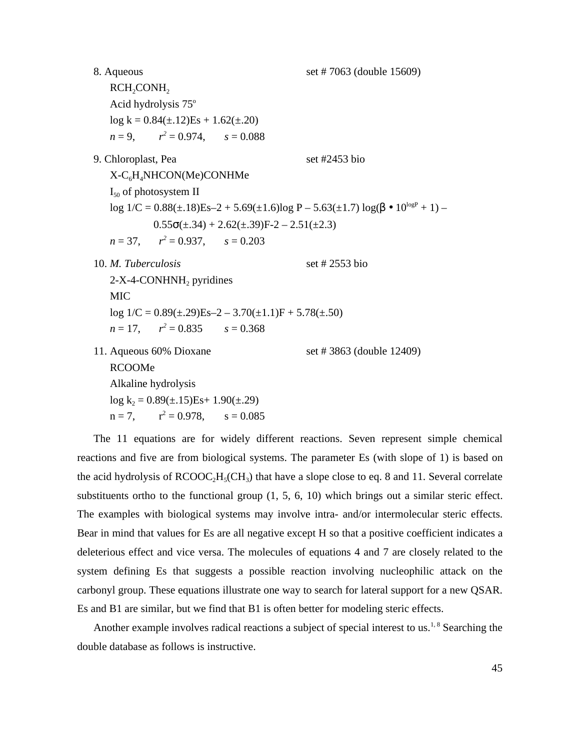8. Aqueous set # 7063 (double 15609)

$RCH_2CONH_2$

Acid hydrolysis 75°

$\log k = 0.84(\pm.12)Es + 1.62(\pm.20)$

$n = 9, \quad r^2 = 0.974, \quad s = 0.088$

9. Chloroplast, Pea set #2453 bio

$X\text{-}C_6H_4NHCON(Me)CONHMe$

$I_{50}$ of photosystem II

$\log 1/C = 0.88(\pm.18)Es\text{–}2 + 5.69(\pm1.6)\log P – 5.63(\pm1.7)\log(\beta \bullet 10^{\log P} + 1) – 0.55\sigma(\pm.34) + 2.62(\pm.39)F\text{-}2 – 2.51(\pm2.3)$

$n = 37, \quad r^2 = 0.937, \quad s = 0.203$

10. *M. Tuberculosis* set # 2553 bio

2-X-4-$CONHNH_2$ pyridines

MIC

$\log 1/C = 0.89(\pm.29)Es\text{–}2 – 3.70(\pm1.1)F + 5.78(\pm.50)$

$n = 17, \quad r^2 = 0.835 \quad s = 0.368$

11. Aqueous 60% Dioxane set # 3863 (double 12409)

RCOOMe

Alkaline hydrolysis

$\log k_2 = 0.89(\pm.15)Es + 1.90(\pm.29)$

$n = 7, \quad r^2 = 0.978, \quad s = 0.085$

The 11 equations are for widely different reactions. Seven represent simple chemical reactions and five are from biological systems. The parameter Es (with slope of 1) is based on the acid hydrolysis of $RCOOC_2H_5(CH_3)$ that have a slope close to eq. 8 and 11. Several correlate substituents ortho to the functional group (1, 5, 6, 10) which brings out a similar steric effect. The examples with biological systems may involve intra- and/or intermolecular steric effects. Bear in mind that values for Es are all negative except H so that a positive coefficient indicates a deleterious effect and vice versa. The molecules of equations 4 and 7 are closely related to the system defining Es that suggests a possible reaction involving nucleophilic attack on the carbonyl group. These equations illustrate one way to search for lateral support for a new QSAR. Es and B1 are similar, but we find that B1 is often better for modeling steric effects.

Another example involves radical reactions a subject of special interest to us.[1, 8] Searching the double database as follows is instructive.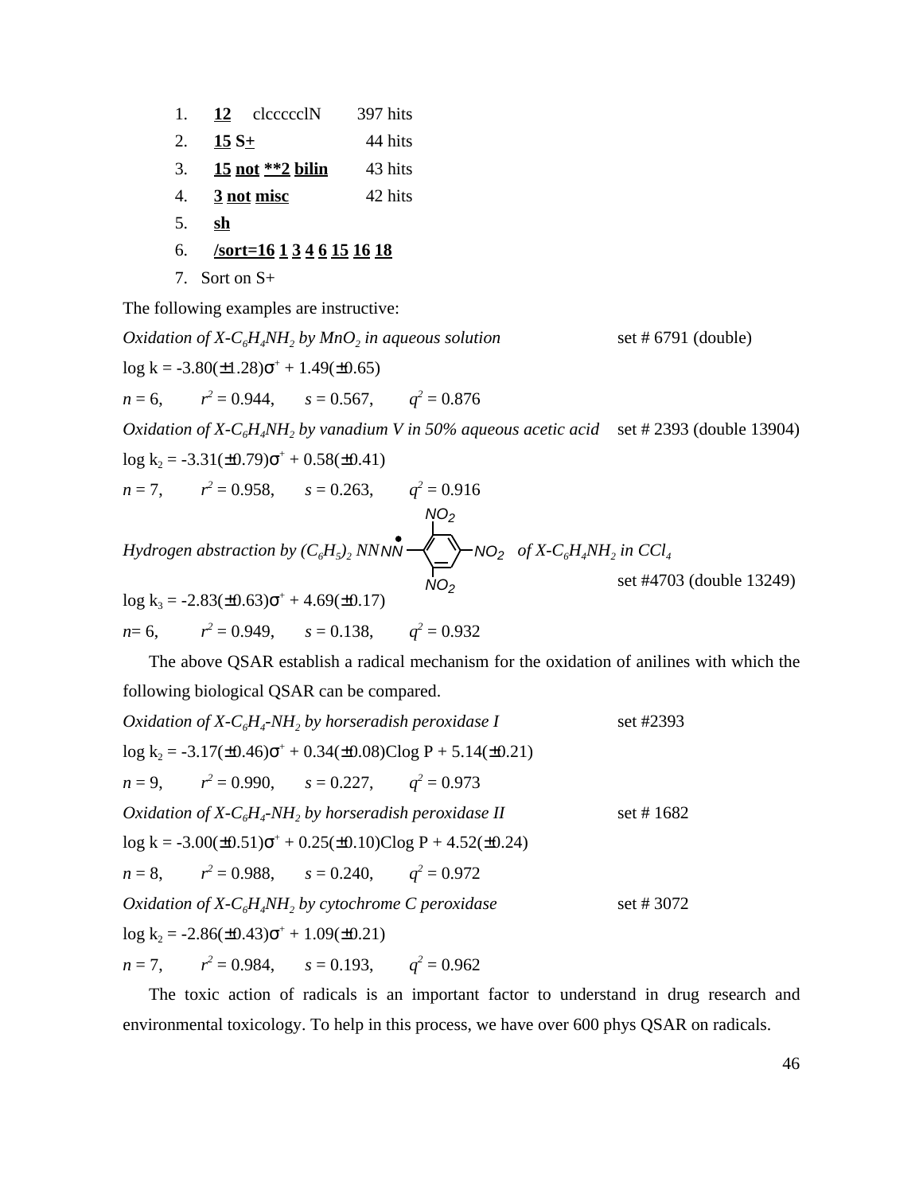1. **12** clccccclN 397 hits
2. **15 S+** 44 hits
3. **15 not **2 bilin** 43 hits
4. **3 not misc** 42 hits
5. **sh**
6. **/sort=16 1 3 4 6 15 16 18**
7. Sort on S+

The following examples are instructive:

*Oxidation of X-$C_6H_4NH_2$ by $MnO_2$ in aqueous solution* set # 6791 (double)

$\log k = -3.80(\pm1.28)\sigma^+ + 1.49(\pm0.65)$

$n = 6$, $r^2 = 0.944$, $s = 0.567$, $q^2 = 0.876$

*Oxidation of X-$C_6H_4NH_2$ by vanadium V in 50% aqueous acetic acid* set # 2393 (double 13904)

$\log k_2 = -3.31(\pm0.79)\sigma^+ + 0.58(\pm0.41)$

$n = 7$, $r^2 = 0.958$, $s = 0.263$, $q^2 = 0.916$

*Hydrogen abstraction by $(C_6H_5)_2$ NN•N–[2,4,6-$(NO_2)_3C_6H_2$] of X-$C_6H_4NH_2$ in $CCl_4$* set #4703 (double 13249)

$\log k_3 = -2.83(\pm0.63)\sigma^+ + 4.69(\pm0.17)$

$n= 6$, $r^2 = 0.949$, $s = 0.138$, $q^2 = 0.932$

The above QSAR establish a radical mechanism for the oxidation of anilines with which the following biological QSAR can be compared.

*Oxidation of X-$C_6H_4$-$NH_2$ by horseradish peroxidase I* set #2393

$\log k_2 = -3.17(\pm0.46)\sigma^+ + 0.34(\pm0.08)\text{Clog P} + 5.14(\pm0.21)$

$n = 9$, $r^2 = 0.990$, $s = 0.227$, $q^2 = 0.973$

*Oxidation of X-$C_6H_4$-$NH_2$ by horseradish peroxidase II* set # 1682

$\log k = -3.00(\pm0.51)\sigma^+ + 0.25(\pm0.10)\text{Clog P} + 4.52(\pm0.24)$

$n = 8$, $r^2 = 0.988$, $s = 0.240$, $q^2 = 0.972$

*Oxidation of X-$C_6H_4NH_2$ by cytochrome C peroxidase* set # 3072

$\log k_2 = -2.86(\pm0.43)\sigma^+ + 1.09(\pm0.21)$

$n = 7$, $r^2 = 0.984$, $s = 0.193$, $q^2 = 0.962$

The toxic action of radicals is an important factor to understand in drug research and environmental toxicology. To help in this process, we have over 600 phys QSAR on radicals.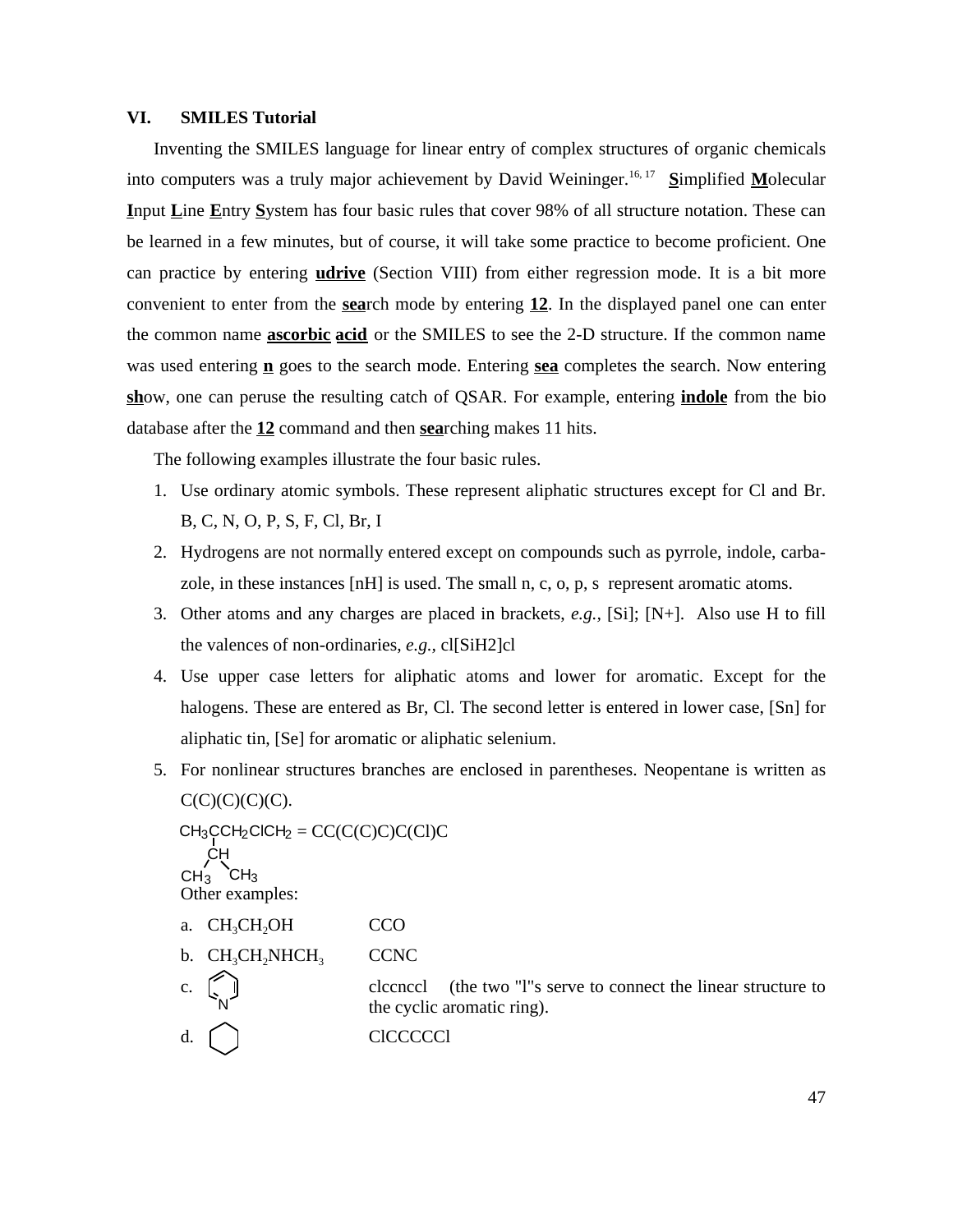## VI. SMILES Tutorial

Inventing the SMILES language for linear entry of complex structures of organic chemicals into computers was a truly major achievement by David Weininger.[16, 17] **S**implified **M**olecular **I**nput **L**ine **E**ntry **S**ystem has four basic rules that cover 98% of all structure notation. These can be learned in a few minutes, but of course, it will take some practice to become proficient. One can practice by entering **udrive** (Section VIII) from either regression mode. It is a bit more convenient to enter from the **sea**rch mode by entering **12**. In the displayed panel one can enter the common name **ascorbic acid** or the SMILES to see the 2-D structure. If the common name was used entering **n** goes to the search mode. Entering **sea** completes the search. Now entering **sh**ow, one can peruse the resulting catch of QSAR. For example, entering **indole** from the bio database after the **12** command and then **sea**rching makes 11 hits.

The following examples illustrate the four basic rules.

1. Use ordinary atomic symbols. These represent aliphatic structures except for Cl and Br. B, C, N, O, P, S, F, Cl, Br, I
2. Hydrogens are not normally entered except on compounds such as pyrrole, indole, carbazole, in these instances [nH] is used. The small n, c, o, p, s represent aromatic atoms.
3. Other atoms and any charges are placed in brackets, *e.g.*, [Si]; [N+]. Also use H to fill the valences of non-ordinaries, *e.g.*, cl[SiH2]cl
4. Use upper case letters for aliphatic atoms and lower for aromatic. Except for the halogens. These are entered as Br, Cl. The second letter is entered in lower case, [Sn] for aliphatic tin, [Se] for aromatic or aliphatic selenium.
5. For nonlinear structures branches are enclosed in parentheses. Neopentane is written as C(C)(C)(C)(C).

   $CH_3CCH_2ClCH_2$ (with CH bearing two $CH_3$ groups as branch) = CC(C(C)C)C(Cl)C

   Other examples:

   a. $CH_3CH_2OH$ — CCO

   b. $CH_3CH_2NHCH_3$ — CCNC

   c. (pyridine ring) — clccnccl (the two "l"s serve to connect the linear structure to the cyclic aromatic ring).

   d. (cyclohexane ring) — ClCCCCCl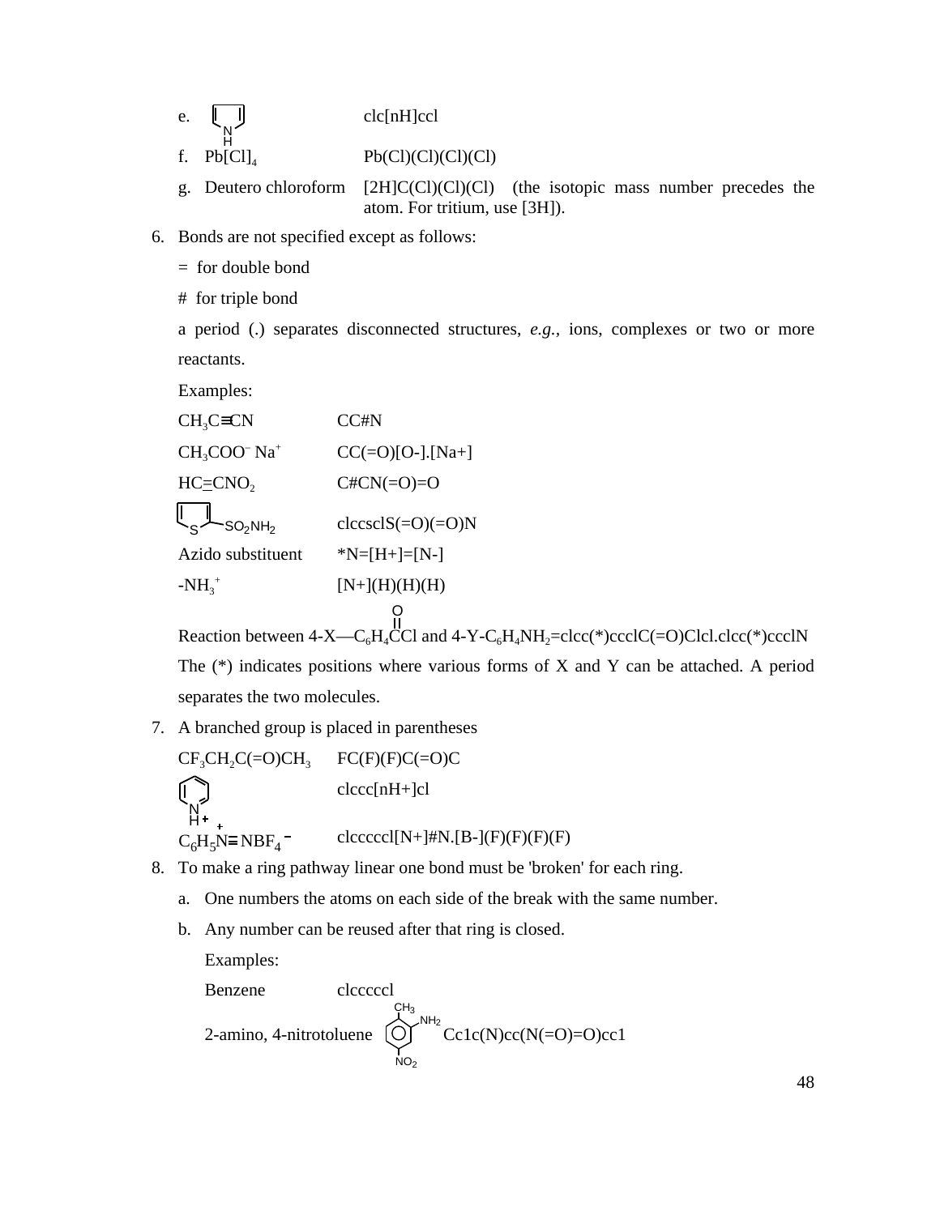e. (pyrrole structure) c1c[nH]cc1

f. $Pb[Cl]_4$ Pb(Cl)(Cl)(Cl)(Cl)

g. Deutero chloroform [2H]C(Cl)(Cl)(Cl) (the isotopic mass number precedes the atom. For tritium, use [3H]).

6. Bonds are not specified except as follows:

   = for double bond

   # for triple bond

   a period (.) separates disconnected structures, *e.g.*, ions, complexes or two or more reactants.

   Examples:

   | | |
   |---|---|
   | $CH_3C{\equiv}CN$ | CC#N |
   | $CH_3COO^- Na^+$ | CC(=O)[O-].[Na+] |
   | $HC{\equiv}CNO_2$ | C#CN(=O)=O |
   | (thiophene with $SO_2NH_2$) | c1ccsc1S(=O)(=O)N |
   | Azido substituent | *N=[H+]=[N-] |
   | $-NH_3^+$ | [N+](H)(H)(H) |

   Reaction between 4-X—$C_6H_4C(=O)Cl$ and 4-Y-$C_6H_4NH_2$=c1cc(*)ccc1C(=O)Cl.c1cc(*)ccc1N

   The (*) indicates positions where various forms of X and Y can be attached. A period separates the two molecules.

7. A branched group is placed in parentheses

   | | |
   |---|---|
   | $CF_3CH_2C(=O)CH_3$ | FC(F)(F)C(=O)C |
   | (pyridinium structure, $NH^+$) | c1ccc[nH+]c1 |
   | $C_6H_5\overset{+}{N}{\equiv}NBF_4^-$ | c1ccccc1[N+]#N.[B-](F)(F)(F)(F) |

8. To make a ring pathway linear one bond must be 'broken' for each ring.

   a. One numbers the atoms on each side of the break with the same number.

   b. Any number can be reused after that ring is closed.

      Examples:

      | | |
      |---|---|
      | Benzene | c1ccccc1 |
      | 2-amino, 4-nitrotoluene (structure with $CH_3$, $NH_2$, $NO_2$) | Cc1c(N)cc(N(=O)=O)cc1 |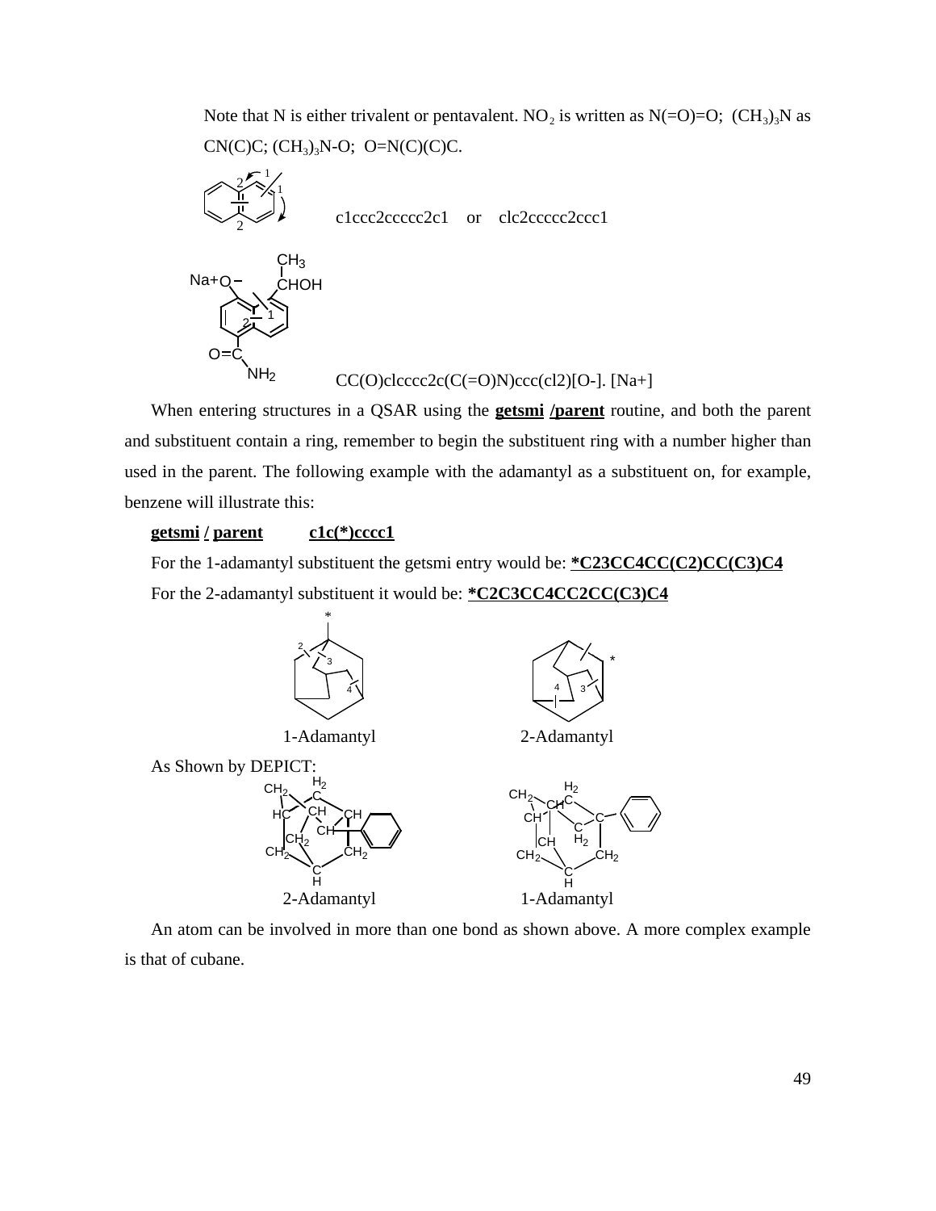Note that N is either trivalent or pentavalent. $NO_2$ is written as N(=O)=O; $(CH_3)_3N$ as CN(C)C; $(CH_3)_3N$-O; O=N(C)(C)C.

c1ccc2ccccc2c1 or clc2ccccc2ccc1

CC(O)clcccc2c(C(=O)N)ccc(cl2)[O-]. [Na+]

When entering structures in a QSAR using the **getsmi /parent** routine, and both the parent and substituent contain a ring, remember to begin the substituent ring with a number higher than used in the parent. The following example with the adamantyl as a substituent on, for example, benzene will illustrate this:

**getsmi / parent** **c1c(*)cccc1**

For the 1-adamantyl substituent the getsmi entry would be: **\*C23CC4CC(C2)CC(C3)C4**

For the 2-adamantyl substituent it would be: **\*C2C3CC4CC2CC(C3)C4**

1-Adamantyl 2-Adamantyl

As Shown by DEPICT:

2-Adamantyl 1-Adamantyl

An atom can be involved in more than one bond as shown above. A more complex example is that of cubane.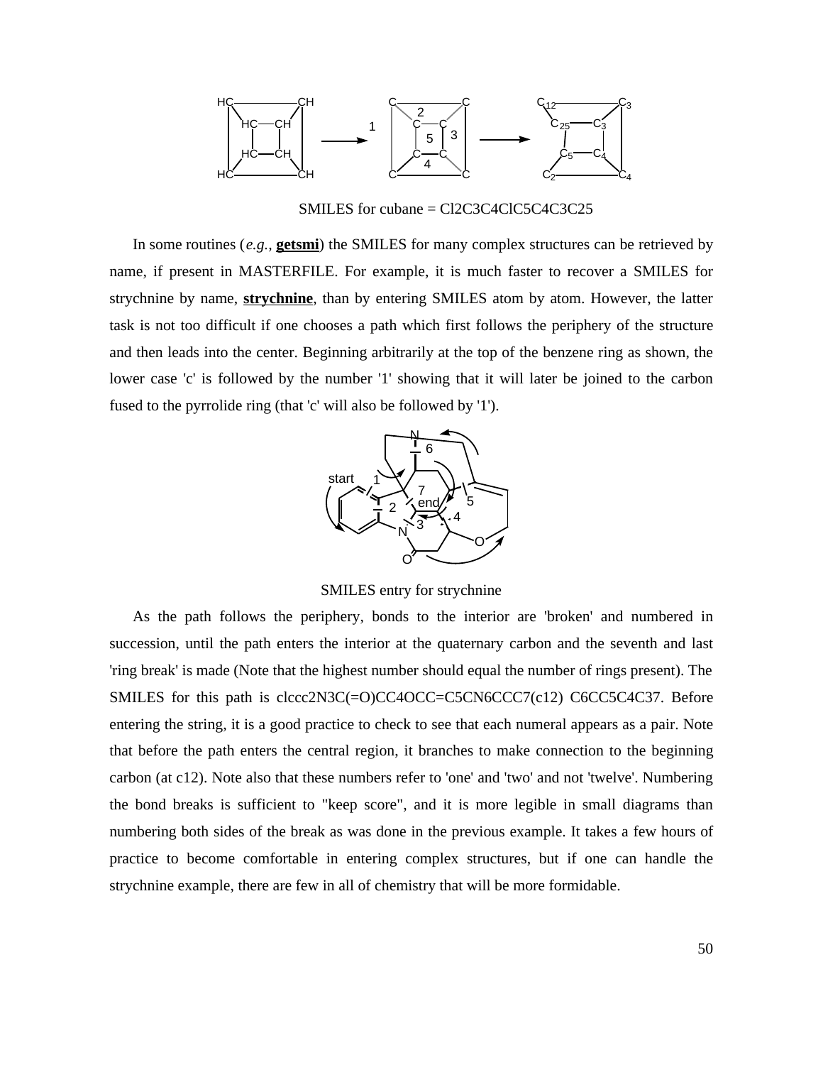SMILES for cubane = Cl2C3C4ClC5C4C3C25

In some routines (*e.g.,* **getsmi**) the SMILES for many complex structures can be retrieved by name, if present in MASTERFILE. For example, it is much faster to recover a SMILES for strychnine by name, **strychnine**, than by entering SMILES atom by atom. However, the latter task is not too difficult if one chooses a path which first follows the periphery of the structure and then leads into the center. Beginning arbitrarily at the top of the benzene ring as shown, the lower case 'c' is followed by the number '1' showing that it will later be joined to the carbon fused to the pyrrolide ring (that 'c' will also be followed by '1').

SMILES entry for strychnine

As the path follows the periphery, bonds to the interior are 'broken' and numbered in succession, until the path enters the interior at the quaternary carbon and the seventh and last 'ring break' is made (Note that the highest number should equal the number of rings present). The SMILES for this path is clccc2N3C(=O)CC4OCC=C5CN6CCC7(c12) C6CC5C4C37. Before entering the string, it is a good practice to check to see that each numeral appears as a pair. Note that before the path enters the central region, it branches to make connection to the beginning carbon (at c12). Note also that these numbers refer to 'one' and 'two' and not 'twelve'. Numbering the bond breaks is sufficient to "keep score", and it is more legible in small diagrams than numbering both sides of the break as was done in the previous example. It takes a few hours of practice to become comfortable in entering complex structures, but if one can handle the strychnine example, there are few in all of chemistry that will be more formidable.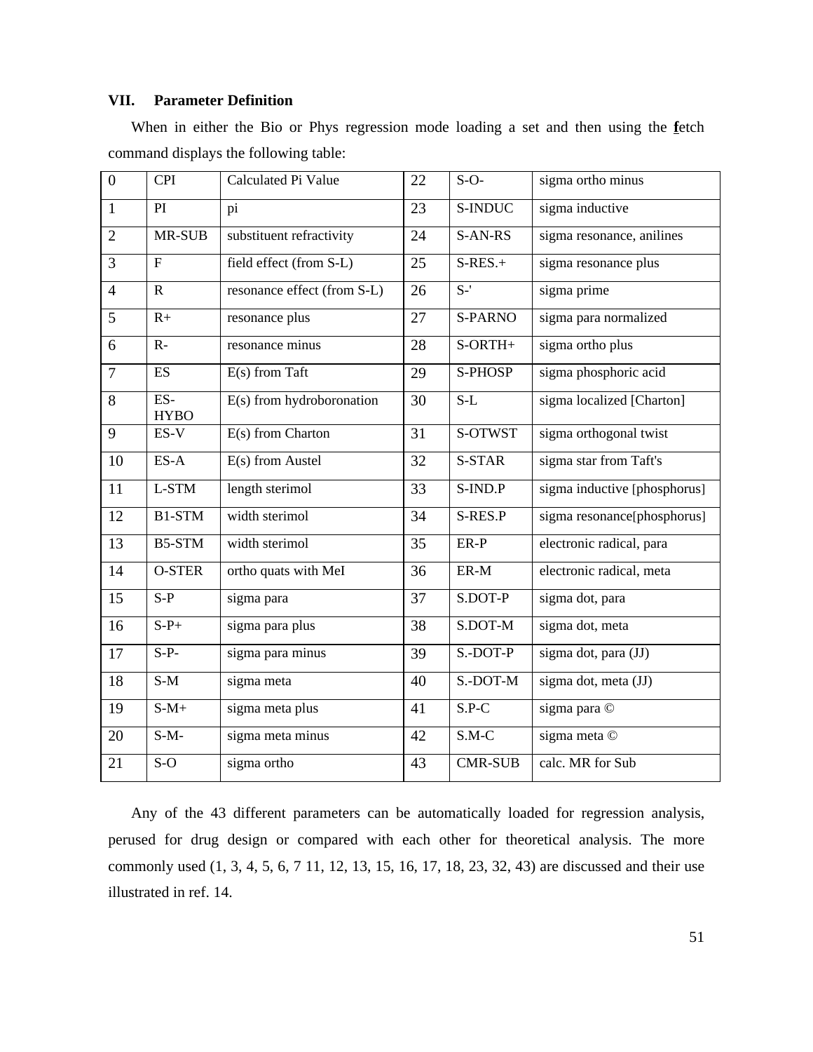## VII. Parameter Definition

When in either the Bio or Phys regression mode loading a set and then using the **f**etch command displays the following table:

| | | | | | |
|---|---|---|---|---|---|
| 0 | CPI | Calculated Pi Value | 22 | S-O- | sigma ortho minus |
| 1 | PI | pi | 23 | S-INDUC | sigma inductive |
| 2 | MR-SUB | substituent refractivity | 24 | S-AN-RS | sigma resonance, anilines |
| 3 | F | field effect (from S-L) | 25 | S-RES.+ | sigma resonance plus |
| 4 | R | resonance effect (from S-L) | 26 | S-' | sigma prime |
| 5 | R+ | resonance plus | 27 | S-PARNO | sigma para normalized |
| 6 | R- | resonance minus | 28 | S-ORTH+ | sigma ortho plus |
| 7 | ES | E(s) from Taft | 29 | S-PHOSP | sigma phosphoric acid |
| 8 | ES-HYBO | E(s) from hydroboronation | 30 | S-L | sigma localized [Charton] |
| 9 | ES-V | E(s) from Charton | 31 | S-OTWST | sigma orthogonal twist |
| 10 | ES-A | E(s) from Austel | 32 | S-STAR | sigma star from Taft's |
| 11 | L-STM | length sterimol | 33 | S-IND.P | sigma inductive [phosphorus] |
| 12 | B1-STM | width sterimol | 34 | S-RES.P | sigma resonance[phosphorus] |
| 13 | B5-STM | width sterimol | 35 | ER-P | electronic radical, para |
| 14 | O-STER | ortho quats with MeI | 36 | ER-M | electronic radical, meta |
| 15 | S-P | sigma para | 37 | S.DOT-P | sigma dot, para |
| 16 | S-P+ | sigma para plus | 38 | S.DOT-M | sigma dot, meta |
| 17 | S-P- | sigma para minus | 39 | S.-DOT-P | sigma dot, para (JJ) |
| 18 | S-M | sigma meta | 40 | S.-DOT-M | sigma dot, meta (JJ) |
| 19 | S-M+ | sigma meta plus | 41 | S.P-C | sigma para © |
| 20 | S-M- | sigma meta minus | 42 | S.M-C | sigma meta © |
| 21 | S-O | sigma ortho | 43 | CMR-SUB | calc. MR for Sub |

Any of the 43 different parameters can be automatically loaded for regression analysis, perused for drug design or compared with each other for theoretical analysis. The more commonly used (1, 3, 4, 5, 6, 7 11, 12, 13, 15, 16, 17, 18, 23, 32, 43) are discussed and their use illustrated in ref. 14.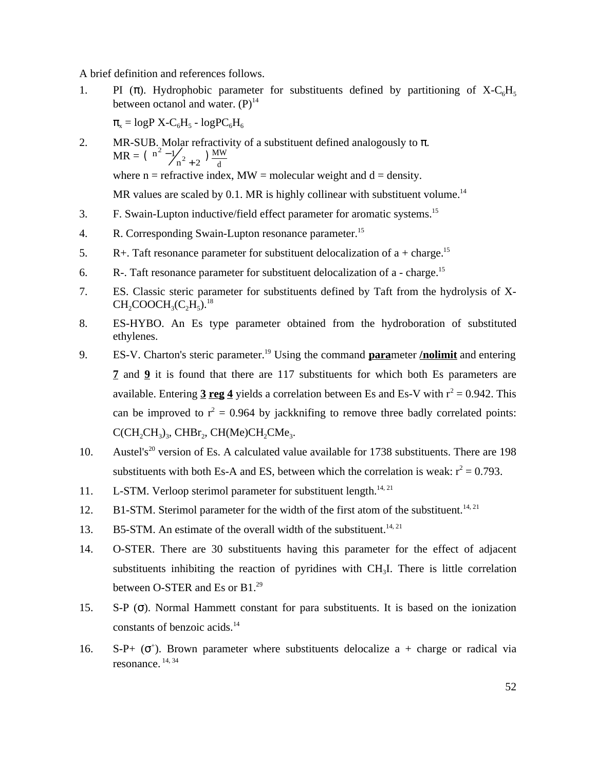A brief definition and references follows.

1. PI (π). Hydrophobic parameter for substituents defined by partitioning of X-$C_6H_5$ between octanol and water. (P)[14]

   $\pi_x = \log P\ X\text{-}C_6H_5 - \log P C_6H_6$

2. MR-SUB. Molar refractivity of a substituent defined analogously to π.
   $MR = \left( \frac{n^2 - 1}{n^2 + 2} \right) \frac{MW}{d}$
   where n = refractive index, MW = molecular weight and d = density.

   MR values are scaled by 0.1. MR is highly collinear with substituent volume.[14]

3. F. Swain-Lupton inductive/field effect parameter for aromatic systems.[15]

4. R. Corresponding Swain-Lupton resonance parameter.[15]

5. R+. Taft resonance parameter for substituent delocalization of a + charge.[15]

6. R-. Taft resonance parameter for substituent delocalization of a - charge.[15]

7. ES. Classic steric parameter for substituents defined by Taft from the hydrolysis of X-$CH_2COOCH_3(C_2H_5)$.[18]

8. ES-HYBO. An Es type parameter obtained from the hydroboration of substituted ethylenes.

9. ES-V. Charton's steric parameter.[19] Using the command **<u>para</u>**meter **<u>/nolimit</u>** and entering **<u>7</u>** and **<u>9</u>** it is found that there are 117 substituents for which both Es parameters are available. Entering **<u>3</u> <u>reg</u> <u>4</u>** yields a correlation between Es and Es-V with $r^2 = 0.942$. This can be improved to $r^2 = 0.964$ by jackknifing to remove three badly correlated points: $C(CH_2CH_3)_3$, $CHBr_2$, $CH(Me)CH_2CMe_3$.

10. Austel's[20] version of Es. A calculated value available for 1738 substituents. There are 198 substituents with both Es-A and ES, between which the correlation is weak: $r^2 = 0.793$.

11. L-STM. Verloop sterimol parameter for substituent length.[14, 21]

12. B1-STM. Sterimol parameter for the width of the first atom of the substituent.[14, 21]

13. B5-STM. An estimate of the overall width of the substituent.[14, 21]

14. O-STER. There are 30 substituents having this parameter for the effect of adjacent substituents inhibiting the reaction of pyridines with $CH_3I$. There is little correlation between O-STER and Es or B1.[29]

15. S-P (σ). Normal Hammett constant for para substituents. It is based on the ionization constants of benzoic acids.[14]

16. S-P+ ($\sigma^+$). Brown parameter where substituents delocalize a + charge or radical via resonance.[14, 34]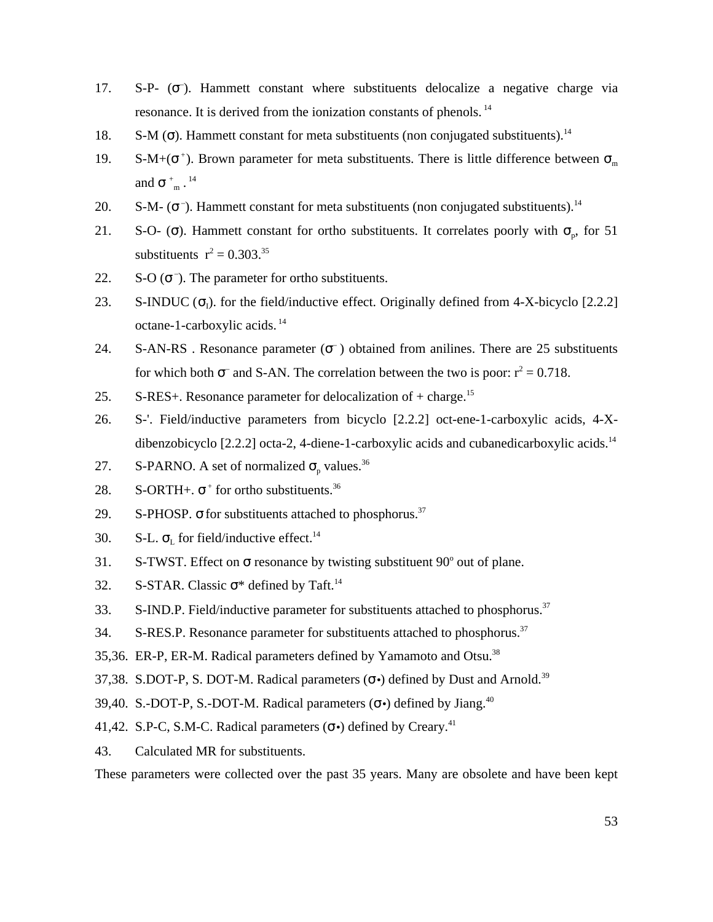17. S-P- ($\sigma^-$). Hammett constant where substituents delocalize a negative charge via resonance. It is derived from the ionization constants of phenols. [14]
18. S-M ($\sigma$). Hammett constant for meta substituents (non conjugated substituents).[14]
19. S-M+($\sigma^+$). Brown parameter for meta substituents. There is little difference between $\sigma_m$ and $\sigma^+_m$ . [14]
20. S-M- ($\sigma^-$). Hammett constant for meta substituents (non conjugated substituents).[14]
21. S-O- ($\sigma$). Hammett constant for ortho substituents. It correlates poorly with $\sigma_p$, for 51 substituents $r^2 = 0.303$.[35]
22. S-O ($\sigma^-$). The parameter for ortho substituents.
23. S-INDUC ($\sigma_I$). for the field/inductive effect. Originally defined from 4-X-bicyclo [2.2.2] octane-1-carboxylic acids. [14]
24. S-AN-RS . Resonance parameter ($\sigma^-$) obtained from anilines. There are 25 substituents for which both $\sigma^-$ and S-AN. The correlation between the two is poor: $r^2 = 0.718$.
25. S-RES+. Resonance parameter for delocalization of + charge.[15]
26. S-'. Field/inductive parameters from bicyclo [2.2.2] oct-ene-1-carboxylic acids, 4-X-dibenzobicyclo [2.2.2] octa-2, 4-diene-1-carboxylic acids and cubanedicarboxylic acids.[14]
27. S-PARNO. A set of normalized $\sigma_p$ values.[36]
28. S-ORTH+. $\sigma^+$ for ortho substituents.[36]
29. S-PHOSP. $\sigma$ for substituents attached to phosphorus.[37]
30. S-L. $\sigma_L$ for field/inductive effect.[14]
31. S-TWST. Effect on $\sigma$ resonance by twisting substituent $90^o$ out of plane.
32. S-STAR. Classic $\sigma$* defined by Taft.[14]
33. S-IND.P. Field/inductive parameter for substituents attached to phosphorus.[37]
34. S-RES.P. Resonance parameter for substituents attached to phosphorus.[37]

35,36. ER-P, ER-M. Radical parameters defined by Yamamoto and Otsu.[38]

37,38. S.DOT-P, S. DOT-M. Radical parameters ($\sigma$•) defined by Dust and Arnold.[39]

39,40. S.-DOT-P, S.-DOT-M. Radical parameters ($\sigma$•) defined by Jiang.[40]

41,42. S.P-C, S.M-C. Radical parameters ($\sigma$•) defined by Creary.[41]

43. Calculated MR for substituents.

These parameters were collected over the past 35 years. Many are obsolete and have been kept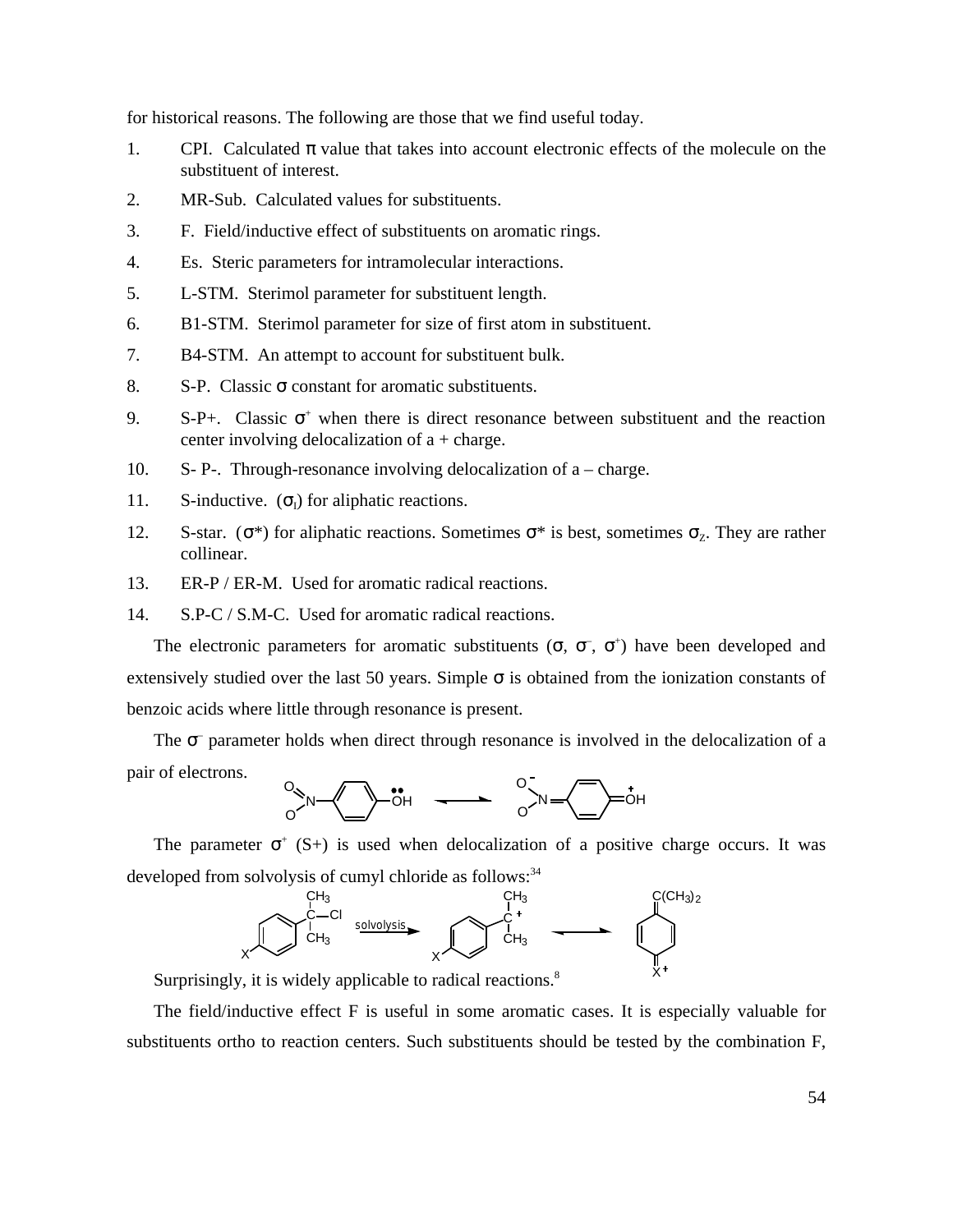for historical reasons. The following are those that we find useful today.

1. CPI. Calculated π value that takes into account electronic effects of the molecule on the substituent of interest.
2. MR-Sub. Calculated values for substituents.
3. F. Field/inductive effect of substituents on aromatic rings.
4. Es. Steric parameters for intramolecular interactions.
5. L-STM. Sterimol parameter for substituent length.
6. B1-STM. Sterimol parameter for size of first atom in substituent.
7. B4-STM. An attempt to account for substituent bulk.
8. S-P. Classic σ constant for aromatic substituents.
9. S-P+. Classic $\sigma^+$ when there is direct resonance between substituent and the reaction center involving delocalization of a + charge.
10. S- P-. Through-resonance involving delocalization of a – charge.
11. S-inductive. ($\sigma_I$) for aliphatic reactions.
12. S-star. (σ*) for aliphatic reactions. Sometimes σ* is best, sometimes $\sigma_Z$. They are rather collinear.
13. ER-P / ER-M. Used for aromatic radical reactions.
14. S.P-C / S.M-C. Used for aromatic radical reactions.

The electronic parameters for aromatic substituents (σ, $\sigma^-$, $\sigma^+$) have been developed and extensively studied over the last 50 years. Simple σ is obtained from the ionization constants of benzoic acids where little through resonance is present.

The $\sigma^-$ parameter holds when direct through resonance is involved in the delocalization of a pair of electrons.

$O_2N-C_6H_4-\ddot{O}H \longleftrightarrow {}^-O(O)N=C_6H_4=\overset{+}{O}H$

The parameter $\sigma^+$ (S+) is used when delocalization of a positive charge occurs. It was developed from solvolysis of cumyl chloride as follows:[34]

$X-C_6H_4-C(CH_3)_2Cl \xrightarrow{\text{solvolysis}} X-C_6H_4-C^+(CH_3)_2 \longleftrightarrow X^+=C_6H_4=C(CH_3)_2$

Surprisingly, it is widely applicable to radical reactions.[8]

The field/inductive effect F is useful in some aromatic cases. It is especially valuable for substituents ortho to reaction centers. Such substituents should be tested by the combination F,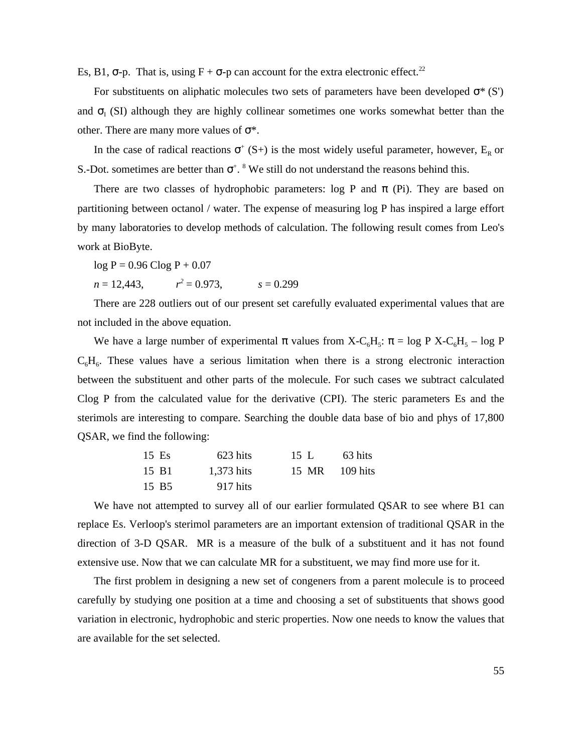Es, B1, σ-p. That is, using F + σ-p can account for the extra electronic effect.[22]

For substituents on aliphatic molecules two sets of parameters have been developed σ* (S') and $\sigma_I$ (SI) although they are highly collinear sometimes one works somewhat better than the other. There are many more values of σ*.

In the case of radical reactions $\sigma^+$ (S+) is the most widely useful parameter, however, $E_R$ or S.-Dot. sometimes are better than $\sigma^+$. [8] We still do not understand the reasons behind this.

There are two classes of hydrophobic parameters: log P and π (Pi). They are based on partitioning between octanol / water. The expense of measuring log P has inspired a large effort by many laboratories to develop methods of calculation. The following result comes from Leo's work at BioByte.

log P = 0.96 Clog P + 0.07

$n$ = 12,443, $r^2$ = 0.973, $s$ = 0.299

There are 228 outliers out of our present set carefully evaluated experimental values that are not included in the above equation.

We have a large number of experimental π values from X-$C_6H_5$: π = log P X-$C_6H_5$ – log P $C_6H_6$. These values have a serious limitation when there is a strong electronic interaction between the substituent and other parts of the molecule. For such cases we subtract calculated Clog P from the calculated value for the derivative (CPI). The steric parameters Es and the sterimols are interesting to compare. Searching the double data base of bio and phys of 17,800 QSAR, we find the following:

| | | | | |
|---|---|---|---|---|
| 15 Es | 623 hits | | 15 L | 63 hits |
| 15 B1 | 1,373 hits | | 15 MR | 109 hits |
| 15 B5 | 917 hits | | | |

We have not attempted to survey all of our earlier formulated QSAR to see where B1 can replace Es. Verloop's sterimol parameters are an important extension of traditional QSAR in the direction of 3-D QSAR. MR is a measure of the bulk of a substituent and it has not found extensive use. Now that we can calculate MR for a substituent, we may find more use for it.

The first problem in designing a new set of congeners from a parent molecule is to proceed carefully by studying one position at a time and choosing a set of substituents that shows good variation in electronic, hydrophobic and steric properties. Now one needs to know the values that are available for the set selected.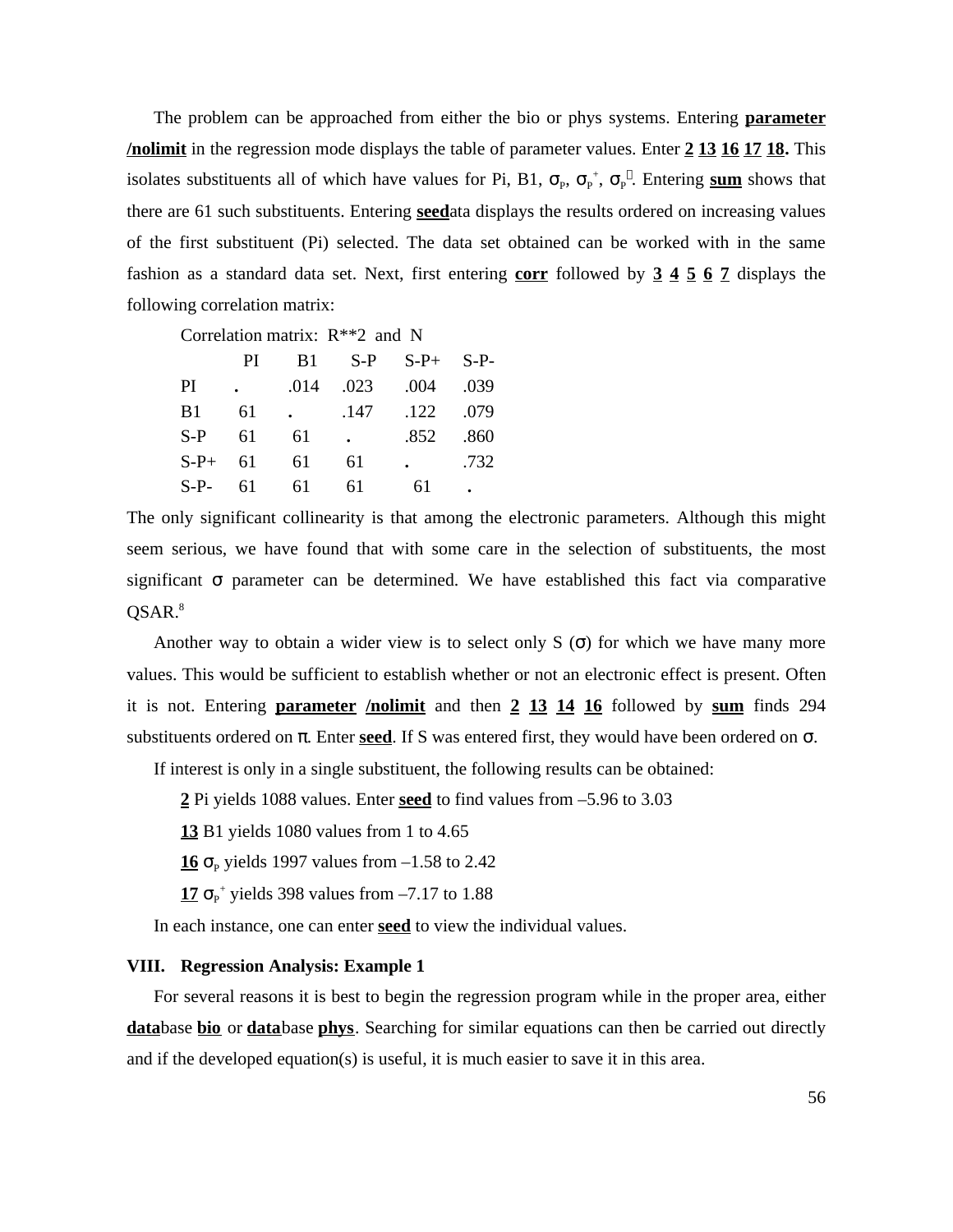The problem can be approached from either the bio or phys systems. Entering **parameter /nolimit** in the regression mode displays the table of parameter values. Enter **2** **13** **16** **17** **18.** This isolates substituents all of which have values for Pi, B1, $\sigma_P$, $\sigma_P^+$, $\sigma_P^-$. Entering **sum** shows that there are 61 such substituents. Entering **seed**ata displays the results ordered on increasing values of the first substituent (Pi) selected. The data set obtained can be worked with in the same fashion as a standard data set. Next, first entering **corr** followed by **3** **4** **5** **6** **7** displays the following correlation matrix:

Correlation matrix: R**2 and N

| | PI | B1 | S-P | S-P+ | S-P- |
|---|---|---|---|---|---|
| PI | . | .014 | .023 | .004 | .039 |
| B1 | 61 | . | .147 | .122 | .079 |
| S-P | 61 | 61 | . | .852 | .860 |
| S-P+ | 61 | 61 | 61 | . | .732 |
| S-P- | 61 | 61 | 61 | 61 | . |

The only significant collinearity is that among the electronic parameters. Although this might seem serious, we have found that with some care in the selection of substituents, the most significant $\sigma$ parameter can be determined. We have established this fact via comparative QSAR.[8]

Another way to obtain a wider view is to select only S ($\sigma$) for which we have many more values. This would be sufficient to establish whether or not an electronic effect is present. Often it is not. Entering **parameter** **/nolimit** and then **2** **13** **14** **16** followed by **sum** finds 294 substituents ordered on $\pi$. Enter **seed**. If S was entered first, they would have been ordered on $\sigma$.

If interest is only in a single substituent, the following results can be obtained:

**2** Pi yields 1088 values. Enter **seed** to find values from –5.96 to 3.03

**13** B1 yields 1080 values from 1 to 4.65

**16** $\sigma_P$ yields 1997 values from –1.58 to 2.42

**17** $\sigma_P^+$ yields 398 values from –7.17 to 1.88

In each instance, one can enter **seed** to view the individual values.

## VIII. Regression Analysis: Example 1

For several reasons it is best to begin the regression program while in the proper area, either **data**base **bio** or **data**base **phys**. Searching for similar equations can then be carried out directly and if the developed equation(s) is useful, it is much easier to save it in this area.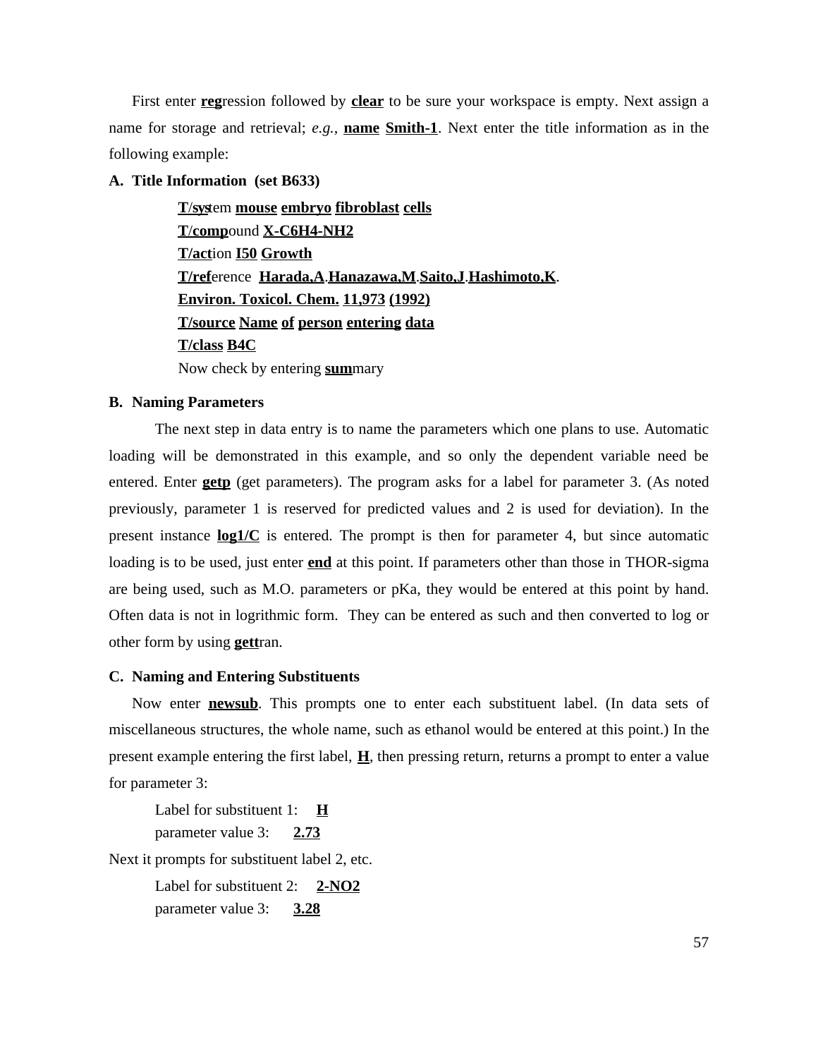First enter **reg**ression followed by **clear** to be sure your workspace is empty. Next assign a name for storage and retrieval; *e.g.,* **name** **Smith-1**. Next enter the title information as in the following example:

**A. Title Information (set B633)**

> **T/sys**tem **mouse** **embryo** **fibroblast** **cells**
> **T/comp**ound **X-C6H4-NH2**
> **T/act**ion **I50** **Growth**
> **T/ref**erence **Harada,A**.**Hanazawa,M**.**Saito,J**.**Hashimoto,K**.
> **Environ. Toxicol. Chem.** **11,973** **(1992)**
> **T/source** **Name** **of** **person** **entering** **data**
> **T/class** **B4C**
> Now check by entering **sum**mary

**B. Naming Parameters**

The next step in data entry is to name the parameters which one plans to use. Automatic loading will be demonstrated in this example, and so only the dependent variable need be entered. Enter **getp** (get parameters). The program asks for a label for parameter 3. (As noted previously, parameter 1 is reserved for predicted values and 2 is used for deviation). In the present instance **log1/C** is entered. The prompt is then for parameter 4, but since automatic loading is to be used, just enter **end** at this point. If parameters other than those in THOR-sigma are being used, such as M.O. parameters or pKa, they would be entered at this point by hand. Often data is not in logrithmic form. They can be entered as such and then converted to log or other form by using **gett**ran.

**C. Naming and Entering Substituents**

Now enter **newsub**. This prompts one to enter each substituent label. (In data sets of miscellaneous structures, the whole name, such as ethanol would be entered at this point.) In the present example entering the first label, **H**, then pressing return, returns a prompt to enter a value for parameter 3:

> Label for substituent 1: **H**
> parameter value 3: **2.73**

Next it prompts for substituent label 2, etc.

> Label for substituent 2: **2-NO2**
> parameter value 3: **3.28**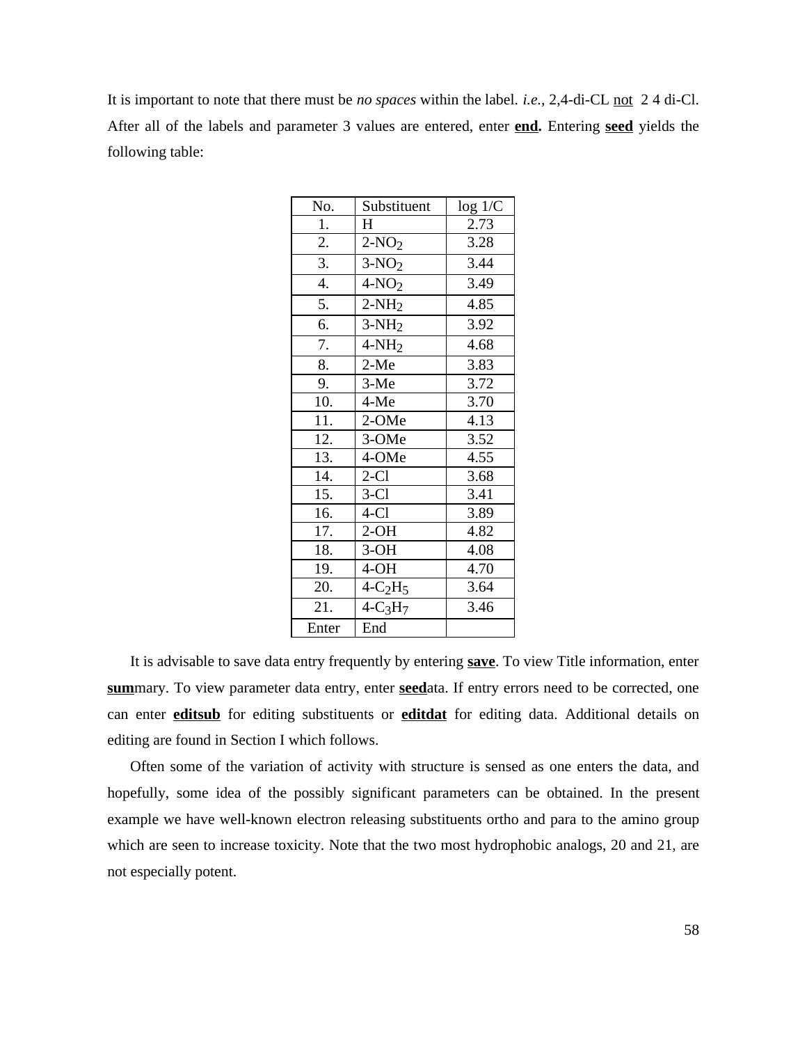It is important to note that there must be *no spaces* within the label. *i.e.*, 2,4-di-CL not 2 4 di-Cl. After all of the labels and parameter 3 values are entered, enter **end.** Entering **seed** yields the following table:

| No. | Substituent | log 1/C |
|---|---|---|
| 1. | H | 2.73 |
| 2. | 2-$NO_2$ | 3.28 |
| 3. | 3-$NO_2$ | 3.44 |
| 4. | 4-$NO_2$ | 3.49 |
| 5. | 2-$NH_2$ | 4.85 |
| 6. | 3-$NH_2$ | 3.92 |
| 7. | 4-$NH_2$ | 4.68 |
| 8. | 2-Me | 3.83 |
| 9. | 3-Me | 3.72 |
| 10. | 4-Me | 3.70 |
| 11. | 2-OMe | 4.13 |
| 12. | 3-OMe | 3.52 |
| 13. | 4-OMe | 4.55 |
| 14. | 2-Cl | 3.68 |
| 15. | 3-Cl | 3.41 |
| 16. | 4-Cl | 3.89 |
| 17. | 2-OH | 4.82 |
| 18. | 3-OH | 4.08 |
| 19. | 4-OH | 4.70 |
| 20. | 4-$C_2H_5$ | 3.64 |
| 21. | 4-$C_3H_7$ | 3.46 |
| Enter | End | |

It is advisable to save data entry frequently by entering **save**. To view Title information, enter **sum**mary. To view parameter data entry, enter **seed**ata. If entry errors need to be corrected, one can enter **editsub** for editing substituents or **editdat** for editing data. Additional details on editing are found in Section I which follows.

Often some of the variation of activity with structure is sensed as one enters the data, and hopefully, some idea of the possibly significant parameters can be obtained. In the present example we have well-known electron releasing substituents ortho and para to the amino group which are seen to increase toxicity. Note that the two most hydrophobic analogs, 20 and 21, are not especially potent.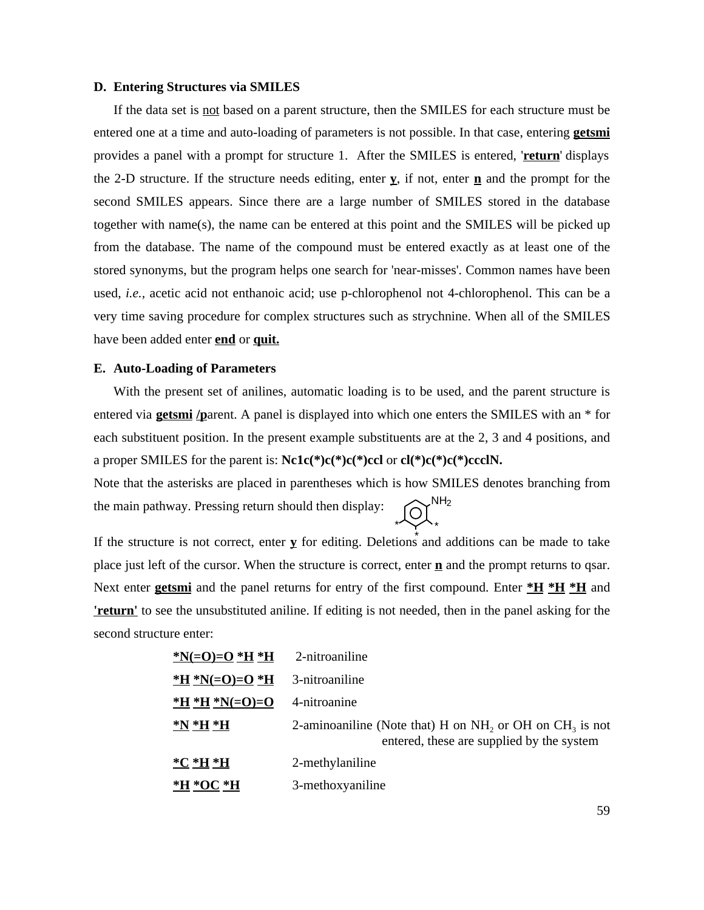**D. Entering Structures via SMILES**

If the data set is <u>not</u> based on a parent structure, then the SMILES for each structure must be entered one at a time and auto-loading of parameters is not possible. In that case, entering **<u>getsmi</u>** provides a panel with a prompt for structure 1. After the SMILES is entered, '**<u>return</u>**' displays the 2-D structure. If the structure needs editing, enter **<u>y</u>**, if not, enter **<u>n</u>** and the prompt for the second SMILES appears. Since there are a large number of SMILES stored in the database together with name(s), the name can be entered at this point and the SMILES will be picked up from the database. The name of the compound must be entered exactly as at least one of the stored synonyms, but the program helps one search for 'near-misses'. Common names have been used, *i.e.*, acetic acid not enthanoic acid; use p-chlorophenol not 4-chlorophenol. This can be a very time saving procedure for complex structures such as strychnine. When all of the SMILES have been added enter **<u>end</u>** or **<u>quit.</u>**

**E. Auto-Loading of Parameters**

With the present set of anilines, automatic loading is to be used, and the parent structure is entered via **<u>getsmi</u>** **<u>/p</u>**arent. A panel is displayed into which one enters the SMILES with an * for each substituent position. In the present example substituents are at the 2, 3 and 4 positions, and a proper SMILES for the parent is: **Nc1c(*)c(*)c(*)ccl** or **cl(*)c(*)c(*)ccclN.**

Note that the asterisks are placed in parentheses which is how SMILES denotes branching from the main pathway. Pressing return should then display:

If the structure is not correct, enter **<u>y</u>** for editing. Deletions and additions can be made to take place just left of the cursor. When the structure is correct, enter **<u>n</u>** and the prompt returns to qsar. Next enter **<u>getsmi</u>** and the panel returns for entry of the first compound. Enter **<u>*H</u>** **<u>*H</u>** **<u>*H</u>** and **<u>'return'</u>** to see the unsubstituted aniline. If editing is not needed, then in the panel asking for the second structure enter:

| | |
|---|---|
| **<u>*N(=O)=O</u> <u>*H</u> <u>*H</u>** | 2-nitroaniline |
| **<u>*H</u> <u>*N(=O)=O</u> <u>*H</u>** | 3-nitroaniline |
| **<u>*H</u> <u>*H</u> <u>*N(=O)=O</u>** | 4-nitroanine |
| **<u>*N</u> <u>*H</u> <u>*H</u>** | 2-aminoaniline (Note that) H on $NH_2$ or OH on $CH_3$ is not entered, these are supplied by the system |
| **<u>*C</u> <u>*H</u> <u>*H</u>** | 2-methylaniline |
| **<u>*H</u> <u>*OC</u> <u>*H</u>** | 3-methoxyaniline |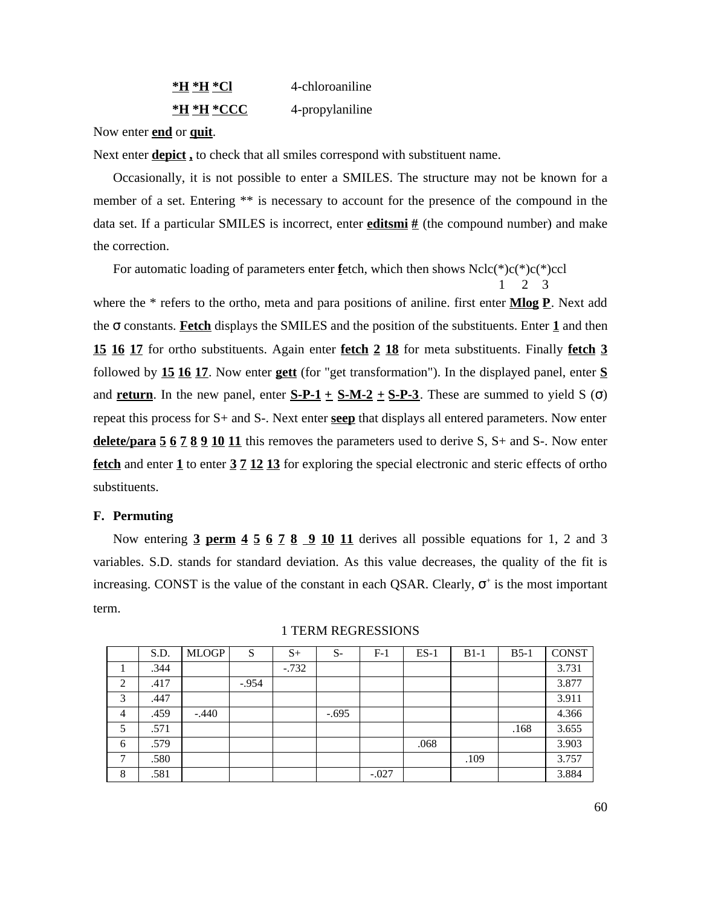**\*H** **\*H** **\*Cl** 4-chloroaniline

**\*H** **\*H** **\*CCC** 4-propylaniline

Now enter **end** or **quit**.

Next enter **depict ,** to check that all smiles correspond with substituent name.

Occasionally, it is not possible to enter a SMILES. The structure may not be known for a member of a set. Entering ** is necessary to account for the presence of the compound in the data set. If a particular SMILES is incorrect, enter **editsmi #** (the compound number) and make the correction.

For automatic loading of parameters enter **f**etch, which then shows Nclc(*)c(*)c(*)ccl
1 2 3

where the * refers to the ortho, meta and para positions of aniline. first enter **Mlog P**. Next add the σ constants. **Fetch** displays the SMILES and the position of the substituents. Enter **1** and then **15** **16** **17** for ortho substituents. Again enter **fetch** **2** **18** for meta substituents. Finally **fetch** **3** followed by **15** **16** **17**. Now enter **gett** (for "get transformation"). In the displayed panel, enter **S** and **return**. In the new panel, enter **S-P-1 +** **S-M-2** **+** **S-P-3**. These are summed to yield S (σ) repeat this process for S+ and S-. Next enter **seep** that displays all entered parameters. Now enter **delete/para** **5** **6** **7** **8** **9** **10** **11** this removes the parameters used to derive S, S+ and S-. Now enter **fetch** and enter **1** to enter **3** **7** **12** **13** for exploring the special electronic and steric effects of ortho substituents.

### F. Permuting

Now entering **3** **perm** **4** **5** **6** **7** **8** **9** **10** **11** derives all possible equations for 1, 2 and 3 variables. S.D. stands for standard deviation. As this value decreases, the quality of the fit is increasing. CONST is the value of the constant in each QSAR. Clearly, $\sigma^{+}$ is the most important term.

1 TERM REGRESSIONS

| | S.D. | MLOGP | S | S+ | S- | F-1 | ES-1 | B1-1 | B5-1 | CONST |
|---|---|---|---|---|---|---|---|---|---|---|
| 1 | .344 | | | -.732 | | | | | | 3.731 |
| 2 | .417 | | -.954 | | | | | | | 3.877 |
| 3 | .447 | | | | | | | | | 3.911 |
| 4 | .459 | -.440 | | | -.695 | | | | | 4.366 |
| 5 | .571 | | | | | | | | .168 | 3.655 |
| 6 | .579 | | | | | | .068 | | | 3.903 |
| 7 | .580 | | | | | | | .109 | | 3.757 |
| 8 | .581 | | | | | -.027 | | | | 3.884 |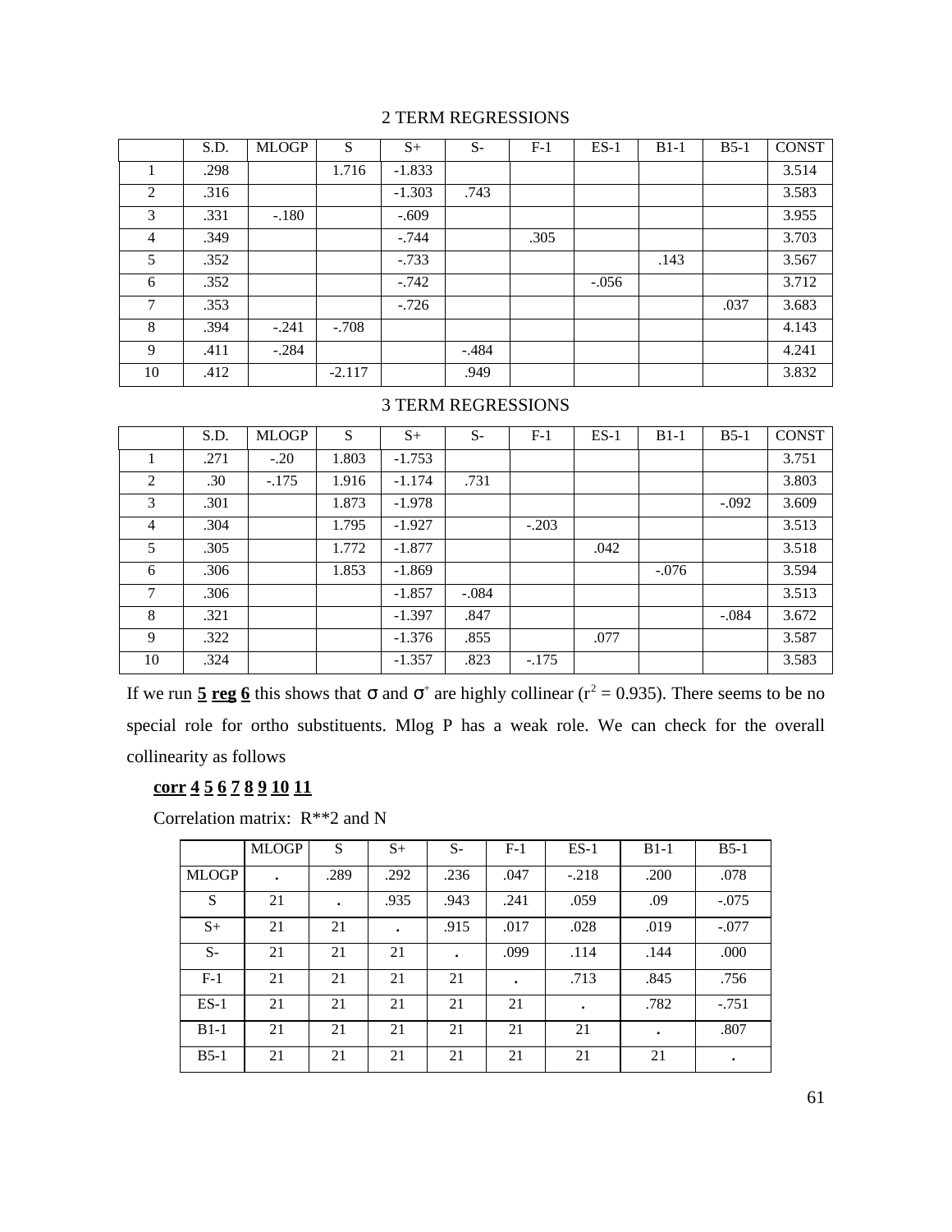## 2 TERM REGRESSIONS

| | S.D. | MLOGP | S | S+ | S- | F-1 | ES-1 | B1-1 | B5-1 | CONST |
|---|---|---|---|---|---|---|---|---|---|---|
| 1 | .298 | | 1.716 | -1.833 | | | | | | 3.514 |
| 2 | .316 | | | -1.303 | .743 | | | | | 3.583 |
| 3 | .331 | -.180 | | -.609 | | | | | | 3.955 |
| 4 | .349 | | | -.744 | | .305 | | | | 3.703 |
| 5 | .352 | | | -.733 | | | | .143 | | 3.567 |
| 6 | .352 | | | -.742 | | | -.056 | | | 3.712 |
| 7 | .353 | | | -.726 | | | | | .037 | 3.683 |
| 8 | .394 | -.241 | -.708 | | | | | | | 4.143 |
| 9 | .411 | -.284 | | | -.484 | | | | | 4.241 |
| 10 | .412 | | -2.117 | | .949 | | | | | 3.832 |

## 3 TERM REGRESSIONS

| | S.D. | MLOGP | S | S+ | S- | F-1 | ES-1 | B1-1 | B5-1 | CONST |
|---|---|---|---|---|---|---|---|---|---|---|
| 1 | .271 | -.20 | 1.803 | -1.753 | | | | | | 3.751 |
| 2 | .30 | -.175 | 1.916 | -1.174 | .731 | | | | | 3.803 |
| 3 | .301 | | 1.873 | -1.978 | | | | | -.092 | 3.609 |
| 4 | .304 | | 1.795 | -1.927 | | -.203 | | | | 3.513 |
| 5 | .305 | | 1.772 | -1.877 | | | .042 | | | 3.518 |
| 6 | .306 | | 1.853 | -1.869 | | | | -.076 | | 3.594 |
| 7 | .306 | | | -1.857 | -.084 | | | | | 3.513 |
| 8 | .321 | | | -1.397 | .847 | | | | -.084 | 3.672 |
| 9 | .322 | | | -1.376 | .855 | | .077 | | | 3.587 |
| 10 | .324 | | | -1.357 | .823 | -.175 | | | | 3.583 |

If we run **5 reg 6** this shows that σ and $\sigma^+$ are highly collinear ($r^2 = 0.935$). There seems to be no special role for ortho substituents. Mlog P has a weak role. We can check for the overall collinearity as follows

**corr 4 5 6 7 8 9 10 11**

Correlation matrix: R**2 and N

| | MLOGP | S | S+ | S- | F-1 | ES-1 | B1-1 | B5-1 |
|---|---|---|---|---|---|---|---|---|
| MLOGP | . | .289 | .292 | .236 | .047 | -.218 | .200 | .078 |
| S | 21 | . | .935 | .943 | .241 | .059 | .09 | -.075 |
| S+ | 21 | 21 | . | .915 | .017 | .028 | .019 | -.077 |
| S- | 21 | 21 | 21 | . | .099 | .114 | .144 | .000 |
| F-1 | 21 | 21 | 21 | 21 | . | .713 | .845 | .756 |
| ES-1 | 21 | 21 | 21 | 21 | 21 | . | .782 | -.751 |
| B1-1 | 21 | 21 | 21 | 21 | 21 | 21 | . | .807 |
| B5-1 | 21 | 21 | 21 | 21 | 21 | 21 | 21 | . |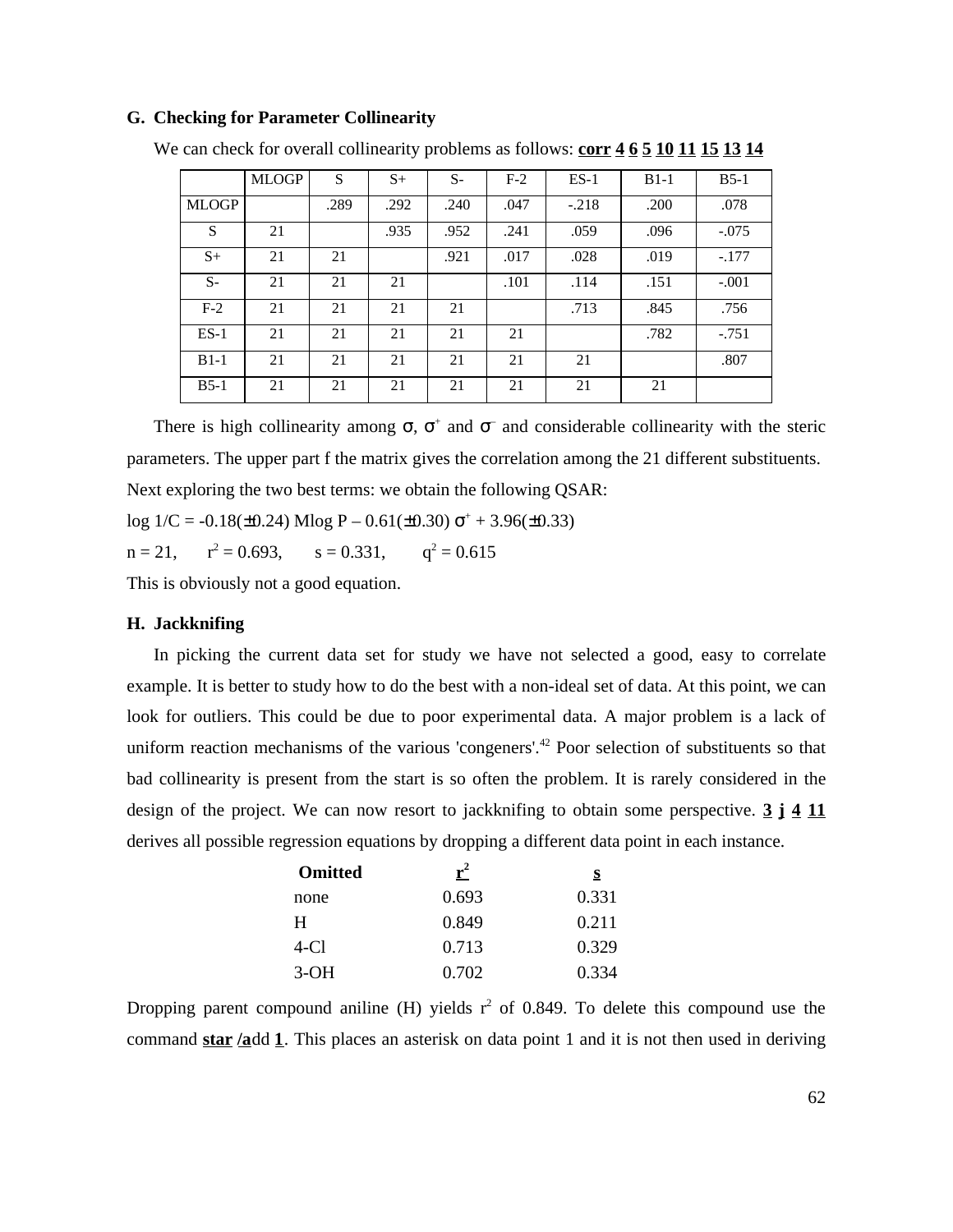### G. Checking for Parameter Collinearity

We can check for overall collinearity problems as follows: **corr 4 6 5 10 11 15 13 14**

| | MLOGP | S | S+ | S- | F-2 | ES-1 | B1-1 | B5-1 |
|---|---|---|---|---|---|---|---|---|
| MLOGP | | .289 | .292 | .240 | .047 | -.218 | .200 | .078 |
| S | 21 | | .935 | .952 | .241 | .059 | .096 | -.075 |
| S+ | 21 | 21 | | .921 | .017 | .028 | .019 | -.177 |
| S- | 21 | 21 | 21 | | .101 | .114 | .151 | -.001 |
| F-2 | 21 | 21 | 21 | 21 | | .713 | .845 | .756 |
| ES-1 | 21 | 21 | 21 | 21 | 21 | | .782 | -.751 |
| B1-1 | 21 | 21 | 21 | 21 | 21 | 21 | | .807 |
| B5-1 | 21 | 21 | 21 | 21 | 21 | 21 | 21 | |

There is high collinearity among $\sigma$, $\sigma^+$ and $\sigma^-$ and considerable collinearity with the steric parameters. The upper part f the matrix gives the correlation among the 21 different substituents.

Next exploring the two best terms: we obtain the following QSAR:

$\log 1/C = -0.18(\pm 0.24)\ \mathrm{Mlog\ P} - 0.61(\pm 0.30)\ \sigma^+ + 3.96(\pm 0.33)$

$n = 21$, $r^2 = 0.693$, $s = 0.331$, $q^2 = 0.615$

This is obviously not a good equation.

### H. Jackknifing

In picking the current data set for study we have not selected a good, easy to correlate example. It is better to study how to do the best with a non-ideal set of data. At this point, we can look for outliers. This could be due to poor experimental data. A major problem is a lack of uniform reaction mechanisms of the various 'congeners'.[42] Poor selection of substituents so that bad collinearity is present from the start is so often the problem. It is rarely considered in the design of the project. We can now resort to jackknifing to obtain some perspective. **3 j 4 11** derives all possible regression equations by dropping a different data point in each instance.

| Omitted | $r^2$ | s |
|---|---|---|
| none | 0.693 | 0.331 |
| H | 0.849 | 0.211 |
| 4-Cl | 0.713 | 0.329 |
| 3-OH | 0.702 | 0.334 |

Dropping parent compound aniline (H) yields $r^2$ of 0.849. To delete this compound use the command **star /a**dd **1**. This places an asterisk on data point 1 and it is not then used in deriving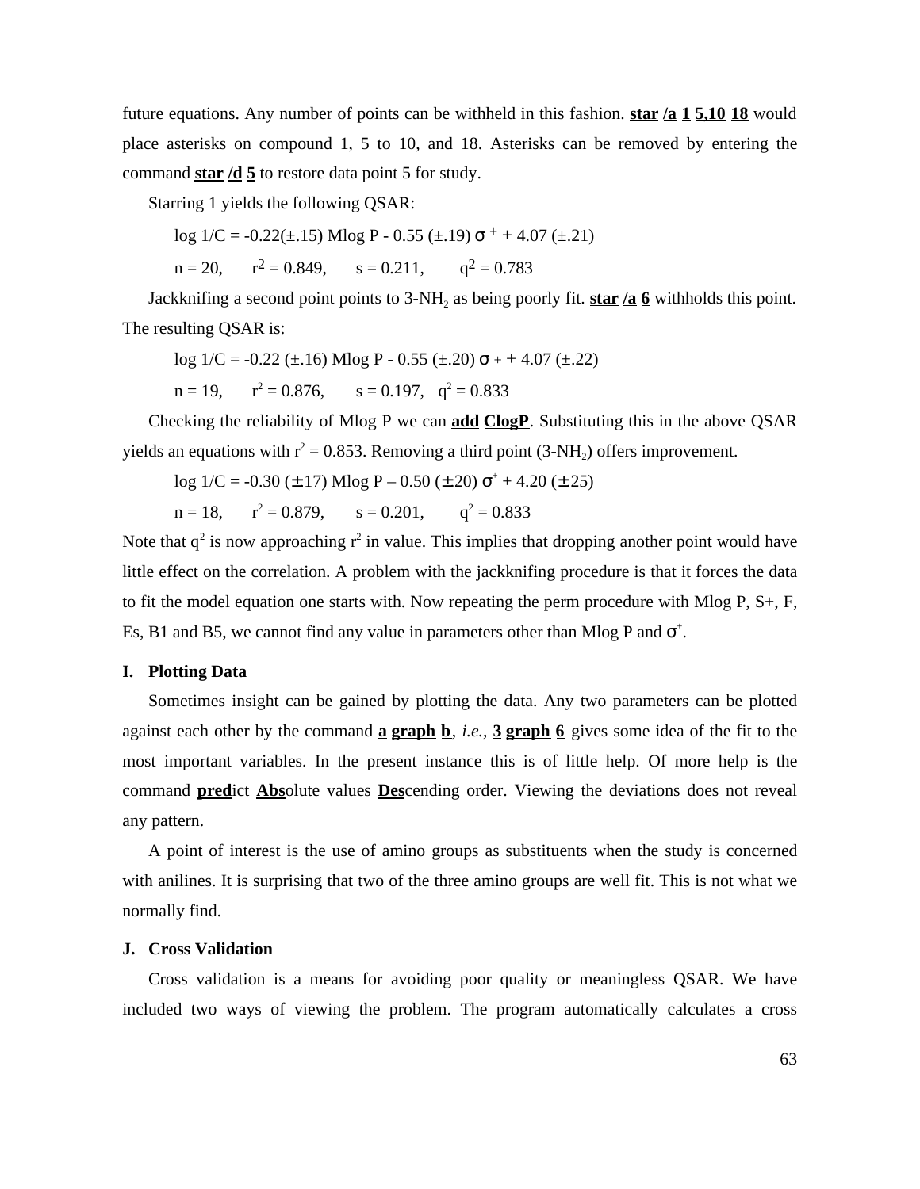future equations. Any number of points can be withheld in this fashion. **star** **/a** **1** **5,10** **18** would place asterisks on compound 1, 5 to 10, and 18. Asterisks can be removed by entering the command **star** **/d** **5** to restore data point 5 for study.

Starring 1 yields the following QSAR:

$$\log 1/C = -0.22(\pm.15)\ \text{Mlog P} - 0.55\ (\pm.19)\ \sigma^+ + 4.07\ (\pm.21)$$

$$n = 20, \quad r^2 = 0.849, \quad s = 0.211, \quad q^2 = 0.783$$

Jackknifing a second point points to 3-$NH_2$ as being poorly fit. **star** **/a** **6** withholds this point. The resulting QSAR is:

$$\log 1/C = -0.22\ (\pm.16)\ \text{Mlog P} - 0.55\ (\pm.20)\ \sigma^+ + 4.07\ (\pm.22)$$

$$n = 19, \quad r^2 = 0.876, \quad s = 0.197, \quad q^2 = 0.833$$

Checking the reliability of Mlog P we can **add** **ClogP**. Substituting this in the above QSAR yields an equations with $r^2 = 0.853$. Removing a third point (3-$NH_2$) offers improvement.

$$\log 1/C = -0.30\ (\pm 17)\ \text{Mlog P} - 0.50\ (\pm 20)\ \sigma^+ + 4.20\ (\pm 25)$$

$$n = 18, \quad r^2 = 0.879, \quad s = 0.201, \quad q^2 = 0.833$$

Note that $q^2$ is now approaching $r^2$ in value. This implies that dropping another point would have little effect on the correlation. A problem with the jackknifing procedure is that it forces the data to fit the model equation one starts with. Now repeating the perm procedure with Mlog P, S+, F, Es, B1 and B5, we cannot find any value in parameters other than Mlog P and $\sigma^+$.

## I. Plotting Data

Sometimes insight can be gained by plotting the data. Any two parameters can be plotted against each other by the command **a** **graph** **b**, *i.e.*, **3** **graph** **6** gives some idea of the fit to the most important variables. In the present instance this is of little help. Of more help is the command **pred**ict **Abs**olute values **Des**cending order. Viewing the deviations does not reveal any pattern.

A point of interest is the use of amino groups as substituents when the study is concerned with anilines. It is surprising that two of the three amino groups are well fit. This is not what we normally find.

## J. Cross Validation

Cross validation is a means for avoiding poor quality or meaningless QSAR. We have included two ways of viewing the problem. The program automatically calculates a cross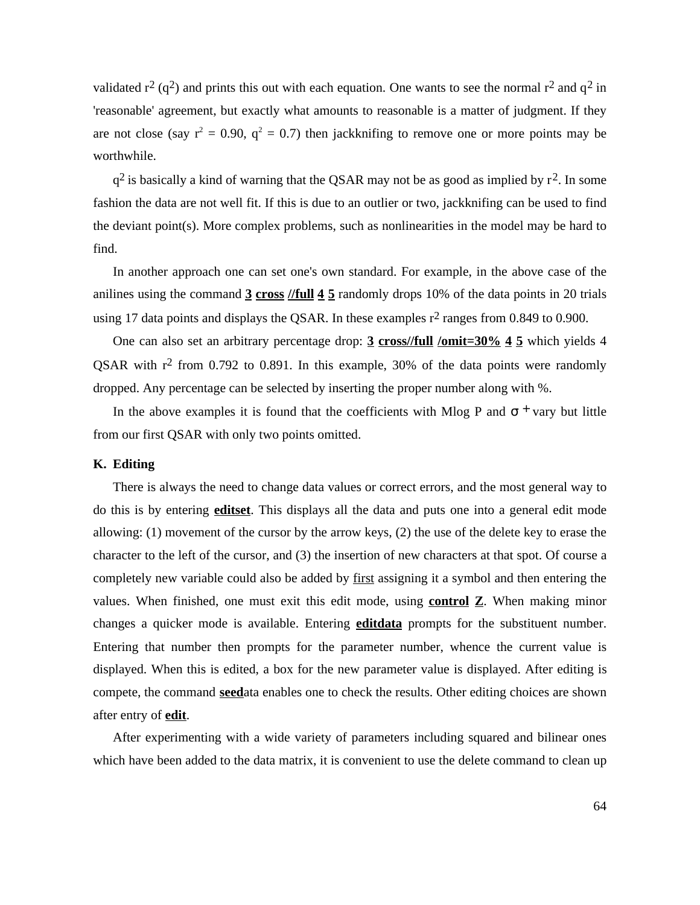validated $r^2$ ($q^2$) and prints this out with each equation. One wants to see the normal $r^2$ and $q^2$ in 'reasonable' agreement, but exactly what amounts to reasonable is a matter of judgment. If they are not close (say $r^2 = 0.90$, $q^2 = 0.7$) then jackknifing to remove one or more points may be worthwhile.

$q^2$ is basically a kind of warning that the QSAR may not be as good as implied by $r^2$. In some fashion the data are not well fit. If this is due to an outlier or two, jackknifing can be used to find the deviant point(s). More complex problems, such as nonlinearities in the model may be hard to find.

In another approach one can set one's own standard. For example, in the above case of the anilines using the command **3** **cross** **//full** **4** **5** randomly drops 10% of the data points in 20 trials using 17 data points and displays the QSAR. In these examples $r^2$ ranges from 0.849 to 0.900.

One can also set an arbitrary percentage drop: **3** **cross//full** **/omit=30%** **4** **5** which yields 4 QSAR with $r^2$ from 0.792 to 0.891. In this example, 30% of the data points were randomly dropped. Any percentage can be selected by inserting the proper number along with %.

In the above examples it is found that the coefficients with Mlog P and $\sigma^+$ vary but little from our first QSAR with only two points omitted.

### K. Editing

There is always the need to change data values or correct errors, and the most general way to do this is by entering **editset**. This displays all the data and puts one into a general edit mode allowing: (1) movement of the cursor by the arrow keys, (2) the use of the delete key to erase the character to the left of the cursor, and (3) the insertion of new characters at that spot. Of course a completely new variable could also be added by first assigning it a symbol and then entering the values. When finished, one must exit this edit mode, using **control** **Z**. When making minor changes a quicker mode is available. Entering **editdata** prompts for the substituent number. Entering that number then prompts for the parameter number, whence the current value is displayed. When this is edited, a box for the new parameter value is displayed. After editing is compete, the command **seed**ata enables one to check the results. Other editing choices are shown after entry of **edit**.

After experimenting with a wide variety of parameters including squared and bilinear ones which have been added to the data matrix, it is convenient to use the delete command to clean up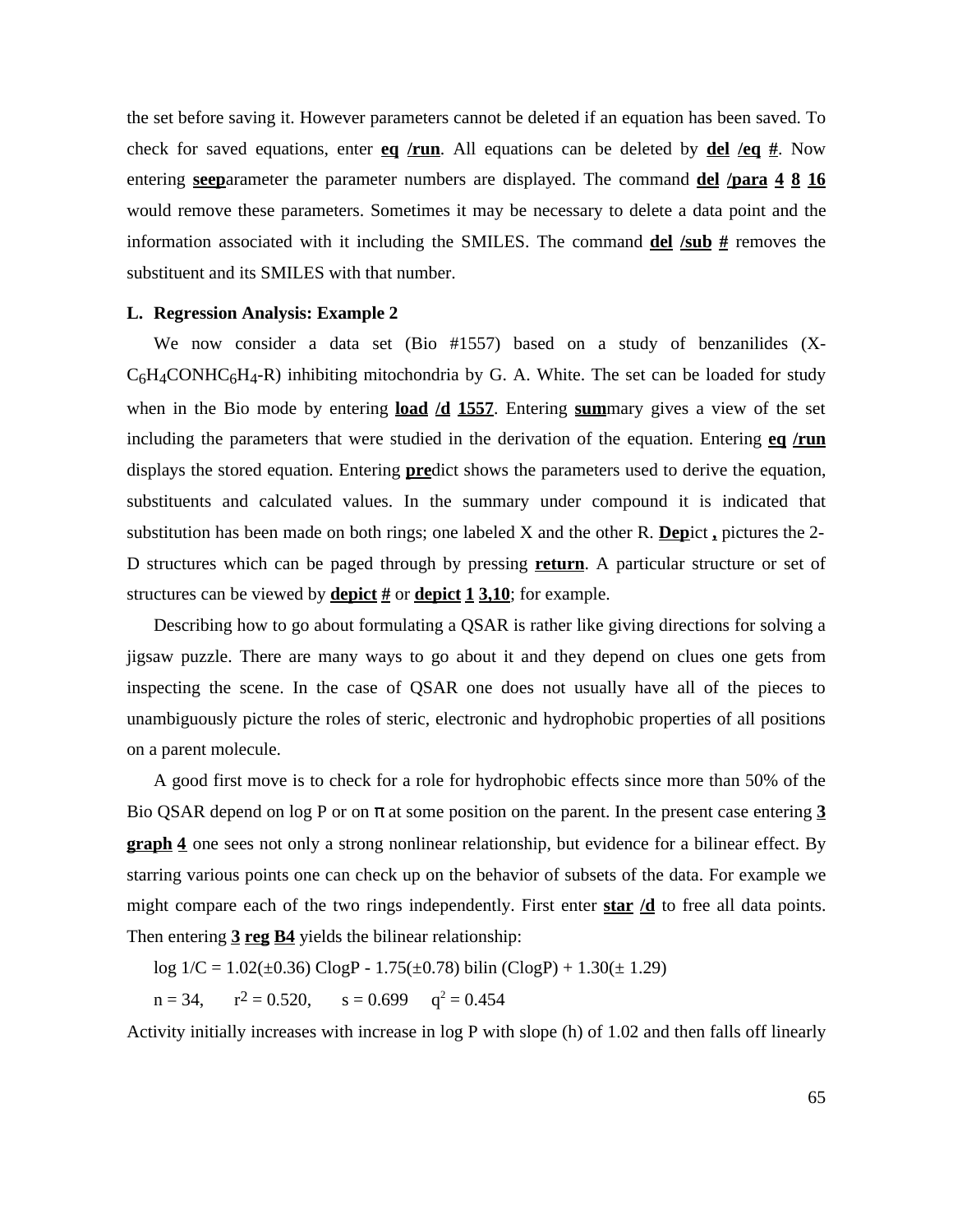the set before saving it. However parameters cannot be deleted if an equation has been saved. To check for saved equations, enter **eq** **/run**. All equations can be deleted by **del** **/eq** **#**. Now entering **seep**arameter the parameter numbers are displayed. The command **del** **/para** **4** **8** **16** would remove these parameters. Sometimes it may be necessary to delete a data point and the information associated with it including the SMILES. The command **del** **/sub** **#** removes the substituent and its SMILES with that number.

## L. Regression Analysis: Example 2

We now consider a data set (Bio #1557) based on a study of benzanilides (X-$C_6H_4CONHC_6H_4$-R) inhibiting mitochondria by G. A. White. The set can be loaded for study when in the Bio mode by entering **load** **/d** **1557**. Entering **sum**mary gives a view of the set including the parameters that were studied in the derivation of the equation. Entering **eq** **/run** displays the stored equation. Entering **pre**dict shows the parameters used to derive the equation, substituents and calculated values. In the summary under compound it is indicated that substitution has been made on both rings; one labeled X and the other R. **Dep**ict **,** pictures the 2-D structures which can be paged through by pressing **return**. A particular structure or set of structures can be viewed by **depict** **#** or **depict** **1** **3,10**; for example.

Describing how to go about formulating a QSAR is rather like giving directions for solving a jigsaw puzzle. There are many ways to go about it and they depend on clues one gets from inspecting the scene. In the case of QSAR one does not usually have all of the pieces to unambiguously picture the roles of steric, electronic and hydrophobic properties of all positions on a parent molecule.

A good first move is to check for a role for hydrophobic effects since more than 50% of the Bio QSAR depend on log P or on $\pi$ at some position on the parent. In the present case entering **3** **graph** **4** one sees not only a strong nonlinear relationship, but evidence for a bilinear effect. By starring various points one can check up on the behavior of subsets of the data. For example we might compare each of the two rings independently. First enter **star** **/d** to free all data points. Then entering **3** **reg** **B4** yields the bilinear relationship:

$$\log 1/C = 1.02(\pm 0.36)\ \mathrm{ClogP} - 1.75(\pm 0.78)\ \mathrm{bilin}(\mathrm{ClogP}) + 1.30(\pm 1.29)$$

$$n = 34, \quad r^2 = 0.520, \quad s = 0.699 \quad q^2 = 0.454$$

Activity initially increases with increase in log P with slope (h) of 1.02 and then falls off linearly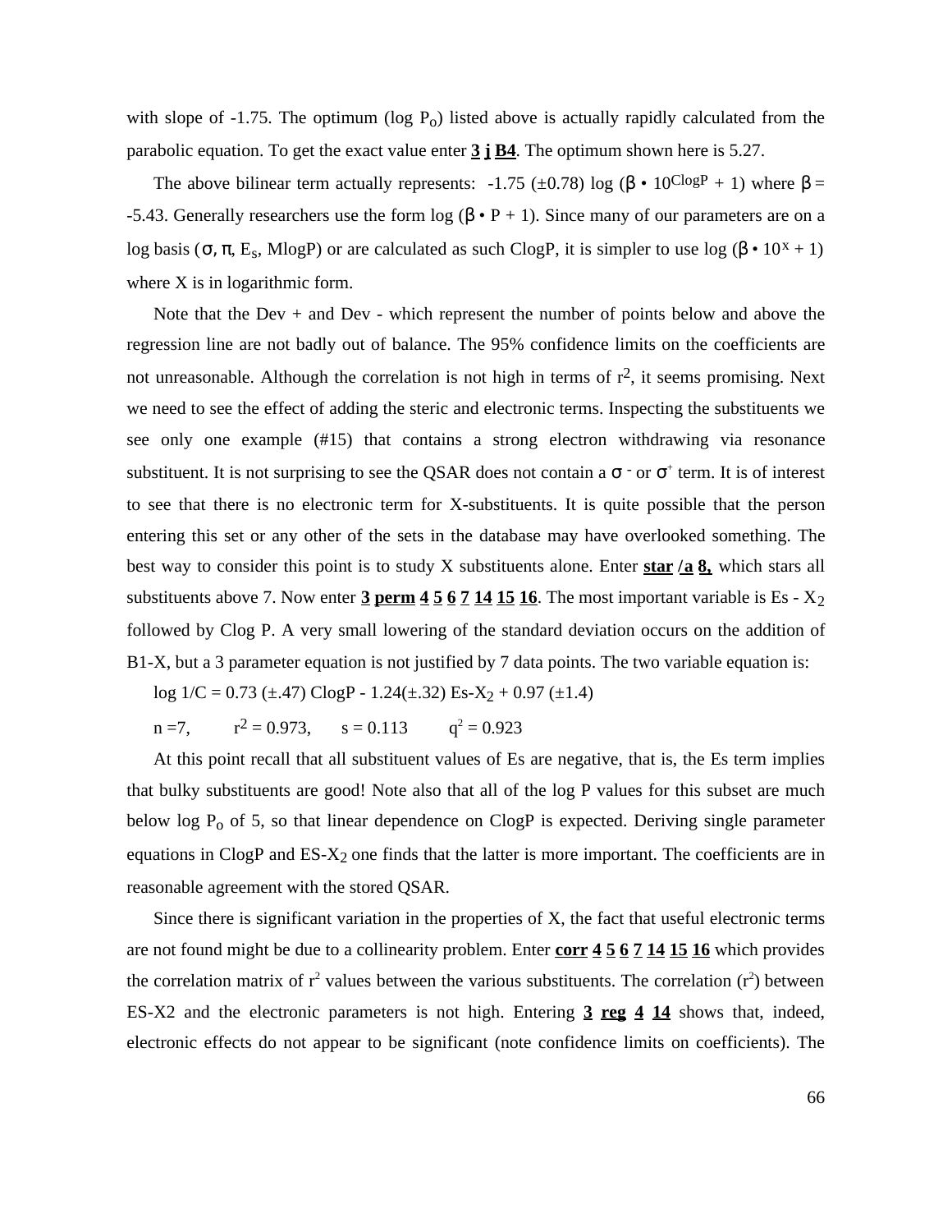with slope of -1.75. The optimum (log $P_o$) listed above is actually rapidly calculated from the parabolic equation. To get the exact value enter **3 j B4**. The optimum shown here is 5.27.

The above bilinear term actually represents: -1.75 (±0.78) log ($\beta \cdot 10^{ClogP} + 1$) where $\beta$ = -5.43. Generally researchers use the form log ($\beta \cdot P + 1$). Since many of our parameters are on a log basis ($\sigma$, $\pi$, $E_s$, MlogP) or are calculated as such ClogP, it is simpler to use log ($\beta \cdot 10^{X} + 1$) where X is in logarithmic form.

Note that the Dev + and Dev - which represent the number of points below and above the regression line are not badly out of balance. The 95% confidence limits on the coefficients are not unreasonable. Although the correlation is not high in terms of $r^2$, it seems promising. Next we need to see the effect of adding the steric and electronic terms. Inspecting the substituents we see only one example (#15) that contains a strong electron withdrawing via resonance substituent. It is not surprising to see the QSAR does not contain a $\sigma^-$ or $\sigma^+$ term. It is of interest to see that there is no electronic term for X-substituents. It is quite possible that the person entering this set or any other of the sets in the database may have overlooked something. The best way to consider this point is to study X substituents alone. Enter **star /a 8,** which stars all substituents above 7. Now enter **3 perm 4 5 6 7 14 15 16**. The most important variable is Es - $X_2$ followed by Clog P. A very small lowering of the standard deviation occurs on the addition of B1-X, but a 3 parameter equation is not justified by 7 data points. The two variable equation is:

log 1/C = 0.73 (±.47) ClogP - 1.24(±.32) Es-$X_2$ + 0.97 (±1.4)

n =7, $r^2$ = 0.973, s = 0.113 $q^2$ = 0.923

At this point recall that all substituent values of Es are negative, that is, the Es term implies that bulky substituents are good! Note also that all of the log P values for this subset are much below log $P_o$ of 5, so that linear dependence on ClogP is expected. Deriving single parameter equations in ClogP and ES-$X_2$ one finds that the latter is more important. The coefficients are in reasonable agreement with the stored QSAR.

Since there is significant variation in the properties of X, the fact that useful electronic terms are not found might be due to a collinearity problem. Enter **corr 4 5 6 7 14 15 16** which provides the correlation matrix of $r^2$ values between the various substituents. The correlation ($r^2$) between ES-X2 and the electronic parameters is not high. Entering **3 reg 4 14** shows that, indeed, electronic effects do not appear to be significant (note confidence limits on coefficients). The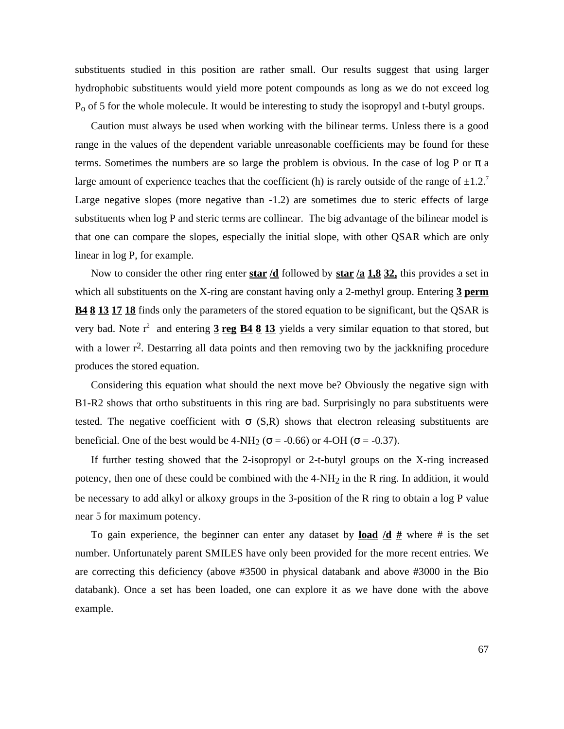substituents studied in this position are rather small. Our results suggest that using larger hydrophobic substituents would yield more potent compounds as long as we do not exceed log $P_o$ of 5 for the whole molecule. It would be interesting to study the isopropyl and t-butyl groups.

Caution must always be used when working with the bilinear terms. Unless there is a good range in the values of the dependent variable unreasonable coefficients may be found for these terms. Sometimes the numbers are so large the problem is obvious. In the case of log P or π a large amount of experience teaches that the coefficient (h) is rarely outside of the range of ±1.2.[7] Large negative slopes (more negative than -1.2) are sometimes due to steric effects of large substituents when log P and steric terms are collinear. The big advantage of the bilinear model is that one can compare the slopes, especially the initial slope, with other QSAR which are only linear in log P, for example.

Now to consider the other ring enter **star /d** followed by **star /a 1,8 32,** this provides a set in which all substituents on the X-ring are constant having only a 2-methyl group. Entering **3 perm B4 8 13 17 18** finds only the parameters of the stored equation to be significant, but the QSAR is very bad. Note $r^2$ and entering **3 reg B4 8 13** yields a very similar equation to that stored, but with a lower $r^2$. Destarring all data points and then removing two by the jackknifing procedure produces the stored equation.

Considering this equation what should the next move be? Obviously the negative sign with B1-R2 shows that ortho substituents in this ring are bad. Surprisingly no para substituents were tested. The negative coefficient with σ (S,R) shows that electron releasing substituents are beneficial. One of the best would be 4-$NH_2$ (σ = -0.66) or 4-OH (σ = -0.37).

If further testing showed that the 2-isopropyl or 2-t-butyl groups on the X-ring increased potency, then one of these could be combined with the 4-$NH_2$ in the R ring. In addition, it would be necessary to add alkyl or alkoxy groups in the 3-position of the R ring to obtain a log P value near 5 for maximum potency.

To gain experience, the beginner can enter any dataset by **load /d #** where # is the set number. Unfortunately parent SMILES have only been provided for the more recent entries. We are correcting this deficiency (above #3500 in physical databank and above #3000 in the Bio databank). Once a set has been loaded, one can explore it as we have done with the above example.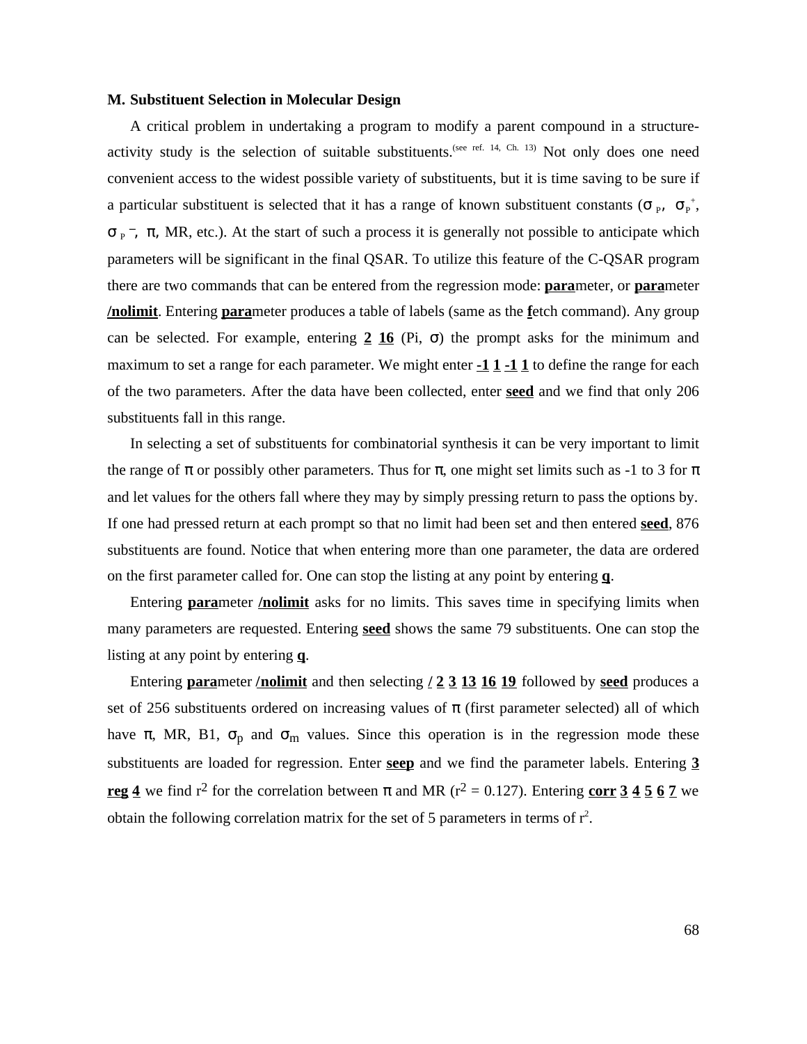**M. Substituent Selection in Molecular Design**

A critical problem in undertaking a program to modify a parent compound in a structure-activity study is the selection of suitable substituents.(see ref. 14, Ch. 13) Not only does one need convenient access to the widest possible variety of substituents, but it is time saving to be sure if a particular substituent is selected that it has a range of known substituent constants ($\sigma_P$, $\sigma_P^+$, $\sigma_P^-$, $\pi$, MR, etc.). At the start of such a process it is generally not possible to anticipate which parameters will be significant in the final QSAR. To utilize this feature of the C-QSAR program there are two commands that can be entered from the regression mode: **para**meter, or **para**meter **/nolimit**. Entering **para**meter produces a table of labels (same as the **f**etch command). Any group can be selected. For example, entering **2 16** (Pi, $\sigma$) the prompt asks for the minimum and maximum to set a range for each parameter. We might enter **-1 1 -1 1** to define the range for each of the two parameters. After the data have been collected, enter **seed** and we find that only 206 substituents fall in this range.

In selecting a set of substituents for combinatorial synthesis it can be very important to limit the range of $\pi$ or possibly other parameters. Thus for $\pi$, one might set limits such as -1 to 3 for $\pi$ and let values for the others fall where they may by simply pressing return to pass the options by. If one had pressed return at each prompt so that no limit had been set and then entered **seed**, 876 substituents are found. Notice that when entering more than one parameter, the data are ordered on the first parameter called for. One can stop the listing at any point by entering **q**.

Entering **para**meter **/nolimit** asks for no limits. This saves time in specifying limits when many parameters are requested. Entering **seed** shows the same 79 substituents. One can stop the listing at any point by entering **q**.

Entering **para**meter **/nolimit** and then selecting **/ 2 3 13 16 19** followed by **seed** produces a set of 256 substituents ordered on increasing values of $\pi$ (first parameter selected) all of which have $\pi$, MR, B1, $\sigma_p$ and $\sigma_m$ values. Since this operation is in the regression mode these substituents are loaded for regression. Enter **seep** and we find the parameter labels. Entering **3 reg 4** we find $r^2$ for the correlation between $\pi$ and MR ($r^2 = 0.127$). Entering **corr 3 4 5 6 7** we obtain the following correlation matrix for the set of 5 parameters in terms of $r^2$.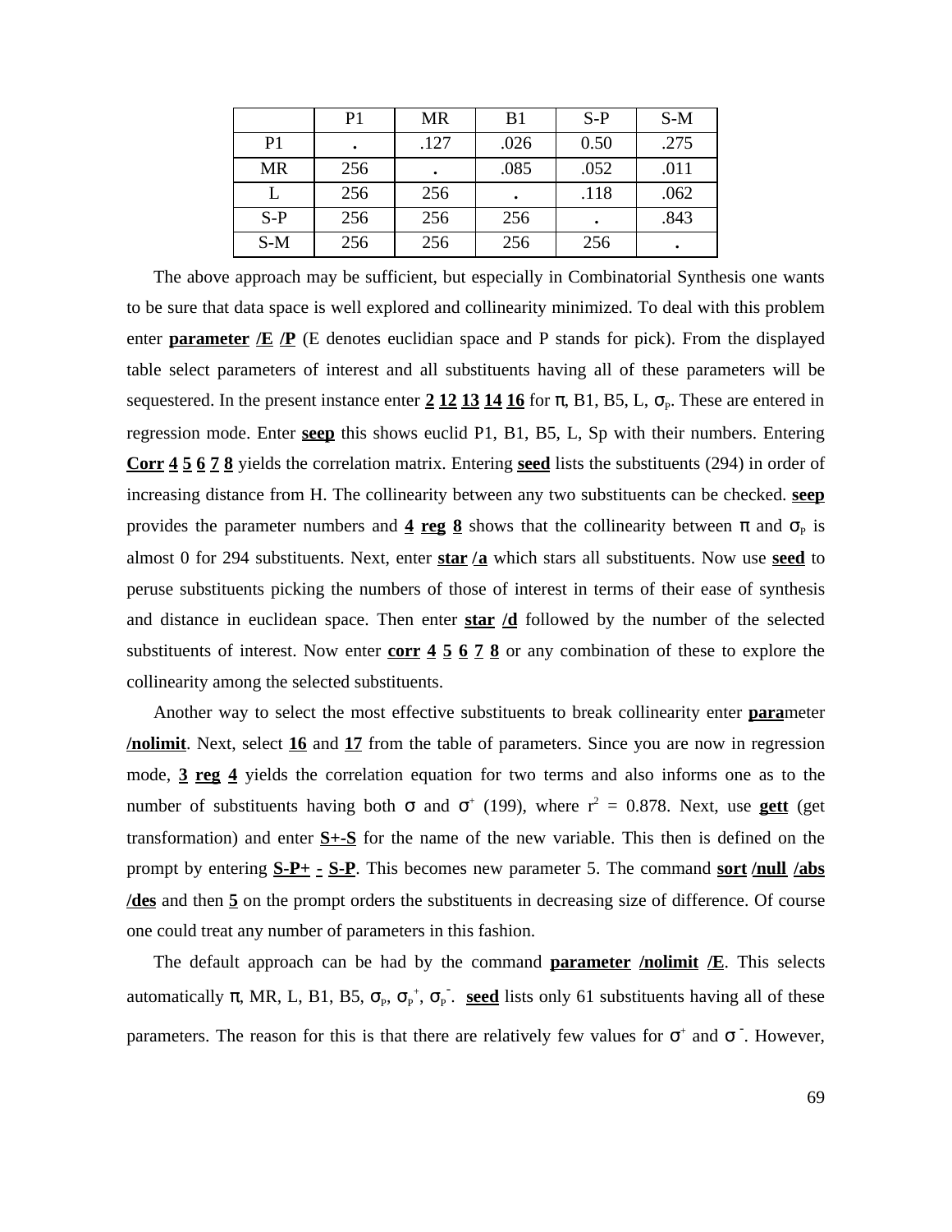|  | P1 | MR | B1 | S-P | S-M |
| --- | --- | --- | --- | --- | --- |
| P1 | . | .127 | .026 | 0.50 | .275 |
| MR | 256 | . | .085 | .052 | .011 |
| L | 256 | 256 | . | .118 | .062 |
| S-P | 256 | 256 | 256 | . | .843 |
| S-M | 256 | 256 | 256 | 256 | . |

The above approach may be sufficient, but especially in Combinatorial Synthesis one wants to be sure that data space is well explored and collinearity minimized. To deal with this problem enter **parameter** **/E** **/P** (E denotes euclidian space and P stands for pick). From the displayed table select parameters of interest and all substituents having all of these parameters will be sequestered. In the present instance enter **2** **12** **13** **14** **16** for $\pi$, B1, B5, L, $\sigma_P$. These are entered in regression mode. Enter **seep** this shows euclid P1, B1, B5, L, Sp with their numbers. Entering **Corr** **4** **5** **6** **7** **8** yields the correlation matrix. Entering **seed** lists the substituents (294) in order of increasing distance from H. The collinearity between any two substituents can be checked. **seep** provides the parameter numbers and **4** **reg** **8** shows that the collinearity between $\pi$ and $\sigma_P$ is almost 0 for 294 substituents. Next, enter **star** **/a** which stars all substituents. Now use **seed** to peruse substituents picking the numbers of those of interest in terms of their ease of synthesis and distance in euclidean space. Then enter **star** **/d** followed by the number of the selected substituents of interest. Now enter **corr** **4** **5** **6** **7** **8** or any combination of these to explore the collinearity among the selected substituents.

Another way to select the most effective substituents to break collinearity enter **para**meter **/nolimit**. Next, select **16** and **17** from the table of parameters. Since you are now in regression mode, **3** **reg** **4** yields the correlation equation for two terms and also informs one as to the number of substituents having both $\sigma$ and $\sigma^+$ (199), where $r^2$ = 0.878. Next, use **gett** (get transformation) and enter **S+-S** for the name of the new variable. This then is defined on the prompt by entering **S-P+** **-** **S-P**. This becomes new parameter 5. The command **sort** **/null** **/abs** **/des** and then **5** on the prompt orders the substituents in decreasing size of difference. Of course one could treat any number of parameters in this fashion.

The default approach can be had by the command **parameter** **/nolimit** **/E**. This selects automatically $\pi$, MR, L, B1, B5, $\sigma_P$, $\sigma_P^+$, $\sigma_P^-$. **seed** lists only 61 substituents having all of these parameters. The reason for this is that there are relatively few values for $\sigma^+$ and $\sigma^-$. However,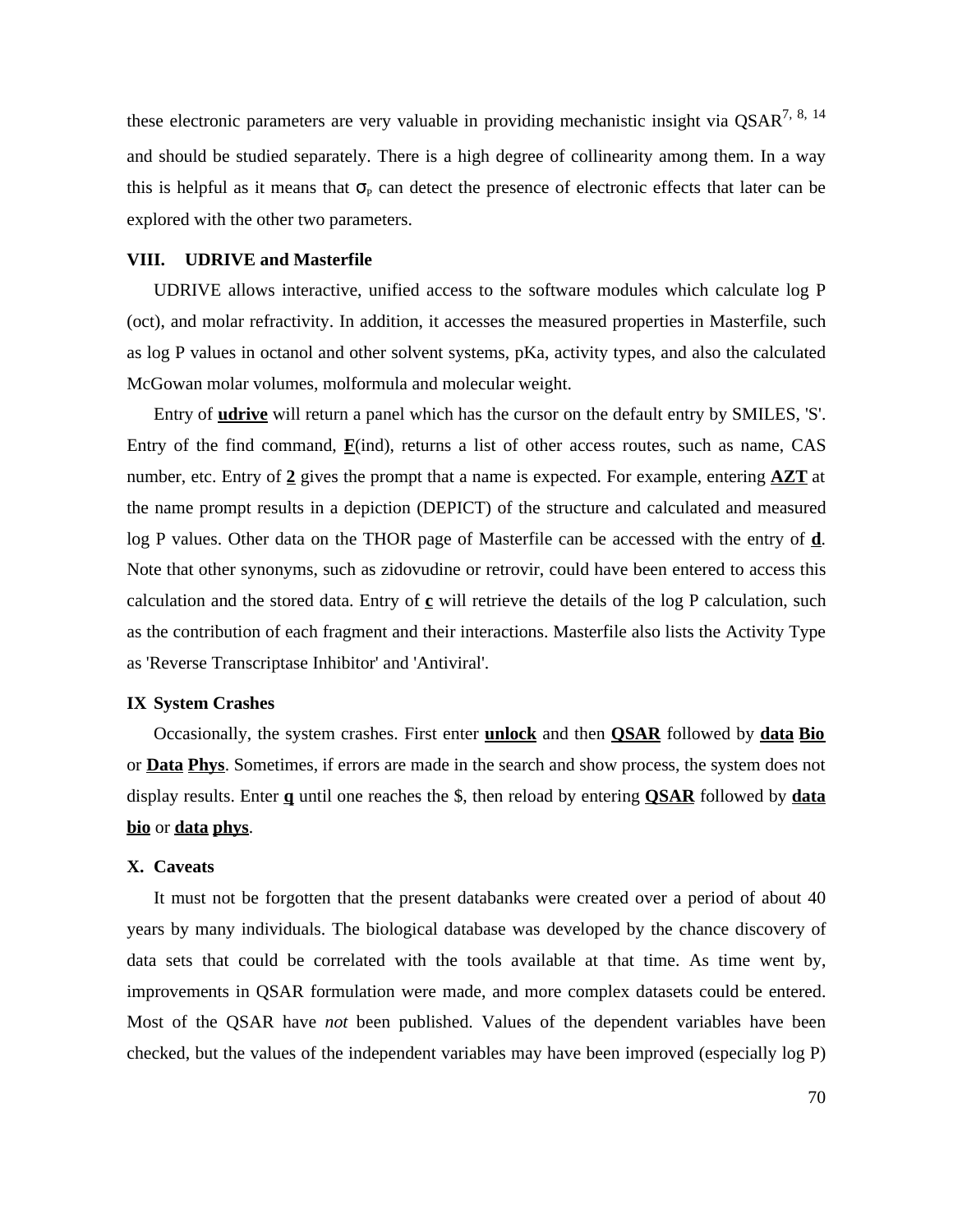these electronic parameters are very valuable in providing mechanistic insight via QSAR[7, 8, 14] and should be studied separately. There is a high degree of collinearity among them. In a way this is helpful as it means that $\sigma_P$ can detect the presence of electronic effects that later can be explored with the other two parameters.

## VIII. UDRIVE and Masterfile

UDRIVE allows interactive, unified access to the software modules which calculate log P (oct), and molar refractivity. In addition, it accesses the measured properties in Masterfile, such as log P values in octanol and other solvent systems, pKa, activity types, and also the calculated McGowan molar volumes, molformula and molecular weight.

Entry of **udrive** will return a panel which has the cursor on the default entry by SMILES, 'S'. Entry of the find command, **F**(ind), returns a list of other access routes, such as name, CAS number, etc. Entry of **2** gives the prompt that a name is expected. For example, entering **AZT** at the name prompt results in a depiction (DEPICT) of the structure and calculated and measured log P values. Other data on the THOR page of Masterfile can be accessed with the entry of **d**. Note that other synonyms, such as zidovudine or retrovir, could have been entered to access this calculation and the stored data. Entry of **c** will retrieve the details of the log P calculation, such as the contribution of each fragment and their interactions. Masterfile also lists the Activity Type as 'Reverse Transcriptase Inhibitor' and 'Antiviral'.

## IX System Crashes

Occasionally, the system crashes. First enter **unlock** and then **QSAR** followed by **data** **Bio** or **Data** **Phys**. Sometimes, if errors are made in the search and show process, the system does not display results. Enter **q** until one reaches the $, then reload by entering **QSAR** followed by **data** **bio** or **data** **phys**.

## X. Caveats

It must not be forgotten that the present databanks were created over a period of about 40 years by many individuals. The biological database was developed by the chance discovery of data sets that could be correlated with the tools available at that time. As time went by, improvements in QSAR formulation were made, and more complex datasets could be entered. Most of the QSAR have *not* been published. Values of the dependent variables have been checked, but the values of the independent variables may have been improved (especially log P)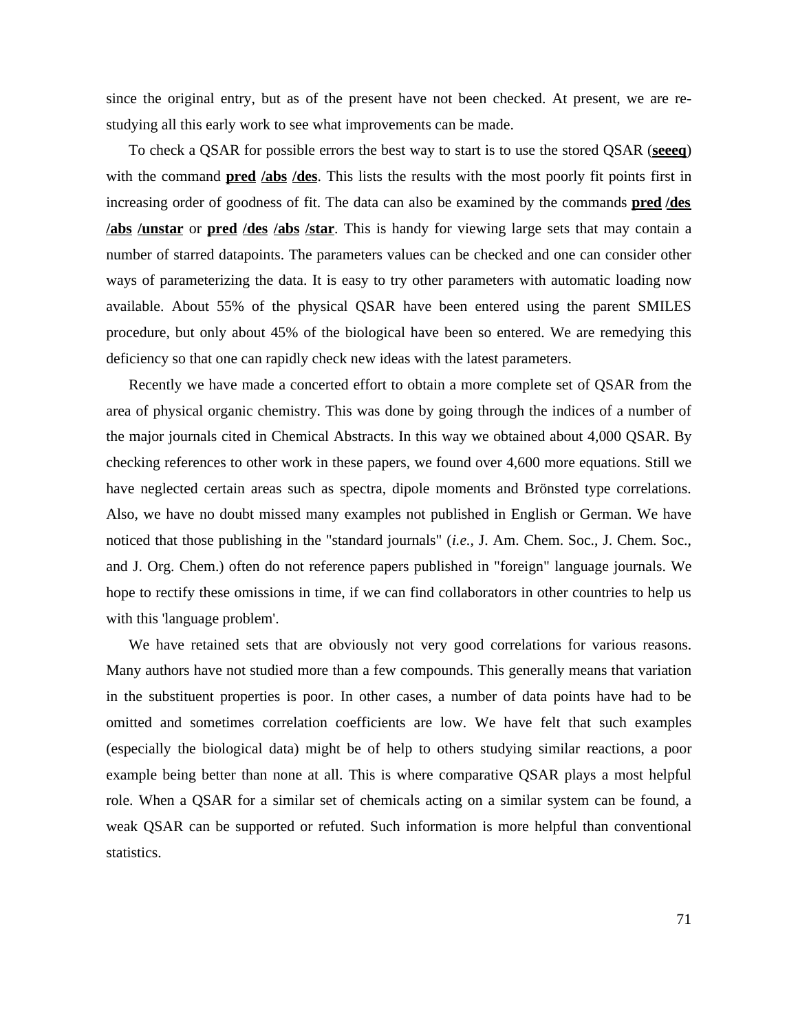since the original entry, but as of the present have not been checked. At present, we are re-studying all this early work to see what improvements can be made.

To check a QSAR for possible errors the best way to start is to use the stored QSAR (**seeeq**) with the command **pred** **/abs** **/des**. This lists the results with the most poorly fit points first in increasing order of goodness of fit. The data can also be examined by the commands **pred** **/des** **/abs** **/unstar** or **pred** **/des** **/abs** **/star**. This is handy for viewing large sets that may contain a number of starred datapoints. The parameters values can be checked and one can consider other ways of parameterizing the data. It is easy to try other parameters with automatic loading now available. About 55% of the physical QSAR have been entered using the parent SMILES procedure, but only about 45% of the biological have been so entered. We are remedying this deficiency so that one can rapidly check new ideas with the latest parameters.

Recently we have made a concerted effort to obtain a more complete set of QSAR from the area of physical organic chemistry. This was done by going through the indices of a number of the major journals cited in Chemical Abstracts. In this way we obtained about 4,000 QSAR. By checking references to other work in these papers, we found over 4,600 more equations. Still we have neglected certain areas such as spectra, dipole moments and Brönsted type correlations. Also, we have no doubt missed many examples not published in English or German. We have noticed that those publishing in the "standard journals" (*i.e.,* J. Am. Chem. Soc., J. Chem. Soc., and J. Org. Chem.) often do not reference papers published in "foreign" language journals. We hope to rectify these omissions in time, if we can find collaborators in other countries to help us with this 'language problem'.

We have retained sets that are obviously not very good correlations for various reasons. Many authors have not studied more than a few compounds. This generally means that variation in the substituent properties is poor. In other cases, a number of data points have had to be omitted and sometimes correlation coefficients are low. We have felt that such examples (especially the biological data) might be of help to others studying similar reactions, a poor example being better than none at all. This is where comparative QSAR plays a most helpful role. When a QSAR for a similar set of chemicals acting on a similar system can be found, a weak QSAR can be supported or refuted. Such information is more helpful than conventional statistics.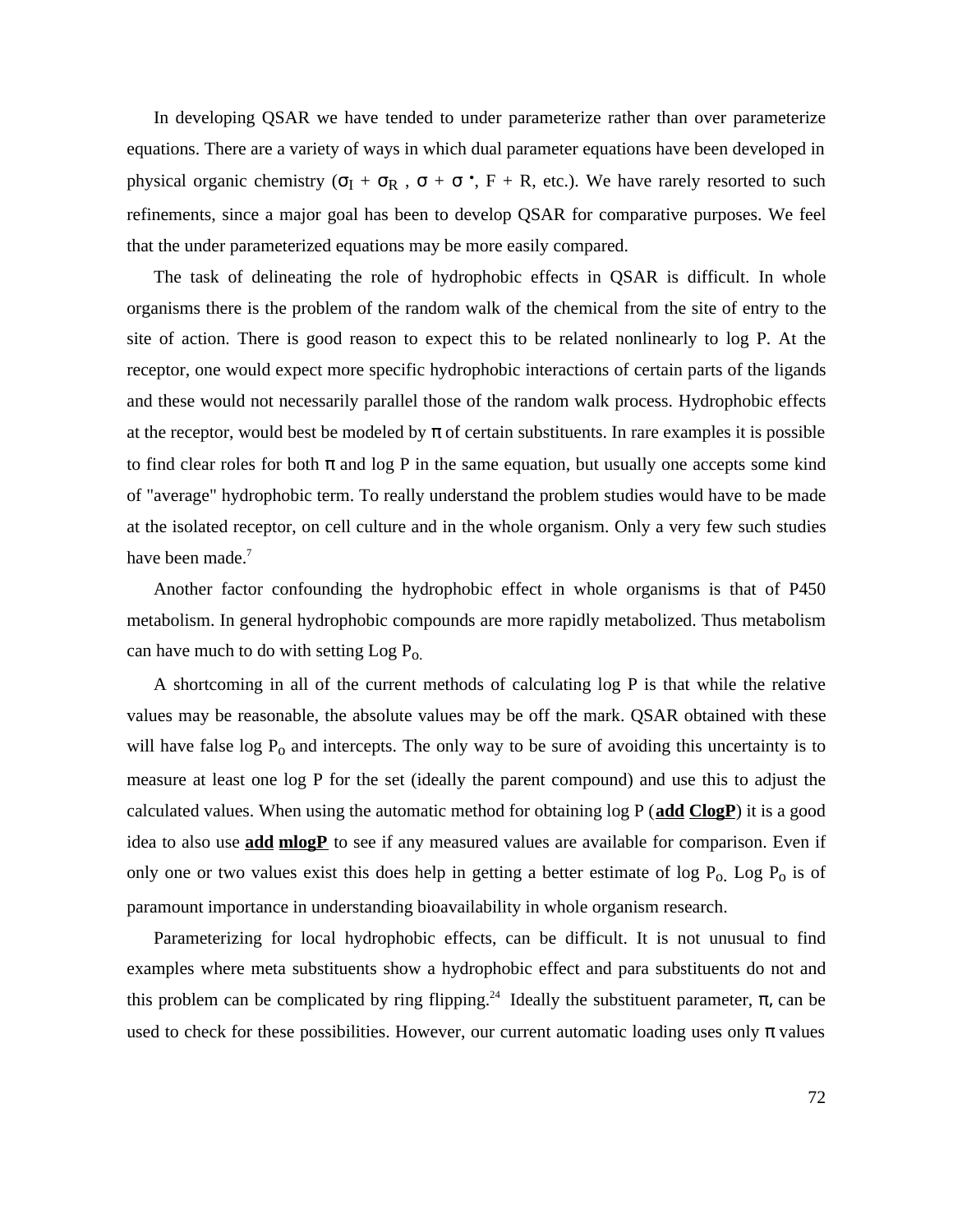In developing QSAR we have tended to under parameterize rather than over parameterize equations. There are a variety of ways in which dual parameter equations have been developed in physical organic chemistry ($\sigma_I$ + $\sigma_R$ , $\sigma$ + $\sigma^{\bullet}$, F + R, etc.). We have rarely resorted to such refinements, since a major goal has been to develop QSAR for comparative purposes. We feel that the under parameterized equations may be more easily compared.

The task of delineating the role of hydrophobic effects in QSAR is difficult. In whole organisms there is the problem of the random walk of the chemical from the site of entry to the site of action. There is good reason to expect this to be related nonlinearly to log P. At the receptor, one would expect more specific hydrophobic interactions of certain parts of the ligands and these would not necessarily parallel those of the random walk process. Hydrophobic effects at the receptor, would best be modeled by $\pi$ of certain substituents. In rare examples it is possible to find clear roles for both $\pi$ and log P in the same equation, but usually one accepts some kind of "average" hydrophobic term. To really understand the problem studies would have to be made at the isolated receptor, on cell culture and in the whole organism. Only a very few such studies have been made.[7]

Another factor confounding the hydrophobic effect in whole organisms is that of P450 metabolism. In general hydrophobic compounds are more rapidly metabolized. Thus metabolism can have much to do with setting Log $P_o$.

A shortcoming in all of the current methods of calculating log P is that while the relative values may be reasonable, the absolute values may be off the mark. QSAR obtained with these will have false log $P_o$ and intercepts. The only way to be sure of avoiding this uncertainty is to measure at least one log P for the set (ideally the parent compound) and use this to adjust the calculated values. When using the automatic method for obtaining log P (**add ClogP**) it is a good idea to also use **add mlogP** to see if any measured values are available for comparison. Even if only one or two values exist this does help in getting a better estimate of log $P_o$. Log $P_o$ is of paramount importance in understanding bioavailability in whole organism research.

Parameterizing for local hydrophobic effects, can be difficult. It is not unusual to find examples where meta substituents show a hydrophobic effect and para substituents do not and this problem can be complicated by ring flipping.[24] Ideally the substituent parameter, $\pi$, can be used to check for these possibilities. However, our current automatic loading uses only $\pi$ values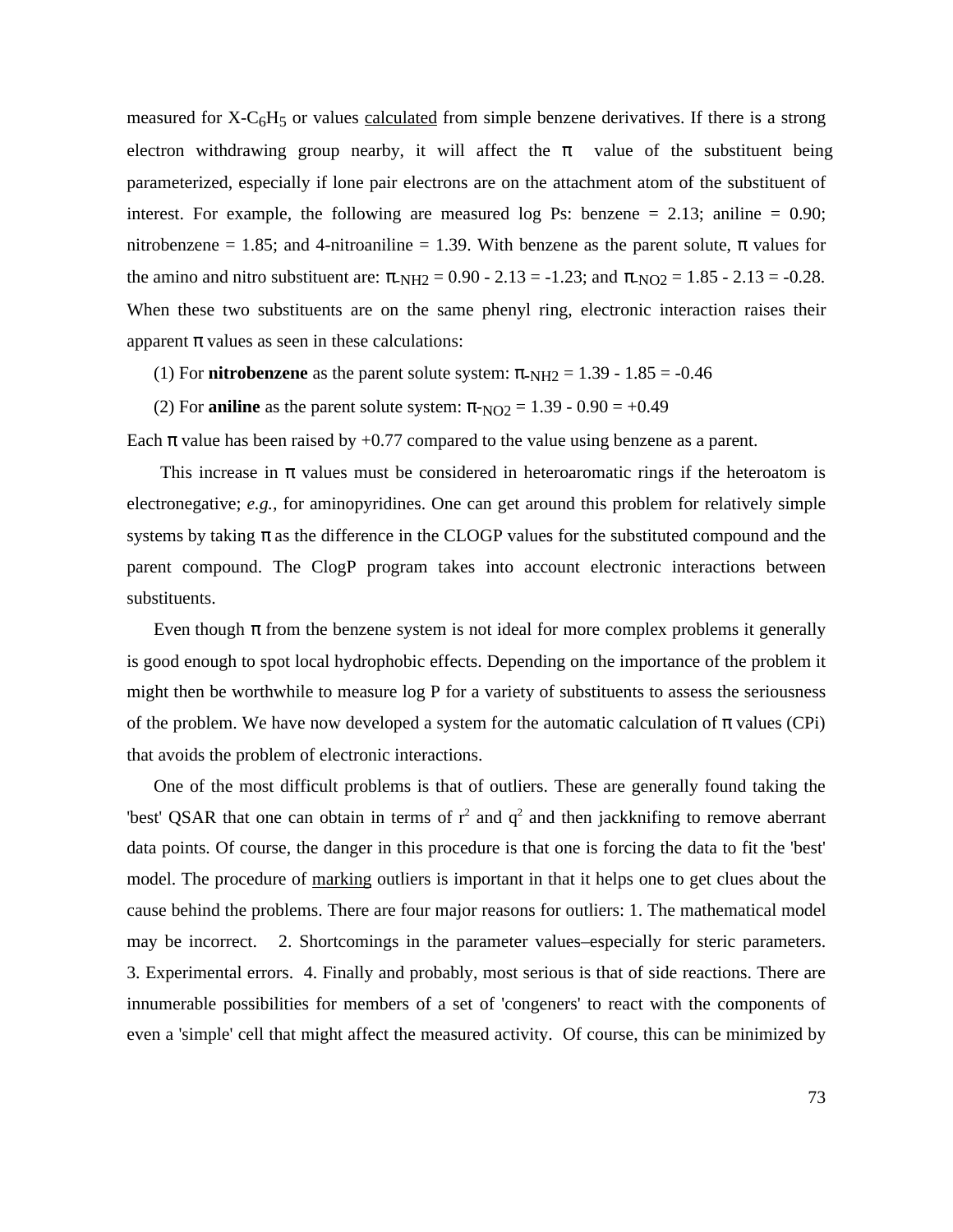measured for $X\text{-}C_6H_5$ or values calculated from simple benzene derivatives. If there is a strong electron withdrawing group nearby, it will affect the $\pi$ value of the substituent being parameterized, especially if lone pair electrons are on the attachment atom of the substituent of interest. For example, the following are measured log Ps: benzene = 2.13; aniline = 0.90; nitrobenzene = 1.85; and 4-nitroaniline = 1.39. With benzene as the parent solute, $\pi$ values for the amino and nitro substituent are: $\pi_{\text{-NH2}} = 0.90 - 2.13 = -1.23$; and $\pi_{\text{-NO2}} = 1.85 - 2.13 = -0.28$. When these two substituents are on the same phenyl ring, electronic interaction raises their apparent $\pi$ values as seen in these calculations:

(1) For **nitrobenzene** as the parent solute system: $\pi_{\text{-NH2}} = 1.39 - 1.85 = -0.46$

(2) For **aniline** as the parent solute system: $\pi_{\text{-NO2}} = 1.39 - 0.90 = +0.49$

Each $\pi$ value has been raised by +0.77 compared to the value using benzene as a parent.

This increase in $\pi$ values must be considered in heteroaromatic rings if the heteroatom is electronegative; *e.g.*, for aminopyridines. One can get around this problem for relatively simple systems by taking $\pi$ as the difference in the CLOGP values for the substituted compound and the parent compound. The ClogP program takes into account electronic interactions between substituents.

Even though $\pi$ from the benzene system is not ideal for more complex problems it generally is good enough to spot local hydrophobic effects. Depending on the importance of the problem it might then be worthwhile to measure log P for a variety of substituents to assess the seriousness of the problem. We have now developed a system for the automatic calculation of $\pi$ values (CPi) that avoids the problem of electronic interactions.

One of the most difficult problems is that of outliers. These are generally found taking the 'best' QSAR that one can obtain in terms of $r^2$ and $q^2$ and then jackknifing to remove aberrant data points. Of course, the danger in this procedure is that one is forcing the data to fit the 'best' model. The procedure of marking outliers is important in that it helps one to get clues about the cause behind the problems. There are four major reasons for outliers: 1. The mathematical model may be incorrect. 2. Shortcomings in the parameter values–especially for steric parameters. 3. Experimental errors. 4. Finally and probably, most serious is that of side reactions. There are innumerable possibilities for members of a set of 'congeners' to react with the components of even a 'simple' cell that might affect the measured activity. Of course, this can be minimized by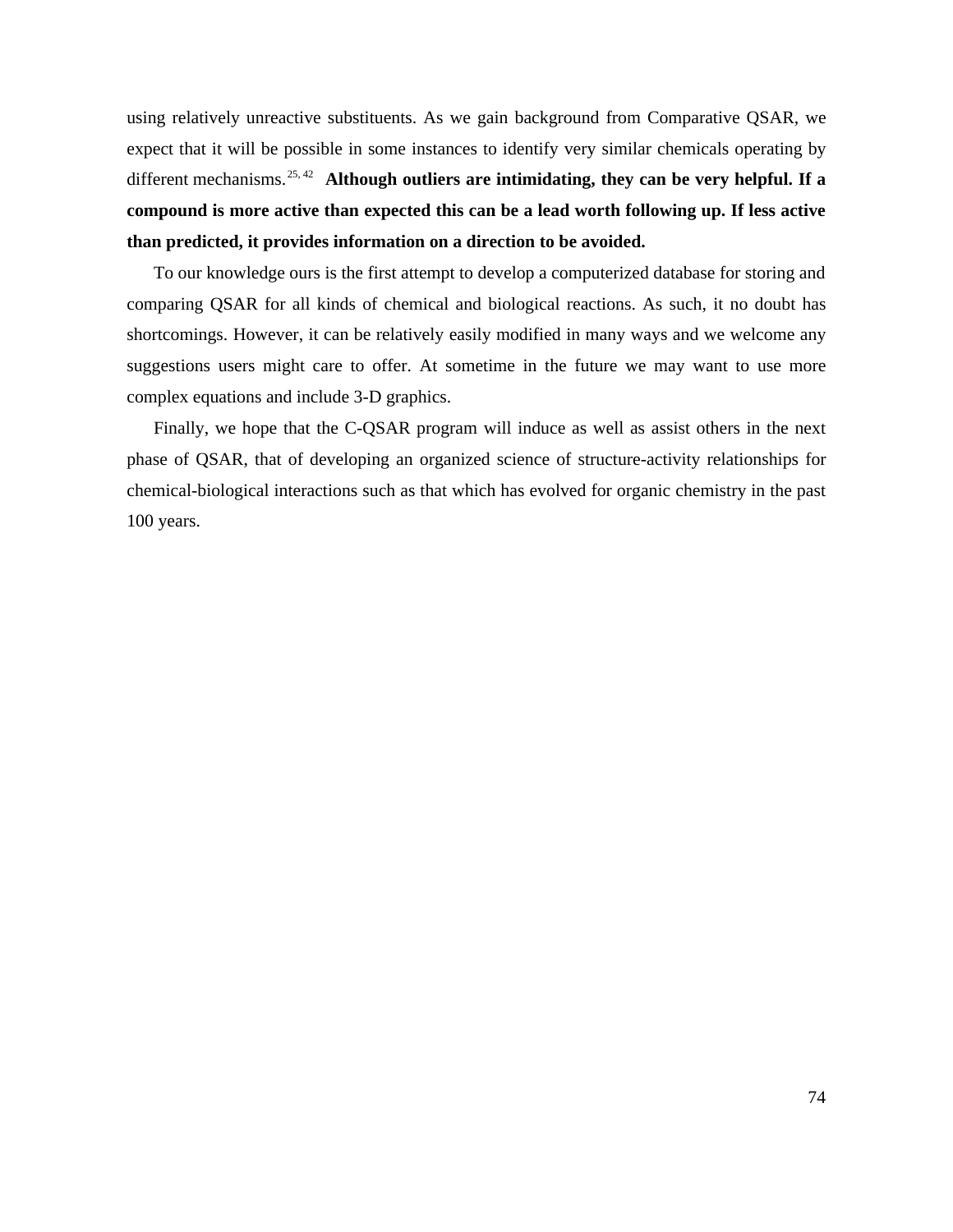using relatively unreactive substituents. As we gain background from Comparative QSAR, we expect that it will be possible in some instances to identify very similar chemicals operating by different mechanisms.[25, 42] **Although outliers are intimidating, they can be very helpful. If a compound is more active than expected this can be a lead worth following up. If less active than predicted, it provides information on a direction to be avoided.**

To our knowledge ours is the first attempt to develop a computerized database for storing and comparing QSAR for all kinds of chemical and biological reactions. As such, it no doubt has shortcomings. However, it can be relatively easily modified in many ways and we welcome any suggestions users might care to offer. At sometime in the future we may want to use more complex equations and include 3-D graphics.

Finally, we hope that the C-QSAR program will induce as well as assist others in the next phase of QSAR, that of developing an organized science of structure-activity relationships for chemical-biological interactions such as that which has evolved for organic chemistry in the past 100 years.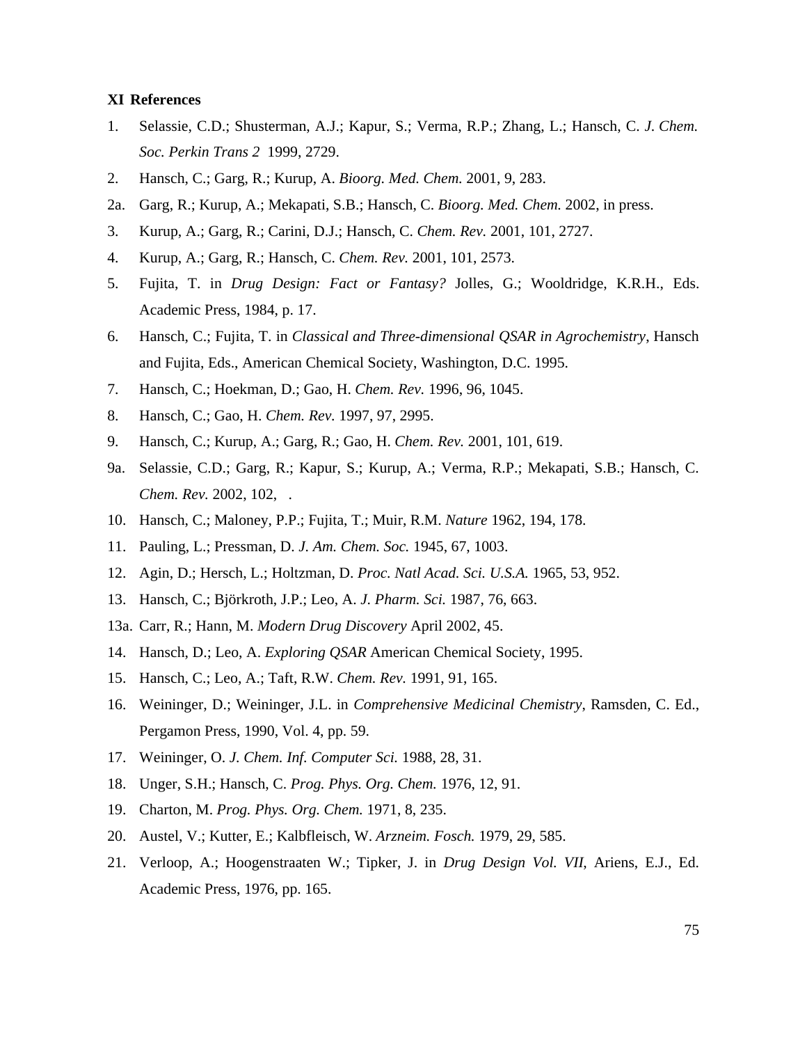## XI References

1. Selassie, C.D.; Shusterman, A.J.; Kapur, S.; Verma, R.P.; Zhang, L.; Hansch, C. *J. Chem. Soc. Perkin Trans 2* 1999, 2729.
2. Hansch, C.; Garg, R.; Kurup, A. *Bioorg. Med. Chem.* 2001, 9, 283.

2a. Garg, R.; Kurup, A.; Mekapati, S.B.; Hansch, C. *Bioorg. Med. Chem.* 2002, in press.

3. Kurup, A.; Garg, R.; Carini, D.J.; Hansch, C. *Chem. Rev.* 2001, 101, 2727.
4. Kurup, A.; Garg, R.; Hansch, C. *Chem. Rev.* 2001, 101, 2573.
5. Fujita, T. in *Drug Design: Fact or Fantasy?* Jolles, G.; Wooldridge, K.R.H., Eds. Academic Press, 1984, p. 17.
6. Hansch, C.; Fujita, T. in *Classical and Three-dimensional QSAR in Agrochemistry*, Hansch and Fujita, Eds., American Chemical Society, Washington, D.C. 1995.
7. Hansch, C.; Hoekman, D.; Gao, H. *Chem. Rev.* 1996, 96, 1045.
8. Hansch, C.; Gao, H. *Chem. Rev.* 1997, 97, 2995.
9. Hansch, C.; Kurup, A.; Garg, R.; Gao, H. *Chem. Rev.* 2001, 101, 619.

9a. Selassie, C.D.; Garg, R.; Kapur, S.; Kurup, A.; Verma, R.P.; Mekapati, S.B.; Hansch, C. *Chem. Rev.* 2002, 102, .

10. Hansch, C.; Maloney, P.P.; Fujita, T.; Muir, R.M. *Nature* 1962, 194, 178.
11. Pauling, L.; Pressman, D. *J. Am. Chem. Soc.* 1945, 67, 1003.
12. Agin, D.; Hersch, L.; Holtzman, D. *Proc. Natl Acad. Sci. U.S.A.* 1965, 53, 952.
13. Hansch, C.; Björkroth, J.P.; Leo, A. *J. Pharm. Sci.* 1987, 76, 663.

13a. Carr, R.; Hann, M. *Modern Drug Discovery* April 2002, 45.

14. Hansch, D.; Leo, A. *Exploring QSAR* American Chemical Society, 1995.
15. Hansch, C.; Leo, A.; Taft, R.W. *Chem. Rev.* 1991, 91, 165.
16. Weininger, D.; Weininger, J.L. in *Comprehensive Medicinal Chemistry*, Ramsden, C. Ed., Pergamon Press, 1990, Vol. 4, pp. 59.
17. Weininger, O. *J. Chem. Inf. Computer Sci.* 1988, 28, 31.
18. Unger, S.H.; Hansch, C. *Prog. Phys. Org. Chem.* 1976, 12, 91.
19. Charton, M. *Prog. Phys. Org. Chem.* 1971, 8, 235.
20. Austel, V.; Kutter, E.; Kalbfleisch, W. *Arzneim. Fosch.* 1979, 29, 585.
21. Verloop, A.; Hoogenstraaten W.; Tipker, J. in *Drug Design Vol. VII*, Ariens, E.J., Ed. Academic Press, 1976, pp. 165.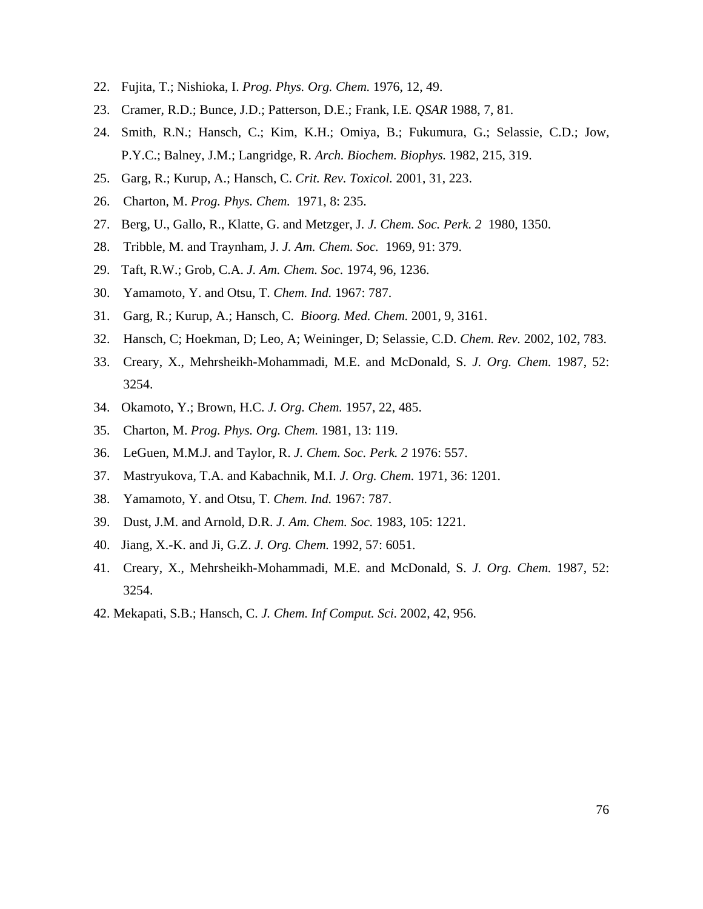22. Fujita, T.; Nishioka, I. *Prog. Phys. Org. Chem.* 1976, 12, 49.
23. Cramer, R.D.; Bunce, J.D.; Patterson, D.E.; Frank, I.E. *QSAR* 1988, 7, 81.
24. Smith, R.N.; Hansch, C.; Kim, K.H.; Omiya, B.; Fukumura, G.; Selassie, C.D.; Jow, P.Y.C.; Balney, J.M.; Langridge, R. *Arch. Biochem. Biophys.* 1982, 215, 319.
25. Garg, R.; Kurup, A.; Hansch, C. *Crit. Rev. Toxicol.* 2001, 31, 223.
26. Charton, M. *Prog. Phys. Chem.* 1971, 8: 235.
27. Berg, U., Gallo, R., Klatte, G. and Metzger, J. *J. Chem. Soc. Perk. 2* 1980, 1350.
28. Tribble, M. and Traynham, J. *J. Am. Chem. Soc.* 1969, 91: 379.
29. Taft, R.W.; Grob, C.A. *J. Am. Chem. Soc.* 1974, 96, 1236.
30. Yamamoto, Y. and Otsu, T. *Chem. Ind.* 1967: 787.
31. Garg, R.; Kurup, A.; Hansch, C. *Bioorg. Med. Chem.* 2001, 9, 3161.
32. Hansch, C; Hoekman, D; Leo, A; Weininger, D; Selassie, C.D. *Chem. Rev.* 2002, 102, 783.
33. Creary, X., Mehrsheikh-Mohammadi, M.E. and McDonald, S. *J. Org. Chem.* 1987, 52: 3254.
34. Okamoto, Y.; Brown, H.C. *J. Org. Chem.* 1957, 22, 485.
35. Charton, M. *Prog. Phys. Org. Chem.* 1981, 13: 119.
36. LeGuen, M.M.J. and Taylor, R. *J. Chem. Soc. Perk. 2* 1976: 557.
37. Mastryukova, T.A. and Kabachnik, M.I. *J. Org. Chem.* 1971, 36: 1201.
38. Yamamoto, Y. and Otsu, T. *Chem. Ind.* 1967: 787.
39. Dust, J.M. and Arnold, D.R. *J. Am. Chem. Soc.* 1983, 105: 1221.
40. Jiang, X.-K. and Ji, G.Z. *J. Org. Chem.* 1992, 57: 6051.
41. Creary, X., Mehrsheikh-Mohammadi, M.E. and McDonald, S. *J. Org. Chem.* 1987, 52: 3254.
42. Mekapati, S.B.; Hansch, C. *J. Chem. Inf Comput. Sci.* 2002, 42, 956.